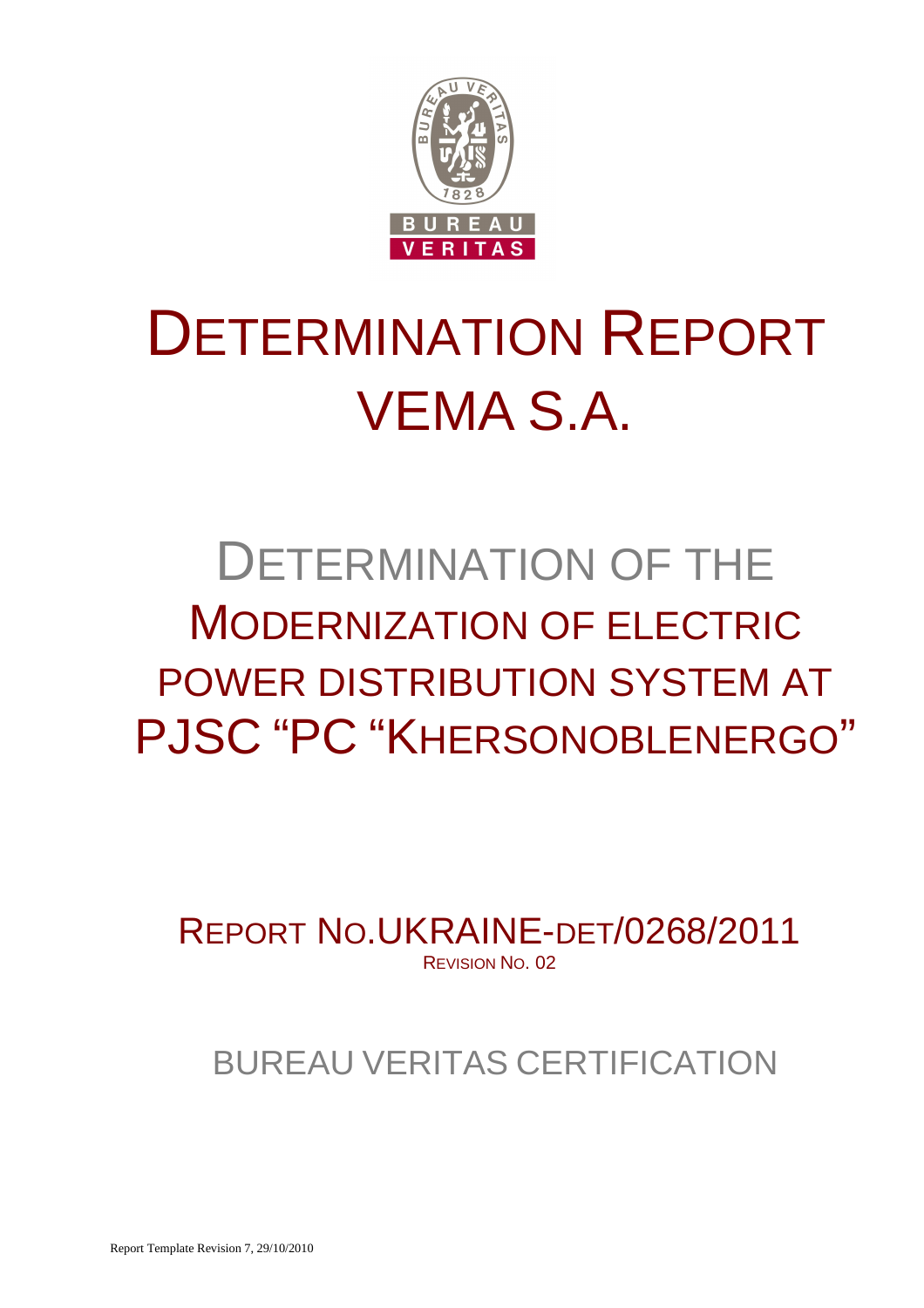# DETERMINATION REPORT VEMA S.A.

## DETERMINATION OF THE MODERNIZATION OF ELECTRIC POWER DISTRIBUTION SYSTEM AT PJSC "PC "KHERSONOBLENERGO"

REPORT NO.UKRAINE-DET/0268/2011

REVISION NO. 02

BUREAU VERITAS CERTIFICATION

Report Template Revision 7, 29/10/2010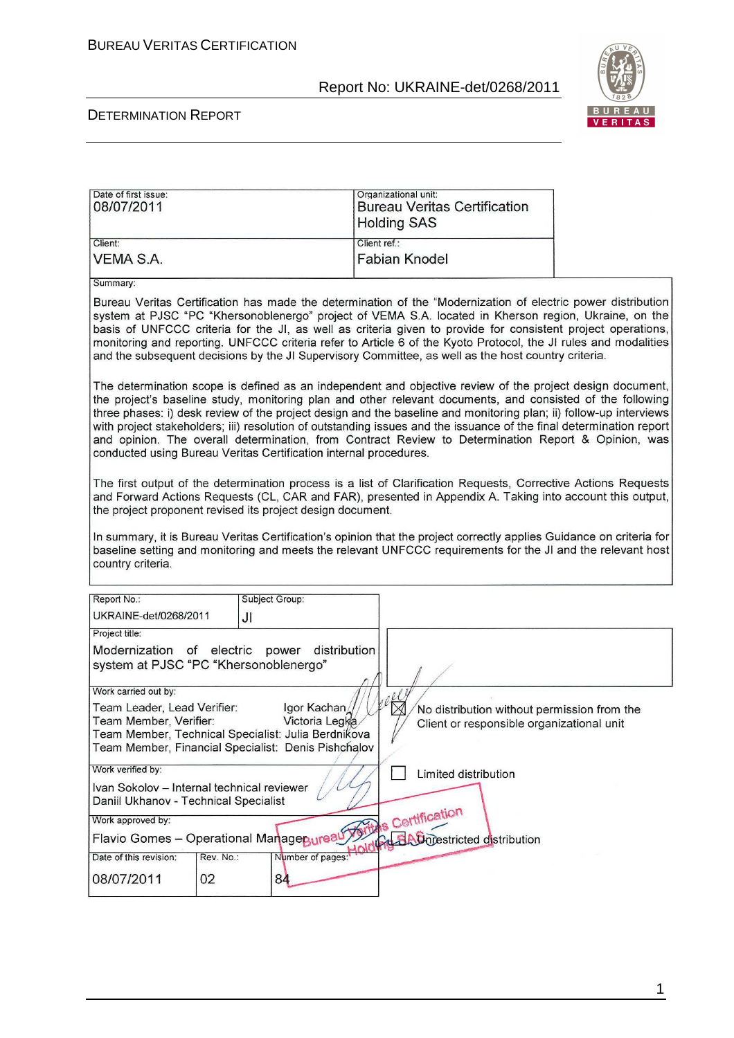| Date of first issue: | Organizational unit: |
|---|---|
| 08/07/2011 | Bureau Veritas Certification Holding SAS |
| Client: | Client ref.: |
| VEMA S.A. | Fabian Knodel |

Summary:

Bureau Veritas Certification has made the determination of the "Modernization of electric power distribution system at PJSC "PC "Khersonoblenergo" project of VEMA S.A. located in Kherson region, Ukraine, on the basis of UNFCCC criteria for the JI, as well as criteria given to provide for consistent project operations, monitoring and reporting. UNFCCC criteria refer to Article 6 of the Kyoto Protocol, the JI rules and modalities and the subsequent decisions by the JI Supervisory Committee, as well as the host country criteria.

The determination scope is defined as an independent and objective review of the project design document, the project's baseline study, monitoring plan and other relevant documents, and consisted of the following three phases: i) desk review of the project design and the baseline and monitoring plan; ii) follow-up interviews with project stakeholders; iii) resolution of outstanding issues and the issuance of the final determination report and opinion. The overall determination, from Contract Review to Determination Report & Opinion, was conducted using Bureau Veritas Certification internal procedures.

The first output of the determination process is a list of Clarification Requests, Corrective Actions Requests and Forward Actions Requests (CL, CAR and FAR), presented in Appendix A. Taking into account this output, the project proponent revised its project design document.

In summary, it is Bureau Veritas Certification's opinion that the project correctly applies Guidance on criteria for baseline setting and monitoring and meets the relevant UNFCCC requirements for the JI and the relevant host country criteria.

| Report No.: | Subject Group: |
|---|---|
| UKRAINE-det/0268/2011 | JI |

Project title:
Modernization of electric power distribution system at PJSC "PC "Khersonoblenergo"

Work carried out by:
Team Leader, Lead Verifier: Igor Kachan
Team Member, Verifier: Victoria Legka
Team Member, Technical Specialist: Julia Berdnikova
Team Member, Financial Specialist: Denis Pishchalov

☒ No distribution without permission from the Client or responsible organizational unit

Work verified by:
Ivan Sokolov – Internal technical reviewer
Daniil Ukhanov - Technical Specialist

☐ Limited distribution

Work approved by:
Flavio Gomes – Operational Manager

☐ Unrestricted distribution

| Date of this revision: | Rev. No.: | Number of pages: |
|---|---|---|
| 08/07/2011 | 02 | 84 |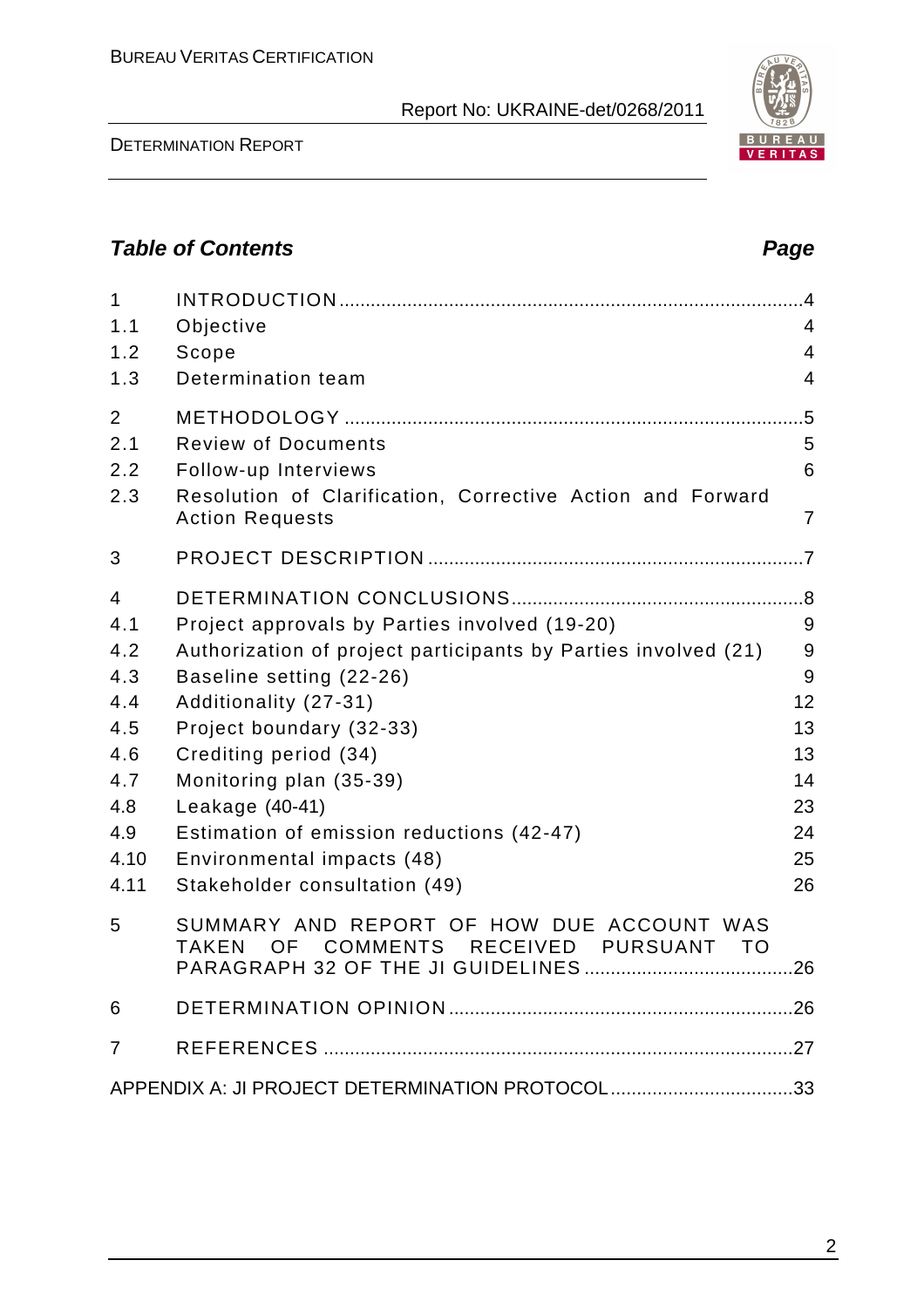## Table of Contents

| | | Page |
|---|---|---|
| 1 | INTRODUCTION | 4 |
| 1.1 | Objective | 4 |
| 1.2 | Scope | 4 |
| 1.3 | Determination team | 4 |
| 2 | METHODOLOGY | 5 |
| 2.1 | Review of Documents | 5 |
| 2.2 | Follow-up Interviews | 6 |
| 2.3 | Resolution of Clarification, Corrective Action and Forward Action Requests | 7 |
| 3 | PROJECT DESCRIPTION | 7 |
| 4 | DETERMINATION CONCLUSIONS | 8 |
| 4.1 | Project approvals by Parties involved (19-20) | 9 |
| 4.2 | Authorization of project participants by Parties involved (21) | 9 |
| 4.3 | Baseline setting (22-26) | 9 |
| 4.4 | Additionality (27-31) | 12 |
| 4.5 | Project boundary (32-33) | 13 |
| 4.6 | Crediting period (34) | 13 |
| 4.7 | Monitoring plan (35-39) | 14 |
| 4.8 | Leakage (40-41) | 23 |
| 4.9 | Estimation of emission reductions (42-47) | 24 |
| 4.10 | Environmental impacts (48) | 25 |
| 4.11 | Stakeholder consultation (49) | 26 |
| 5 | SUMMARY AND REPORT OF HOW DUE ACCOUNT WAS TAKEN OF COMMENTS RECEIVED PURSUANT TO PARAGRAPH 32 OF THE JI GUIDELINES | 26 |
| 6 | DETERMINATION OPINION | 26 |
| 7 | REFERENCES | 27 |
| | APPENDIX A: JI PROJECT DETERMINATION PROTOCOL | 33 |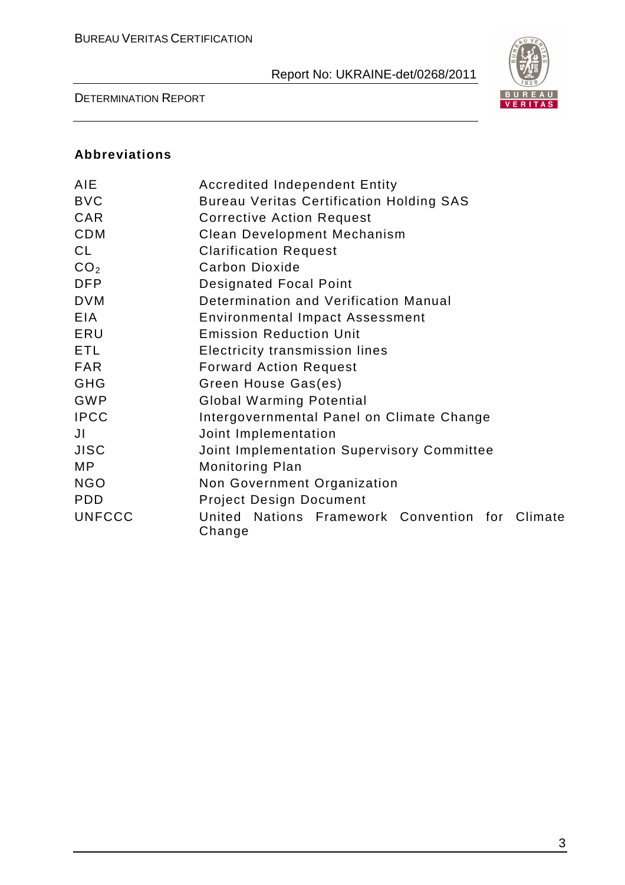## Abbreviations

| | |
|---|---|
| AIE | Accredited Independent Entity |
| BVC | Bureau Veritas Certification Holding SAS |
| CAR | Corrective Action Request |
| CDM | Clean Development Mechanism |
| CL | Clarification Request |
| $CO_2$ | Carbon Dioxide |
| DFP | Designated Focal Point |
| DVM | Determination and Verification Manual |
| EIA | Environmental Impact Assessment |
| ERU | Emission Reduction Unit |
| ETL | Electricity transmission lines |
| FAR | Forward Action Request |
| GHG | Green House Gas(es) |
| GWP | Global Warming Potential |
| IPCC | Intergovernmental Panel on Climate Change |
| JI | Joint Implementation |
| JISC | Joint Implementation Supervisory Committee |
| MP | Monitoring Plan |
| NGO | Non Government Organization |
| PDD | Project Design Document |
| UNFCCC | United Nations Framework Convention for Climate Change |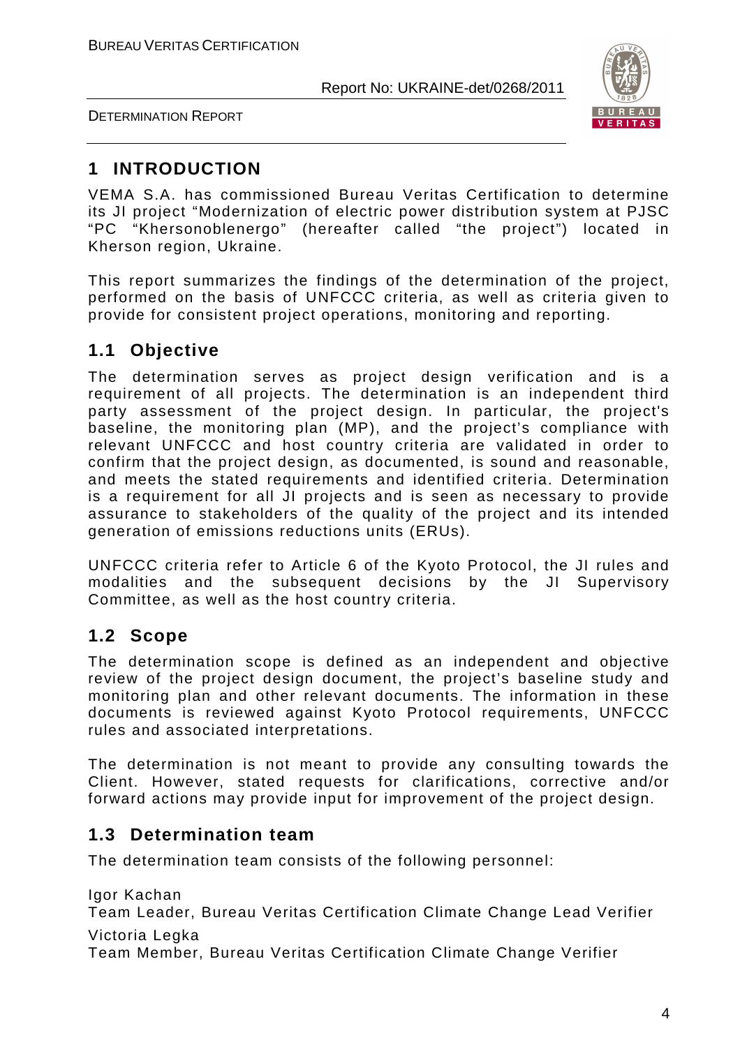# 1 INTRODUCTION

VEMA S.A. has commissioned Bureau Veritas Certification to determine its JI project "Modernization of electric power distribution system at PJSC "PC "Khersonoblenergo" (hereafter called "the project") located in Kherson region, Ukraine.

This report summarizes the findings of the determination of the project, performed on the basis of UNFCCC criteria, as well as criteria given to provide for consistent project operations, monitoring and reporting.

## 1.1 Objective

The determination serves as project design verification and is a requirement of all projects. The determination is an independent third party assessment of the project design. In particular, the project's baseline, the monitoring plan (MP), and the project's compliance with relevant UNFCCC and host country criteria are validated in order to confirm that the project design, as documented, is sound and reasonable, and meets the stated requirements and identified criteria. Determination is a requirement for all JI projects and is seen as necessary to provide assurance to stakeholders of the quality of the project and its intended generation of emissions reductions units (ERUs).

UNFCCC criteria refer to Article 6 of the Kyoto Protocol, the JI rules and modalities and the subsequent decisions by the JI Supervisory Committee, as well as the host country criteria.

## 1.2 Scope

The determination scope is defined as an independent and objective review of the project design document, the project's baseline study and monitoring plan and other relevant documents. The information in these documents is reviewed against Kyoto Protocol requirements, UNFCCC rules and associated interpretations.

The determination is not meant to provide any consulting towards the Client. However, stated requests for clarifications, corrective and/or forward actions may provide input for improvement of the project design.

## 1.3 Determination team

The determination team consists of the following personnel:

Igor Kachan
Team Leader, Bureau Veritas Certification Climate Change Lead Verifier

Victoria Legka
Team Member, Bureau Veritas Certification Climate Change Verifier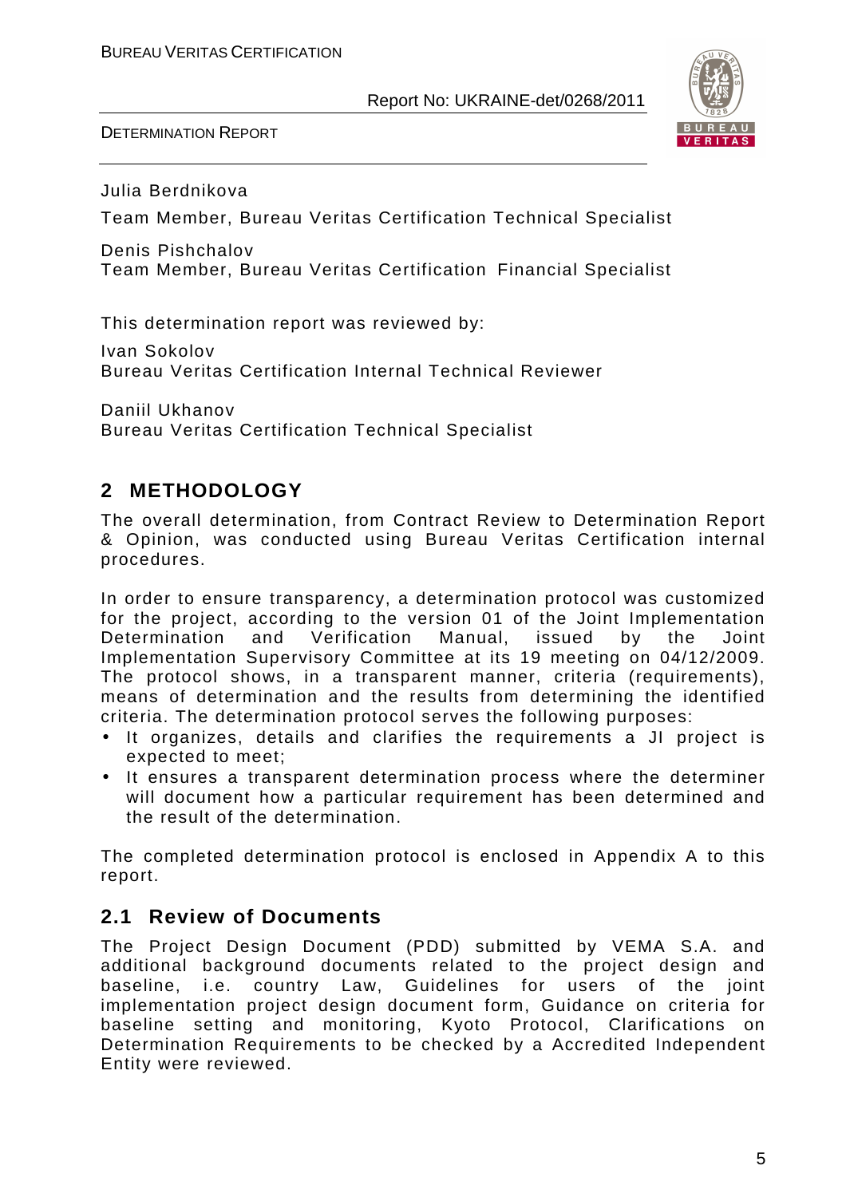Julia Berdnikova

Team Member, Bureau Veritas Certification Technical Specialist

Denis Pishchalov
Team Member, Bureau Veritas Certification Financial Specialist

This determination report was reviewed by:

Ivan Sokolov
Bureau Veritas Certification Internal Technical Reviewer

Daniil Ukhanov
Bureau Veritas Certification Technical Specialist

## 2 METHODOLOGY

The overall determination, from Contract Review to Determination Report & Opinion, was conducted using Bureau Veritas Certification internal procedures.

In order to ensure transparency, a determination protocol was customized for the project, according to the version 01 of the Joint Implementation Determination and Verification Manual, issued by the Joint Implementation Supervisory Committee at its 19 meeting on 04/12/2009. The protocol shows, in a transparent manner, criteria (requirements), means of determination and the results from determining the identified criteria. The determination protocol serves the following purposes:

- It organizes, details and clarifies the requirements a JI project is expected to meet;
- It ensures a transparent determination process where the determiner will document how a particular requirement has been determined and the result of the determination.

The completed determination protocol is enclosed in Appendix A to this report.

### 2.1 Review of Documents

The Project Design Document (PDD) submitted by VEMA S.A. and additional background documents related to the project design and baseline, i.e. country Law, Guidelines for users of the joint implementation project design document form, Guidance on criteria for baseline setting and monitoring, Kyoto Protocol, Clarifications on Determination Requirements to be checked by a Accredited Independent Entity were reviewed.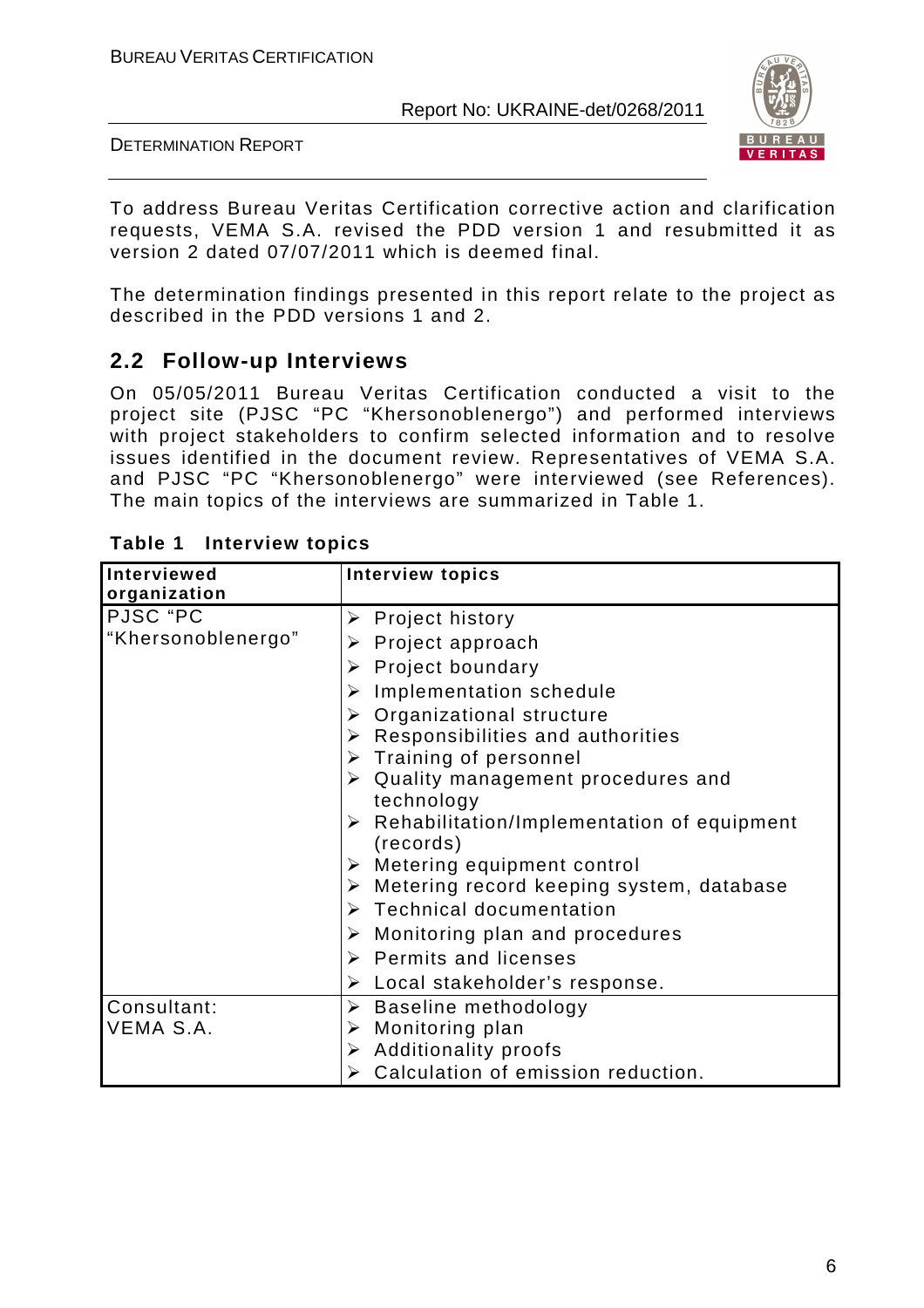To address Bureau Veritas Certification corrective action and clarification requests, VEMA S.A. revised the PDD version 1 and resubmitted it as version 2 dated 07/07/2011 which is deemed final.

The determination findings presented in this report relate to the project as described in the PDD versions 1 and 2.

## 2.2 Follow-up Interviews

On 05/05/2011 Bureau Veritas Certification conducted a visit to the project site (PJSC "PC "Khersonoblenergo") and performed interviews with project stakeholders to confirm selected information and to resolve issues identified in the document review. Representatives of VEMA S.A. and PJSC "PC "Khersonoblenergo" were interviewed (see References). The main topics of the interviews are summarized in Table 1.

**Table 1 Interview topics**

| Interviewed organization | Interview topics |
|---|---|
| PJSC "PC "Khersonoblenergo" | ➢ Project history<br>➢ Project approach<br>➢ Project boundary<br>➢ Implementation schedule<br>➢ Organizational structure<br>➢ Responsibilities and authorities<br>➢ Training of personnel<br>➢ Quality management procedures and technology<br>➢ Rehabilitation/Implementation of equipment (records)<br>➢ Metering equipment control<br>➢ Metering record keeping system, database<br>➢ Technical documentation<br>➢ Monitoring plan and procedures<br>➢ Permits and licenses<br>➢ Local stakeholder's response. |
| Consultant: VEMA S.A. | ➢ Baseline methodology<br>➢ Monitoring plan<br>➢ Additionality proofs<br>➢ Calculation of emission reduction. |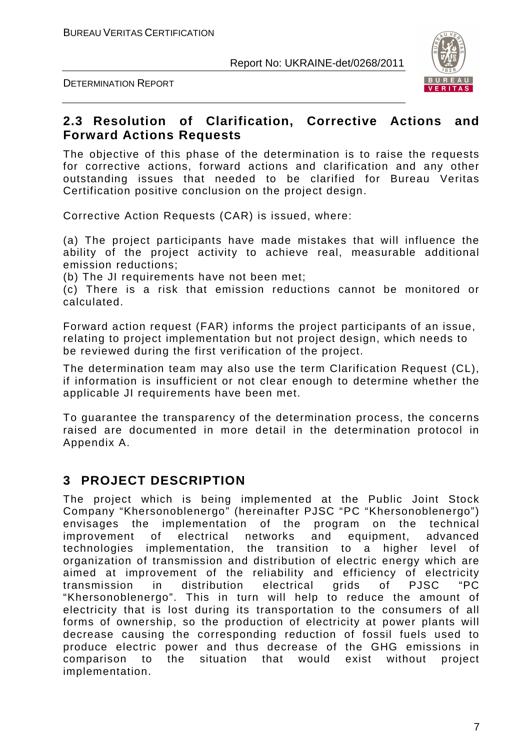## 2.3 Resolution of Clarification, Corrective Actions and Forward Actions Requests

The objective of this phase of the determination is to raise the requests for corrective actions, forward actions and clarification and any other outstanding issues that needed to be clarified for Bureau Veritas Certification positive conclusion on the project design.

Corrective Action Requests (CAR) is issued, where:

(a) The project participants have made mistakes that will influence the ability of the project activity to achieve real, measurable additional emission reductions;
(b) The JI requirements have not been met;
(c) There is a risk that emission reductions cannot be monitored or calculated.

Forward action request (FAR) informs the project participants of an issue, relating to project implementation but not project design, which needs to be reviewed during the first verification of the project.

The determination team may also use the term Clarification Request (CL), if information is insufficient or not clear enough to determine whether the applicable JI requirements have been met.

To guarantee the transparency of the determination process, the concerns raised are documented in more detail in the determination protocol in Appendix A.

# 3 PROJECT DESCRIPTION

The project which is being implemented at the Public Joint Stock Company "Khersonoblenergo" (hereinafter PJSC "PC "Khersonoblenergo") envisages the implementation of the program on the technical improvement of electrical networks and equipment, advanced technologies implementation, the transition to a higher level of organization of transmission and distribution of electric energy which are aimed at improvement of the reliability and efficiency of electricity transmission in distribution electrical grids of PJSC "PC "Khersonoblenergo". This in turn will help to reduce the amount of electricity that is lost during its transportation to the consumers of all forms of ownership, so the production of electricity at power plants will decrease causing the corresponding reduction of fossil fuels used to produce electric power and thus decrease of the GHG emissions in comparison to the situation that would exist without project implementation.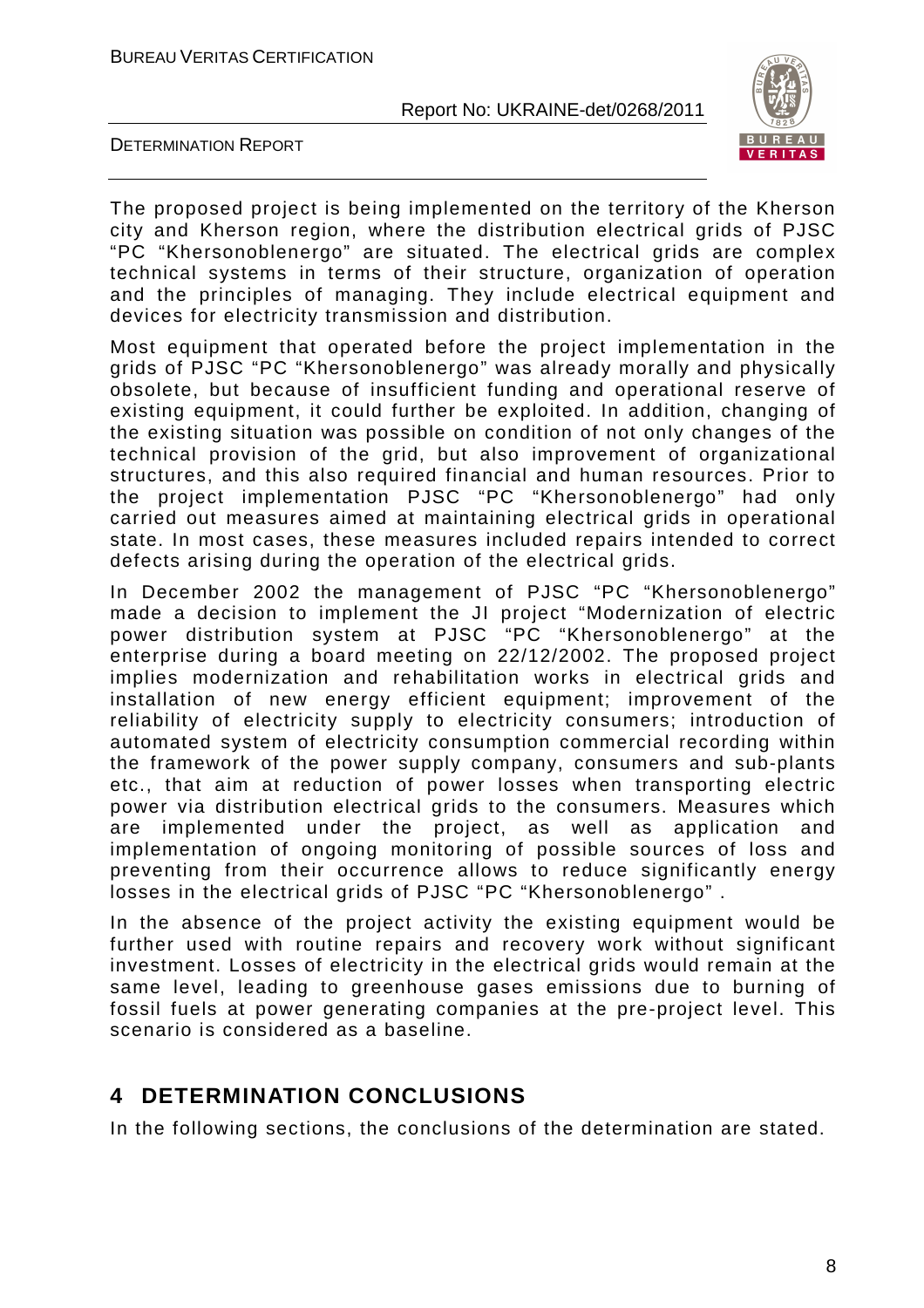The proposed project is being implemented on the territory of the Kherson city and Kherson region, where the distribution electrical grids of PJSC "PC "Khersonoblenergo" are situated. The electrical grids are complex technical systems in terms of their structure, organization of operation and the principles of managing. They include electrical equipment and devices for electricity transmission and distribution.

Most equipment that operated before the project implementation in the grids of PJSC "PC "Khersonoblenergo" was already morally and physically obsolete, but because of insufficient funding and operational reserve of existing equipment, it could further be exploited. In addition, changing of the existing situation was possible on condition of not only changes of the technical provision of the grid, but also improvement of organizational structures, and this also required financial and human resources. Prior to the project implementation PJSC "PC "Khersonoblenergo" had only carried out measures aimed at maintaining electrical grids in operational state. In most cases, these measures included repairs intended to correct defects arising during the operation of the electrical grids.

In December 2002 the management of PJSC "PC "Khersonoblenergo" made a decision to implement the JI project "Modernization of electric power distribution system at PJSC "PC "Khersonoblenergo" at the enterprise during a board meeting on 22/12/2002. The proposed project implies modernization and rehabilitation works in electrical grids and installation of new energy efficient equipment; improvement of the reliability of electricity supply to electricity consumers; introduction of automated system of electricity consumption commercial recording within the framework of the power supply company, consumers and sub-plants etc., that aim at reduction of power losses when transporting electric power via distribution electrical grids to the consumers. Measures which are implemented under the project, as well as application and implementation of ongoing monitoring of possible sources of loss and preventing from their occurrence allows to reduce significantly energy losses in the electrical grids of PJSC "PC "Khersonoblenergo" .

In the absence of the project activity the existing equipment would be further used with routine repairs and recovery work without significant investment. Losses of electricity in the electrical grids would remain at the same level, leading to greenhouse gases emissions due to burning of fossil fuels at power generating companies at the pre-project level. This scenario is considered as a baseline.

# 4 DETERMINATION CONCLUSIONS

In the following sections, the conclusions of the determination are stated.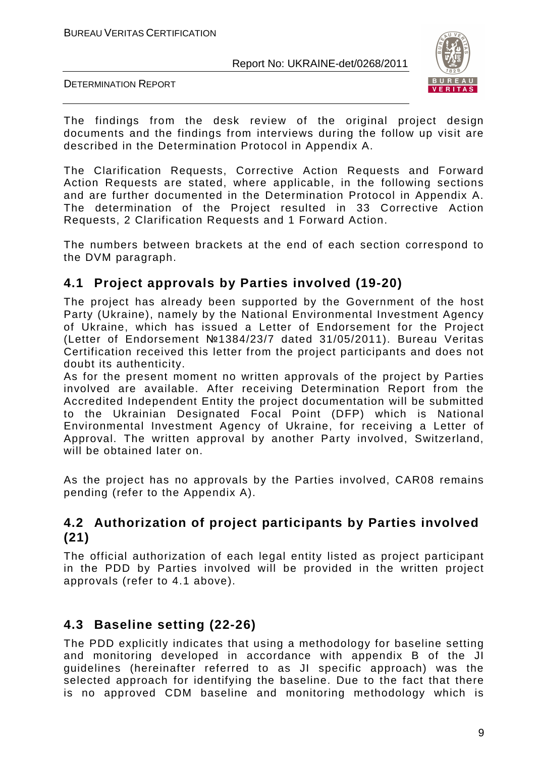The findings from the desk review of the original project design documents and the findings from interviews during the follow up visit are described in the Determination Protocol in Appendix A.

The Clarification Requests, Corrective Action Requests and Forward Action Requests are stated, where applicable, in the following sections and are further documented in the Determination Protocol in Appendix A. The determination of the Project resulted in 33 Corrective Action Requests, 2 Clarification Requests and 1 Forward Action.

The numbers between brackets at the end of each section correspond to the DVM paragraph.

## 4.1 Project approvals by Parties involved (19-20)

The project has already been supported by the Government of the host Party (Ukraine), namely by the National Environmental Investment Agency of Ukraine, which has issued a Letter of Endorsement for the Project (Letter of Endorsement №1384/23/7 dated 31/05/2011). Bureau Veritas Certification received this letter from the project participants and does not doubt its authenticity.

As for the present moment no written approvals of the project by Parties involved are available. After receiving Determination Report from the Accredited Independent Entity the project documentation will be submitted to the Ukrainian Designated Focal Point (DFP) which is National Environmental Investment Agency of Ukraine, for receiving a Letter of Approval. The written approval by another Party involved, Switzerland, will be obtained later on.

As the project has no approvals by the Parties involved, CAR08 remains pending (refer to the Appendix A).

## 4.2 Authorization of project participants by Parties involved (21)

The official authorization of each legal entity listed as project participant in the PDD by Parties involved will be provided in the written project approvals (refer to 4.1 above).

## 4.3 Baseline setting (22-26)

The PDD explicitly indicates that using a methodology for baseline setting and monitoring developed in accordance with appendix B of the JI guidelines (hereinafter referred to as JI specific approach) was the selected approach for identifying the baseline. Due to the fact that there is no approved CDM baseline and monitoring methodology which is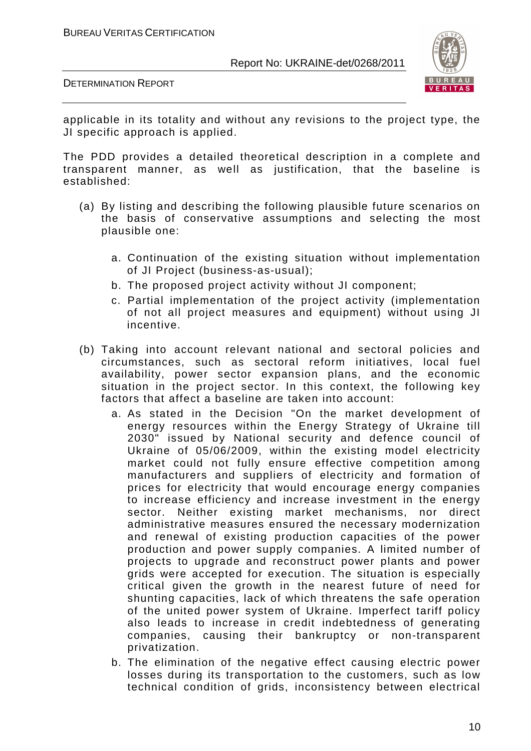applicable in its totality and without any revisions to the project type, the JI specific approach is applied.

The PDD provides a detailed theoretical description in a complete and transparent manner, as well as justification, that the baseline is established:

(a) By listing and describing the following plausible future scenarios on the basis of conservative assumptions and selecting the most plausible one:

   a. Continuation of the existing situation without implementation of JI Project (business-as-usual);
   b. The proposed project activity without JI component;
   c. Partial implementation of the project activity (implementation of not all project measures and equipment) without using JI incentive.

(b) Taking into account relevant national and sectoral policies and circumstances, such as sectoral reform initiatives, local fuel availability, power sector expansion plans, and the economic situation in the project sector. In this context, the following key factors that affect a baseline are taken into account:

   a. As stated in the Decision "On the market development of energy resources within the Energy Strategy of Ukraine till 2030" issued by National security and defence council of Ukraine of 05/06/2009, within the existing model electricity market could not fully ensure effective competition among manufacturers and suppliers of electricity and formation of prices for electricity that would encourage energy companies to increase efficiency and increase investment in the energy sector. Neither existing market mechanisms, nor direct administrative measures ensured the necessary modernization and renewal of existing production capacities of the power production and power supply companies. A limited number of projects to upgrade and reconstruct power plants and power grids were accepted for execution. The situation is especially critical given the growth in the nearest future of need for shunting capacities, lack of which threatens the safe operation of the united power system of Ukraine. Imperfect tariff policy also leads to increase in credit indebtedness of generating companies, causing their bankruptcy or non-transparent privatization.
   b. The elimination of the negative effect causing electric power losses during its transportation to the customers, such as low technical condition of grids, inconsistency between electrical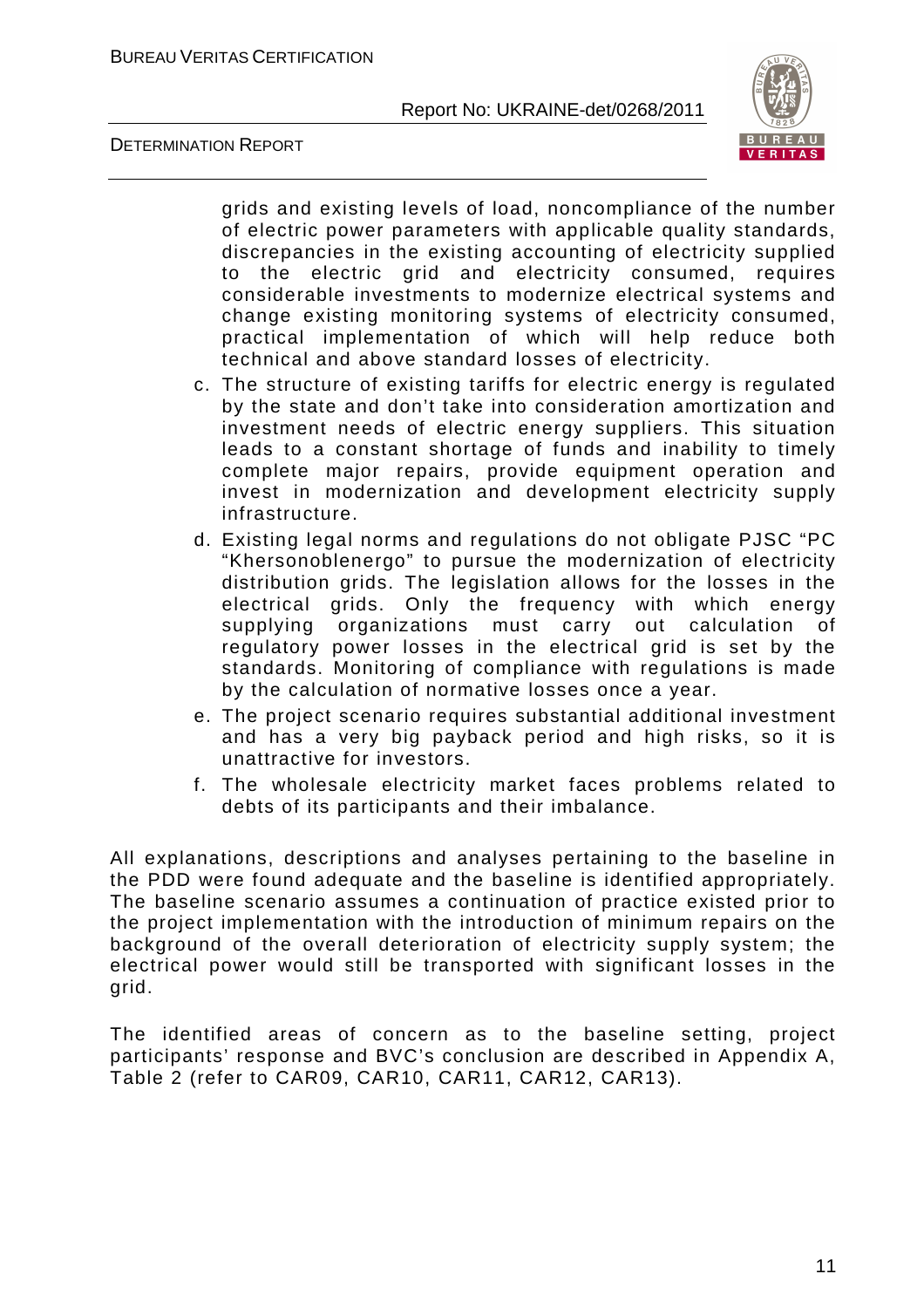grids and existing levels of load, noncompliance of the number of electric power parameters with applicable quality standards, discrepancies in the existing accounting of electricity supplied to the electric grid and electricity consumed, requires considerable investments to modernize electrical systems and change existing monitoring systems of electricity consumed, practical implementation of which will help reduce both technical and above standard losses of electricity.

c. The structure of existing tariffs for electric energy is regulated by the state and don't take into consideration amortization and investment needs of electric energy suppliers. This situation leads to a constant shortage of funds and inability to timely complete major repairs, provide equipment operation and invest in modernization and development electricity supply infrastructure.
d. Existing legal norms and regulations do not obligate PJSC "PC "Khersonoblenergo" to pursue the modernization of electricity distribution grids. The legislation allows for the losses in the electrical grids. Only the frequency with which energy supplying organizations must carry out calculation of regulatory power losses in the electrical grid is set by the standards. Monitoring of compliance with regulations is made by the calculation of normative losses once a year.
e. The project scenario requires substantial additional investment and has a very big payback period and high risks, so it is unattractive for investors.
f. The wholesale electricity market faces problems related to debts of its participants and their imbalance.

All explanations, descriptions and analyses pertaining to the baseline in the PDD were found adequate and the baseline is identified appropriately. The baseline scenario assumes a continuation of practice existed prior to the project implementation with the introduction of minimum repairs on the background of the overall deterioration of electricity supply system; the electrical power would still be transported with significant losses in the grid.

The identified areas of concern as to the baseline setting, project participants' response and BVC's conclusion are described in Appendix A, Table 2 (refer to CAR09, CAR10, CAR11, CAR12, CAR13).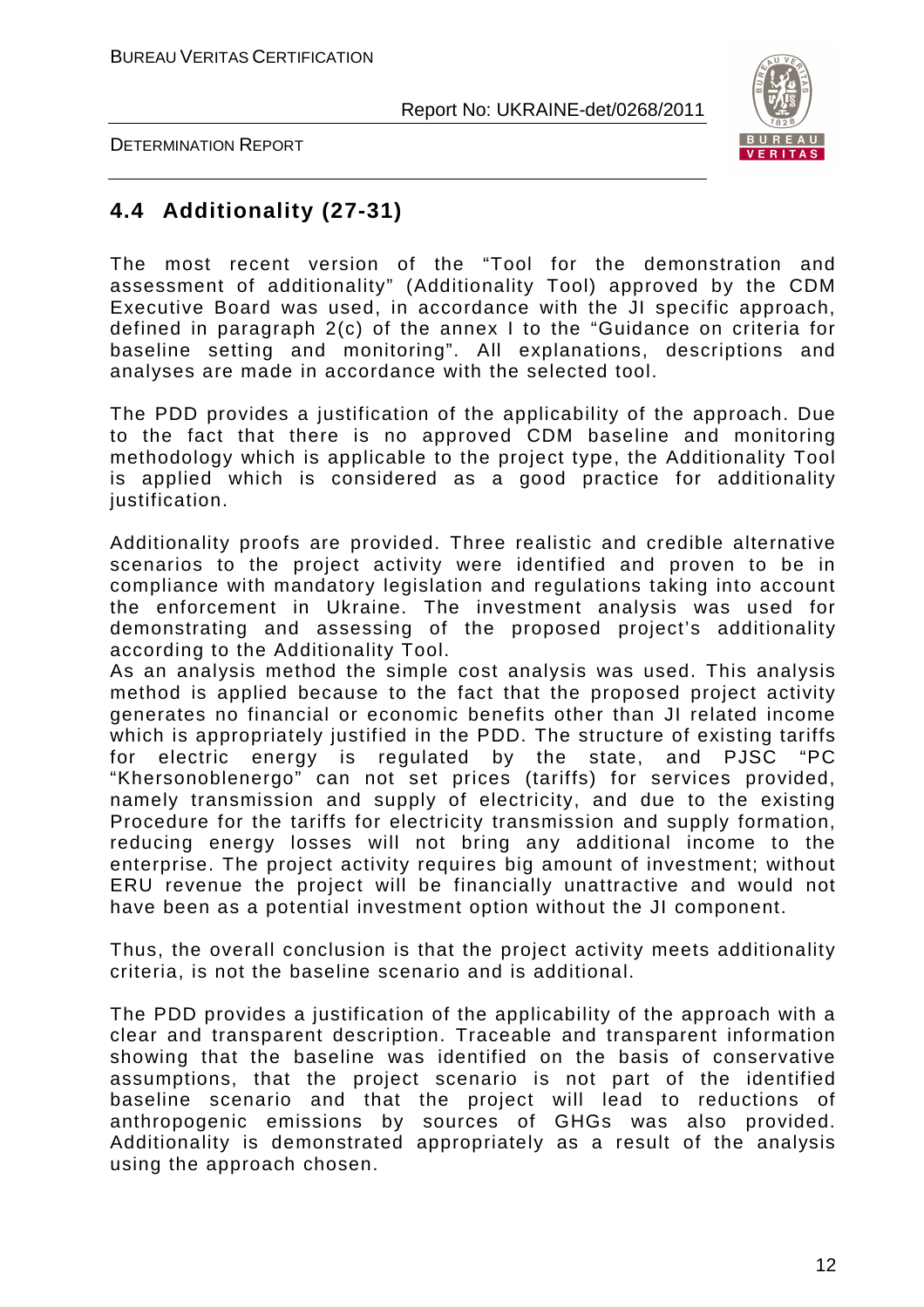## 4.4 Additionality (27-31)

The most recent version of the "Tool for the demonstration and assessment of additionality" (Additionality Tool) approved by the CDM Executive Board was used, in accordance with the JI specific approach, defined in paragraph 2(c) of the annex I to the "Guidance on criteria for baseline setting and monitoring". All explanations, descriptions and analyses are made in accordance with the selected tool.

The PDD provides a justification of the applicability of the approach. Due to the fact that there is no approved CDM baseline and monitoring methodology which is applicable to the project type, the Additionality Tool is applied which is considered as a good practice for additionality justification.

Additionality proofs are provided. Three realistic and credible alternative scenarios to the project activity were identified and proven to be in compliance with mandatory legislation and regulations taking into account the enforcement in Ukraine. The investment analysis was used for demonstrating and assessing of the proposed project's additionality according to the Additionality Tool.
As an analysis method the simple cost analysis was used. This analysis method is applied because to the fact that the proposed project activity generates no financial or economic benefits other than JI related income which is appropriately justified in the PDD. The structure of existing tariffs for electric energy is regulated by the state, and PJSC "PC "Khersonoblenergo" can not set prices (tariffs) for services provided, namely transmission and supply of electricity, and due to the existing Procedure for the tariffs for electricity transmission and supply formation, reducing energy losses will not bring any additional income to the enterprise. The project activity requires big amount of investment; without ERU revenue the project will be financially unattractive and would not have been as a potential investment option without the JI component.

Thus, the overall conclusion is that the project activity meets additionality criteria, is not the baseline scenario and is additional.

The PDD provides a justification of the applicability of the approach with a clear and transparent description. Traceable and transparent information showing that the baseline was identified on the basis of conservative assumptions, that the project scenario is not part of the identified baseline scenario and that the project will lead to reductions of anthropogenic emissions by sources of GHGs was also provided. Additionality is demonstrated appropriately as a result of the analysis using the approach chosen.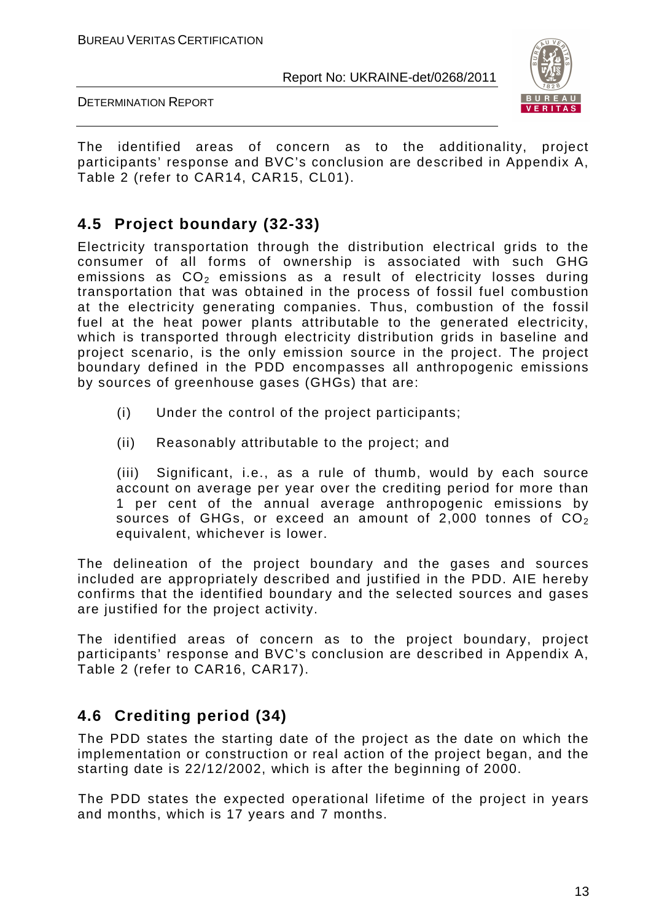The identified areas of concern as to the additionality, project participants' response and BVC's conclusion are described in Appendix A, Table 2 (refer to CAR14, CAR15, CL01).

## 4.5 Project boundary (32-33)

Electricity transportation through the distribution electrical grids to the consumer of all forms of ownership is associated with such GHG emissions as $CO_2$ emissions as a result of electricity losses during transportation that was obtained in the process of fossil fuel combustion at the electricity generating companies. Thus, combustion of the fossil fuel at the heat power plants attributable to the generated electricity, which is transported through electricity distribution grids in baseline and project scenario, is the only emission source in the project. The project boundary defined in the PDD encompasses all anthropogenic emissions by sources of greenhouse gases (GHGs) that are:

(i) Under the control of the project participants;

(ii) Reasonably attributable to the project; and

(iii) Significant, i.e., as a rule of thumb, would by each source account on average per year over the crediting period for more than 1 per cent of the annual average anthropogenic emissions by sources of GHGs, or exceed an amount of 2,000 tonnes of $CO_2$ equivalent, whichever is lower.

The delineation of the project boundary and the gases and sources included are appropriately described and justified in the PDD. AIE hereby confirms that the identified boundary and the selected sources and gases are justified for the project activity.

The identified areas of concern as to the project boundary, project participants' response and BVC's conclusion are described in Appendix A, Table 2 (refer to CAR16, CAR17).

## 4.6 Crediting period (34)

The PDD states the starting date of the project as the date on which the implementation or construction or real action of the project began, and the starting date is 22/12/2002, which is after the beginning of 2000.

The PDD states the expected operational lifetime of the project in years and months, which is 17 years and 7 months.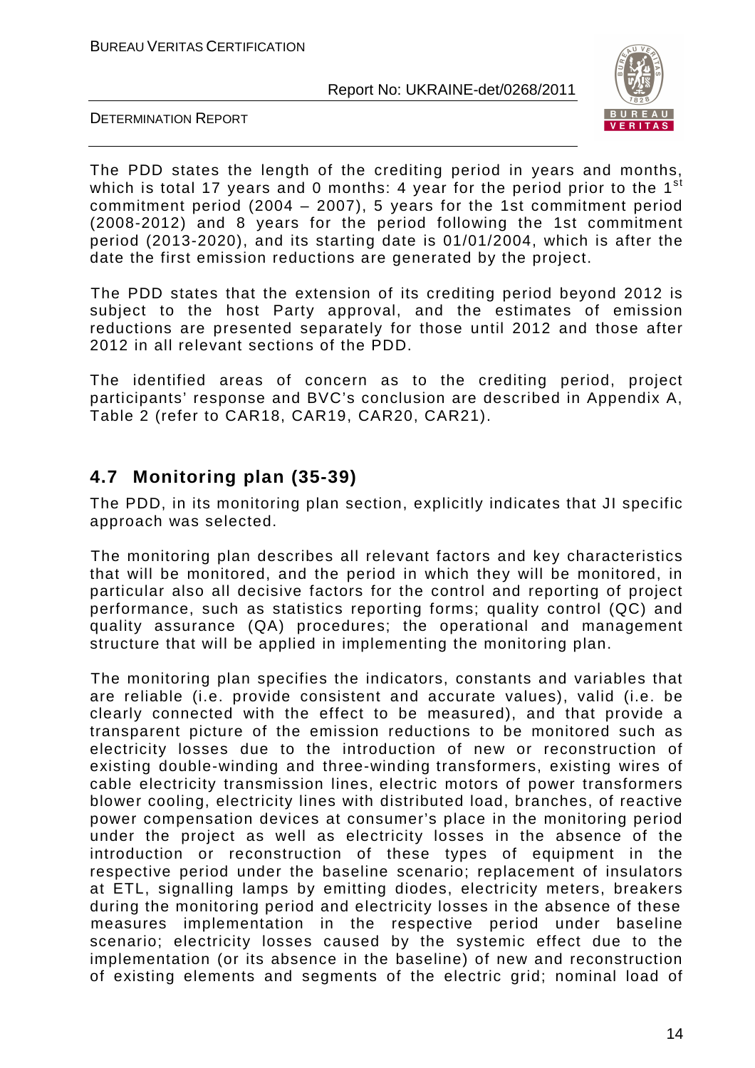The PDD states the length of the crediting period in years and months, which is total 17 years and 0 months: 4 year for the period prior to the 1st commitment period (2004 – 2007), 5 years for the 1st commitment period (2008-2012) and 8 years for the period following the 1st commitment period (2013-2020), and its starting date is 01/01/2004, which is after the date the first emission reductions are generated by the project.

The PDD states that the extension of its crediting period beyond 2012 is subject to the host Party approval, and the estimates of emission reductions are presented separately for those until 2012 and those after 2012 in all relevant sections of the PDD.

The identified areas of concern as to the crediting period, project participants' response and BVC's conclusion are described in Appendix A, Table 2 (refer to CAR18, CAR19, CAR20, CAR21).

## 4.7 Monitoring plan (35-39)

The PDD, in its monitoring plan section, explicitly indicates that JI specific approach was selected.

The monitoring plan describes all relevant factors and key characteristics that will be monitored, and the period in which they will be monitored, in particular also all decisive factors for the control and reporting of project performance, such as statistics reporting forms; quality control (QC) and quality assurance (QA) procedures; the operational and management structure that will be applied in implementing the monitoring plan.

The monitoring plan specifies the indicators, constants and variables that are reliable (i.e. provide consistent and accurate values), valid (i.e. be clearly connected with the effect to be measured), and that provide a transparent picture of the emission reductions to be monitored such as electricity losses due to the introduction of new or reconstruction of existing double-winding and three-winding transformers, existing wires of cable electricity transmission lines, electric motors of power transformers blower cooling, electricity lines with distributed load, branches, of reactive power compensation devices at consumer's place in the monitoring period under the project as well as electricity losses in the absence of the introduction or reconstruction of these types of equipment in the respective period under the baseline scenario; replacement of insulators at ETL, signalling lamps by emitting diodes, electricity meters, breakers during the monitoring period and electricity losses in the absence of these measures implementation in the respective period under baseline scenario; electricity losses caused by the systemic effect due to the implementation (or its absence in the baseline) of new and reconstruction of existing elements and segments of the electric grid; nominal load of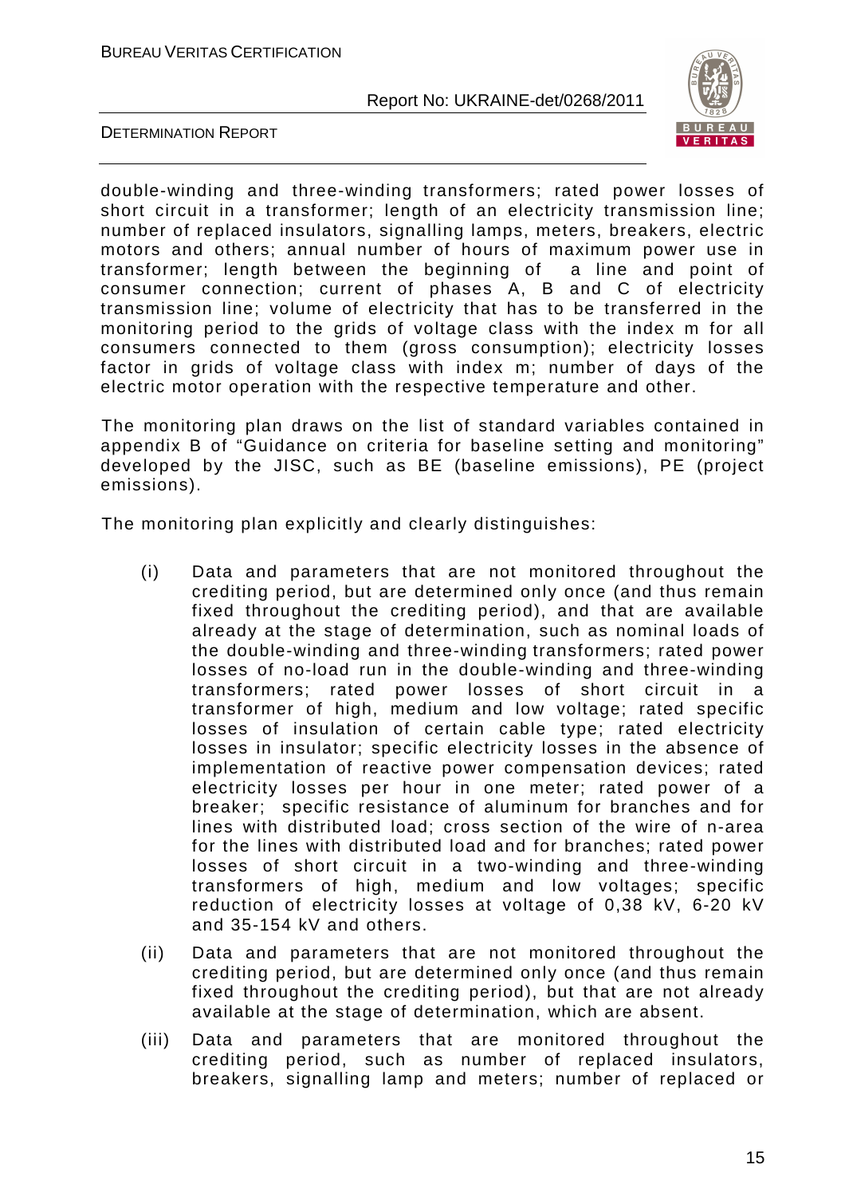double-winding and three-winding transformers; rated power losses of short circuit in a transformer; length of an electricity transmission line; number of replaced insulators, signalling lamps, meters, breakers, electric motors and others; annual number of hours of maximum power use in transformer; length between the beginning of a line and point of consumer connection; current of phases A, B and C of electricity transmission line; volume of electricity that has to be transferred in the monitoring period to the grids of voltage class with the index m for all consumers connected to them (gross consumption); electricity losses factor in grids of voltage class with index m; number of days of the electric motor operation with the respective temperature and other.

The monitoring plan draws on the list of standard variables contained in appendix B of "Guidance on criteria for baseline setting and monitoring" developed by the JISC, such as BE (baseline emissions), PE (project emissions).

The monitoring plan explicitly and clearly distinguishes:

(i) Data and parameters that are not monitored throughout the crediting period, but are determined only once (and thus remain fixed throughout the crediting period), and that are available already at the stage of determination, such as nominal loads of the double-winding and three-winding transformers; rated power losses of no-load run in the double-winding and three-winding transformers; rated power losses of short circuit in a transformer of high, medium and low voltage; rated specific losses of insulation of certain cable type; rated electricity losses in insulator; specific electricity losses in the absence of implementation of reactive power compensation devices; rated electricity losses per hour in one meter; rated power of a breaker; specific resistance of aluminum for branches and for lines with distributed load; cross section of the wire of n-area for the lines with distributed load and for branches; rated power losses of short circuit in a two-winding and three-winding transformers of high, medium and low voltages; specific reduction of electricity losses at voltage of 0,38 kV, 6-20 kV and 35-154 kV and others.

(ii) Data and parameters that are not monitored throughout the crediting period, but are determined only once (and thus remain fixed throughout the crediting period), but that are not already available at the stage of determination, which are absent.

(iii) Data and parameters that are monitored throughout the crediting period, such as number of replaced insulators, breakers, signalling lamp and meters; number of replaced or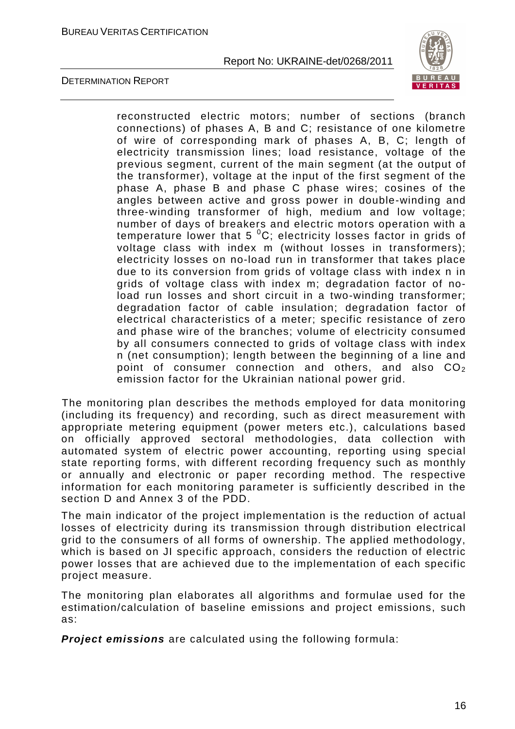reconstructed electric motors; number of sections (branch connections) of phases A, B and C; resistance of one kilometre of wire of corresponding mark of phases A, B, C; length of electricity transmission lines; load resistance, voltage of the previous segment, current of the main segment (at the output of the transformer), voltage at the input of the first segment of the phase A, phase B and phase C phase wires; cosines of the angles between active and gross power in double-winding and three-winding transformer of high, medium and low voltage; number of days of breakers and electric motors operation with a temperature lower that 5 $^0$C; electricity losses factor in grids of voltage class with index m (without losses in transformers); electricity losses on no-load run in transformer that takes place due to its conversion from grids of voltage class with index n in grids of voltage class with index m; degradation factor of no-load run losses and short circuit in a two-winding transformer; degradation factor of cable insulation; degradation factor of electrical characteristics of a meter; specific resistance of zero and phase wire of the branches; volume of electricity consumed by all consumers connected to grids of voltage class with index n (net consumption); length between the beginning of a line and point of consumer connection and others, and also $CO_2$ emission factor for the Ukrainian national power grid.

The monitoring plan describes the methods employed for data monitoring (including its frequency) and recording, such as direct measurement with appropriate metering equipment (power meters etc.), calculations based on officially approved sectoral methodologies, data collection with automated system of electric power accounting, reporting using special state reporting forms, with different recording frequency such as monthly or annually and electronic or paper recording method. The respective information for each monitoring parameter is sufficiently described in the section D and Annex 3 of the PDD.

The main indicator of the project implementation is the reduction of actual losses of electricity during its transmission through distribution electrical grid to the consumers of all forms of ownership. The applied methodology, which is based on JI specific approach, considers the reduction of electric power losses that are achieved due to the implementation of each specific project measure.

The monitoring plan elaborates all algorithms and formulae used for the estimation/calculation of baseline emissions and project emissions, such as:

***Project emissions*** are calculated using the following formula: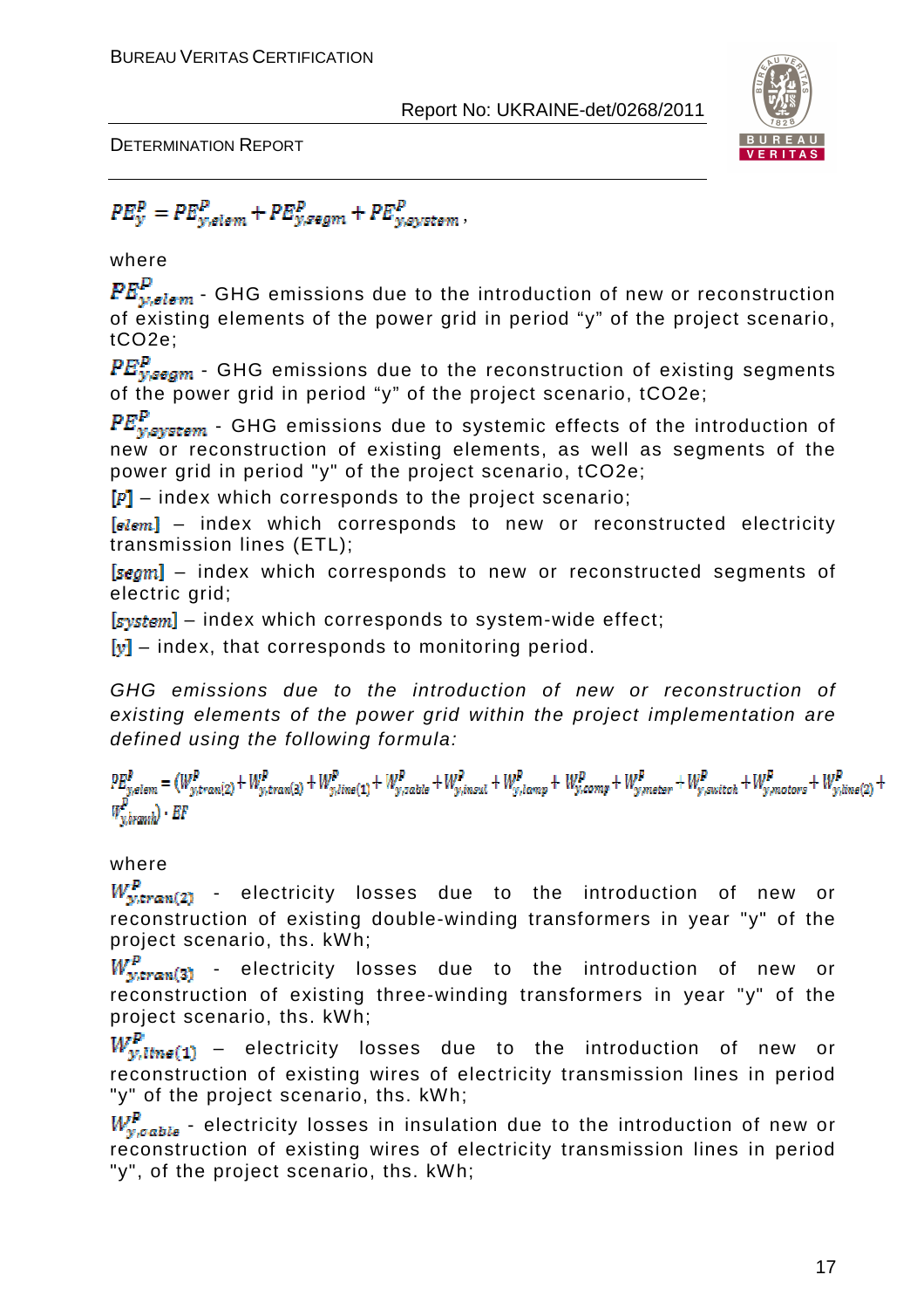$$PE_y^P = PE_{y,elem}^P + PE_{y,segm}^P + PE_{y,system}^P,$$

where

$PE_{y,elem}^P$ - GHG emissions due to the introduction of new or reconstruction of existing elements of the power grid in period “y” of the project scenario, tCO2e;

$PE_{y,segm}^P$ - GHG emissions due to the reconstruction of existing segments of the power grid in period “y” of the project scenario, tCO2e;

$PE_{y,system}^P$ - GHG emissions due to systemic effects of the introduction of new or reconstruction of existing elements, as well as segments of the power grid in period "y" of the project scenario, tCO2e;

$[P]$ – index which corresponds to the project scenario;

$[elem]$ – index which corresponds to new or reconstructed electricity transmission lines (ETL);

$[segm]$ – index which corresponds to new or reconstructed segments of electric grid;

$[system]$ – index which corresponds to system-wide effect;

$[y]$ – index, that corresponds to monitoring period.

*GHG emissions due to the introduction of new or reconstruction of existing elements of the power grid within the project implementation are defined using the following formula:*

$$PE_{y,elem}^P = (W_{y,tran(2)}^P + W_{y,tran(3)}^P + W_{y,line(1)}^P + W_{y,cable}^P + W_{y,insul}^P + W_{y,lamp}^P + W_{y,comp}^P + W_{y,meter}^P + W_{y,switch}^P + W_{y,motors}^P + W_{y,line(2)}^P + W_{y,tranh}^P) \cdot EF$$

where

$W_{y,tran(2)}^P$ - electricity losses due to the introduction of new or reconstruction of existing double-winding transformers in year "y" of the project scenario, ths. kWh;

$W_{y,tran(3)}^P$ - electricity losses due to the introduction of new or reconstruction of existing three-winding transformers in year "y" of the project scenario, ths. kWh;

$W_{y,line(1)}^P$ – electricity losses due to the introduction of new or reconstruction of existing wires of electricity transmission lines in period "y" of the project scenario, ths. kWh;

$W_{y,cable}^P$ - electricity losses in insulation due to the introduction of new or reconstruction of existing wires of electricity transmission lines in period "y", of the project scenario, ths. kWh;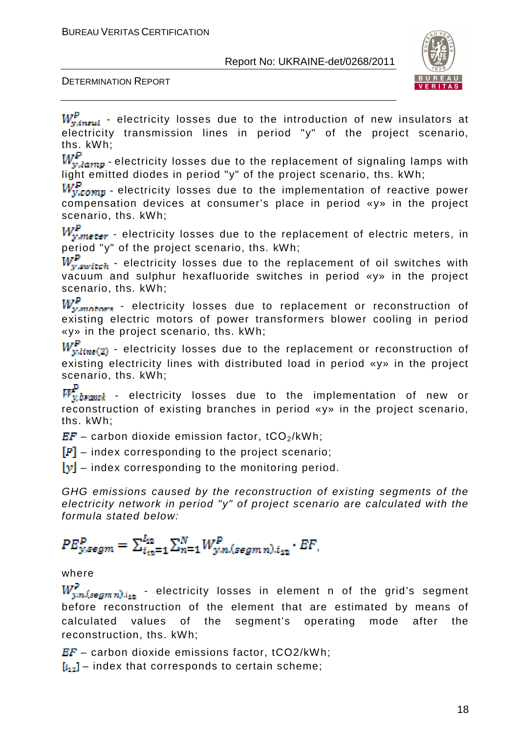$W^{P}_{y,insul}$ - electricity losses due to the introduction of new insulators at electricity transmission lines in period "y" of the project scenario, ths. kWh;

$W^{P}_{y,lamp}$ - electricity losses due to the replacement of signaling lamps with light emitted diodes in period "y" of the project scenario, ths. kWh;

$W^{P}_{y,comp}$ - electricity losses due to the implementation of reactive power compensation devices at consumer's place in period «y» in the project scenario, ths. kWh;

$W^{P}_{y,meter}$ - electricity losses due to the replacement of electric meters, in period "y" of the project scenario, ths. kWh;

$W^{P}_{y,switch}$ - electricity losses due to the replacement of oil switches with vacuum and sulphur hexafluoride switches in period «y» in the project scenario, ths. kWh;

$W^{P}_{y,motors}$ - electricity losses due to replacement or reconstruction of existing electric motors of power transformers blower cooling in period «y» in the project scenario, ths. kWh;

$W^{P}_{y,line(2)}$ - electricity losses due to the replacement or reconstruction of existing electricity lines with distributed load in period «y» in the project scenario, ths. kWh;

$W^{P}_{y,branch}$ - electricity losses due to the implementation of new or reconstruction of existing branches in period «y» in the project scenario, ths. kWh;

$EF$ – carbon dioxide emission factor, $tCO_2/kWh$;

$[P]$ – index corresponding to the project scenario;

$[y]$ – index corresponding to the monitoring period.

*GHG emissions caused by the reconstruction of existing segments of the electricity network in period "y" of project scenario are calculated with the formula stated below:*

$$PE^{P}_{y,segm} = \sum_{i_{12}=1}^{I_{12}} \sum_{n=1}^{N} W^{P}_{y,n,(segm\,n),i_{12}} \cdot EF,$$

where

$W^{P}_{y,n,(segm\,n),i_{12}}$ - electricity losses in element n of the grid's segment before reconstruction of the element that are estimated by means of calculated values of the segment's operating mode after the reconstruction, ths. kWh;

$EF$ – carbon dioxide emissions factor, $tCO_2/kWh$;

$[i_{12}]$ – index that corresponds to certain scheme;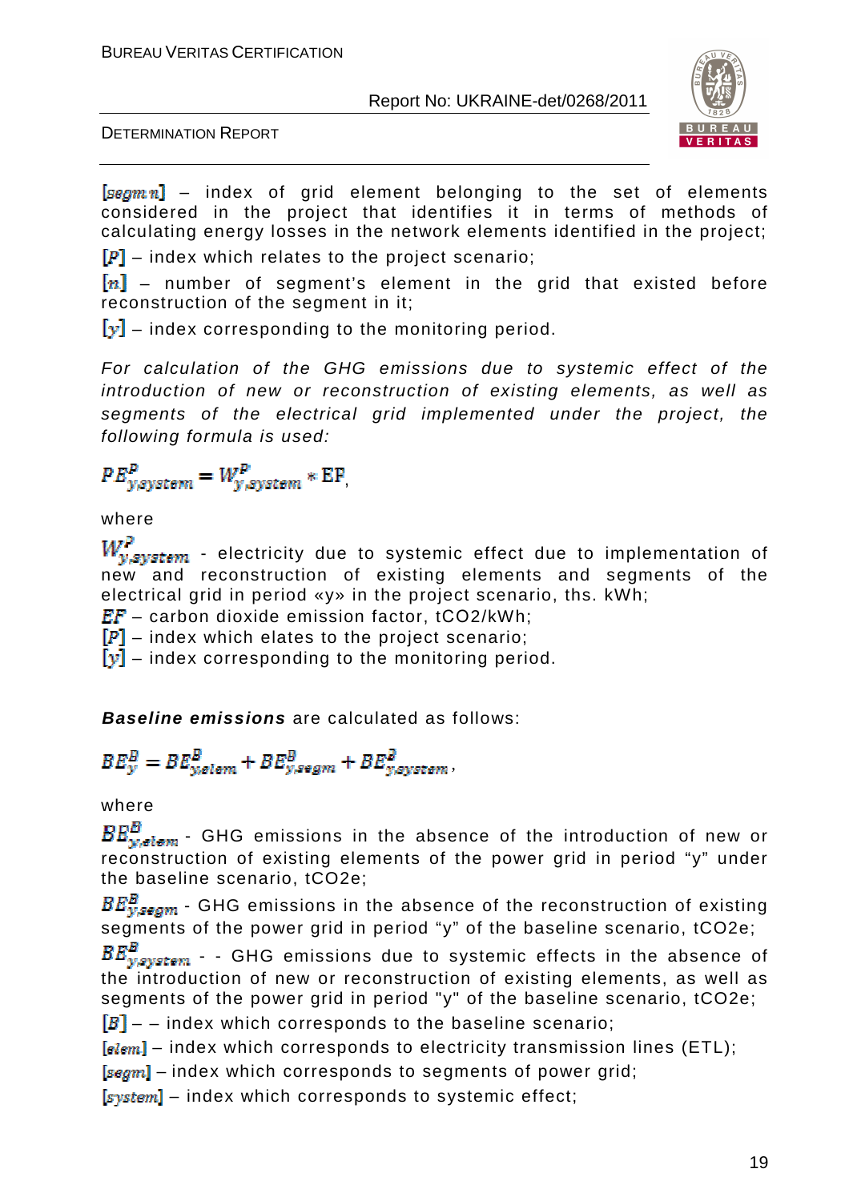$[segm\,n]$ – index of grid element belonging to the set of elements considered in the project that identifies it in terms of methods of calculating energy losses in the network elements identified in the project;

$[P]$ – index which relates to the project scenario;

$[n]$ – number of segment's element in the grid that existed before reconstruction of the segment in it;

$[y]$ – index corresponding to the monitoring period.

*For calculation of the GHG emissions due to systemic effect of the introduction of new or reconstruction of existing elements, as well as segments of the electrical grid implemented under the project, the following formula is used:*

$$PE^{P}_{y,system} = W^{P}_{y,system} * EF,$$

where

$W^{P}_{y,system}$ - electricity due to systemic effect due to implementation of new and reconstruction of existing elements and segments of the electrical grid in period «y» in the project scenario, ths. kWh;

$EF$ – carbon dioxide emission factor, $tCO_2/kWh$;

$[P]$ – index which elates to the project scenario;

$[y]$ – index corresponding to the monitoring period.

**Baseline emissions** are calculated as follows:

$$BE^{B}_{y} = BE^{B}_{y,elem} + BE^{B}_{y,segm} + BE^{B}_{y,system},$$

where

$BE^{B}_{y,elem}$ - GHG emissions in the absence of the introduction of new or reconstruction of existing elements of the power grid in period "y" under the baseline scenario, tCO2e;

$BE^{B}_{y,segm}$ - GHG emissions in the absence of the reconstruction of existing segments of the power grid in period "y" of the baseline scenario, tCO2e;

$BE^{B}_{y,system}$ - - GHG emissions due to systemic effects in the absence of the introduction of new or reconstruction of existing elements, as well as segments of the power grid in period "y" of the baseline scenario, tCO2e;

$[B]$ – – index which corresponds to the baseline scenario;

$[elem]$ – index which corresponds to electricity transmission lines (ETL);

$[segm]$ – index which corresponds to segments of power grid;

$[system]$ – index which corresponds to systemic effect;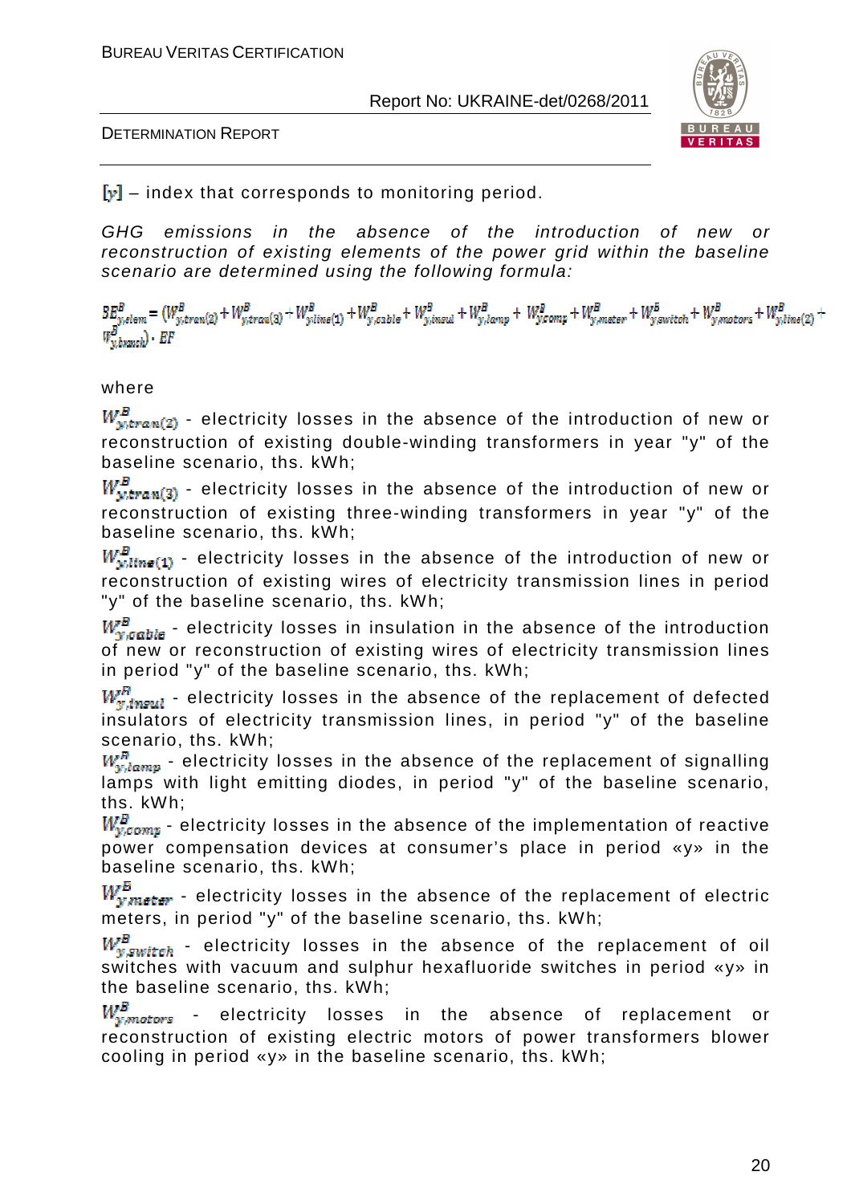$[y]$ – index that corresponds to monitoring period.

*GHG emissions in the absence of the introduction of new or reconstruction of existing elements of the power grid within the baseline scenario are determined using the following formula:*

$$BE^{B}_{y,elem} = (W^{B}_{y,tran(2)} + W^{B}_{y,tran(3)} + W^{B}_{y,line(1)} + W^{B}_{y,cable} + W^{B}_{y,insul} + W^{B}_{y,lamp} + W^{B}_{y,comp} + W^{B}_{y,meter} + W^{B}_{y,switch} + W^{B}_{y,motors} + W^{B}_{y,line(2)} + W^{B}_{y,branch}) \cdot EF$$

where

$W^{B}_{y,tran(2)}$ - electricity losses in the absence of the introduction of new or reconstruction of existing double-winding transformers in year "y" of the baseline scenario, ths. kWh;

$W^{B}_{y,tran(3)}$ - electricity losses in the absence of the introduction of new or reconstruction of existing three-winding transformers in year "y" of the baseline scenario, ths. kWh;

$W^{B}_{y,line(1)}$ - electricity losses in the absence of the introduction of new or reconstruction of existing wires of electricity transmission lines in period "y" of the baseline scenario, ths. kWh;

$W^{B}_{y,cable}$ - electricity losses in insulation in the absence of the introduction of new or reconstruction of existing wires of electricity transmission lines in period "y" of the baseline scenario, ths. kWh;

$W^{B}_{y,insul}$ - electricity losses in the absence of the replacement of defected insulators of electricity transmission lines, in period "y" of the baseline scenario, ths. kWh;

$W^{B}_{y,lamp}$ - electricity losses in the absence of the replacement of signalling lamps with light emitting diodes, in period "y" of the baseline scenario, ths. kWh;

$W^{B}_{y,comp}$ - electricity losses in the absence of the implementation of reactive power compensation devices at consumer's place in period «y» in the baseline scenario, ths. kWh;

$W^{B}_{y,meter}$ - electricity losses in the absence of the replacement of electric meters, in period "y" of the baseline scenario, ths. kWh;

$W^{B}_{y,switch}$ - electricity losses in the absence of the replacement of oil switches with vacuum and sulphur hexafluoride switches in period «y» in the baseline scenario, ths. kWh;

$W^{B}_{y,motors}$ - electricity losses in the absence of replacement or reconstruction of existing electric motors of power transformers blower cooling in period «y» in the baseline scenario, ths. kWh;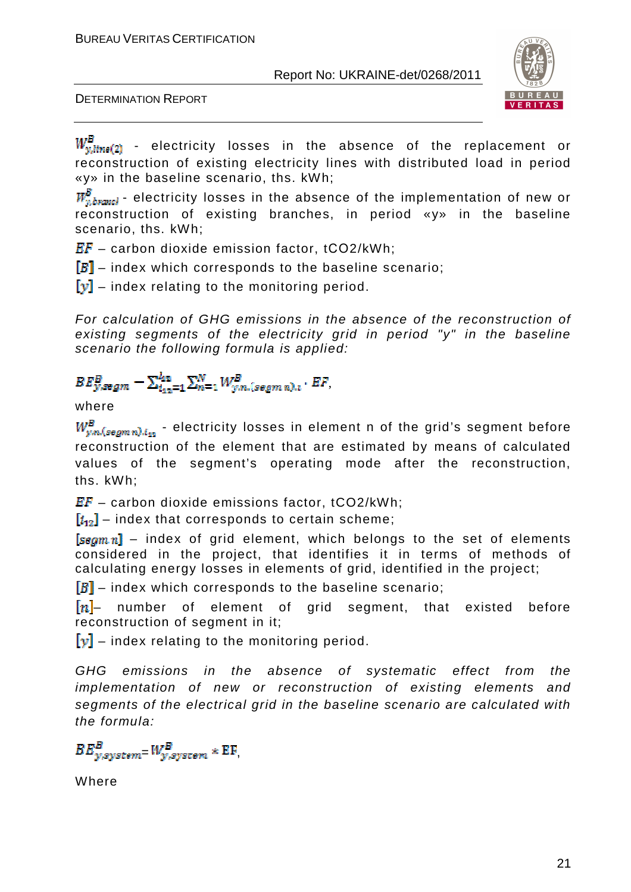$W^{B}_{y,line(2)}$ - electricity losses in the absence of the replacement or reconstruction of existing electricity lines with distributed load in period «y» in the baseline scenario, ths. kWh;

$W^{B}_{y,branch}$ - electricity losses in the absence of the implementation of new or reconstruction of existing branches, in period «y» in the baseline scenario, ths. kWh;

$EF$ – carbon dioxide emission factor, tCO2/kWh;

$[B]$ – index which corresponds to the baseline scenario;

$[y]$ – index relating to the monitoring period.

*For calculation of GHG emissions in the absence of the reconstruction of existing segments of the electricity grid in period "y" in the baseline scenario the following formula is applied:*

$$BE^{B}_{y,segm} = \sum_{i_{12}=1}^{I_{12}} \sum_{n=1}^{N} W^{B}_{y,n,(segm\,n),i} \cdot EF,$$

where

$W^{B}_{y,n,(segm\,n),i_{12}}$ - electricity losses in element n of the grid's segment before reconstruction of the element that are estimated by means of calculated values of the segment's operating mode after the reconstruction, ths. kWh;

$EF$ – carbon dioxide emissions factor, tCO2/kWh;

$[i_{12}]$ – index that corresponds to certain scheme;

$[segm\,n]$ – index of grid element, which belongs to the set of elements considered in the project, that identifies it in terms of methods of calculating energy losses in elements of grid, identified in the project;

$[B]$ – index which corresponds to the baseline scenario;

$[n]$– number of element of grid segment, that existed before reconstruction of segment in it;

$[y]$ – index relating to the monitoring period.

*GHG emissions in the absence of systematic effect from the implementation of new or reconstruction of existing elements and segments of the electrical grid in the baseline scenario are calculated with the formula:*

$$BE^{B}_{y,system} = W^{B}_{y,system} * EF,$$

Where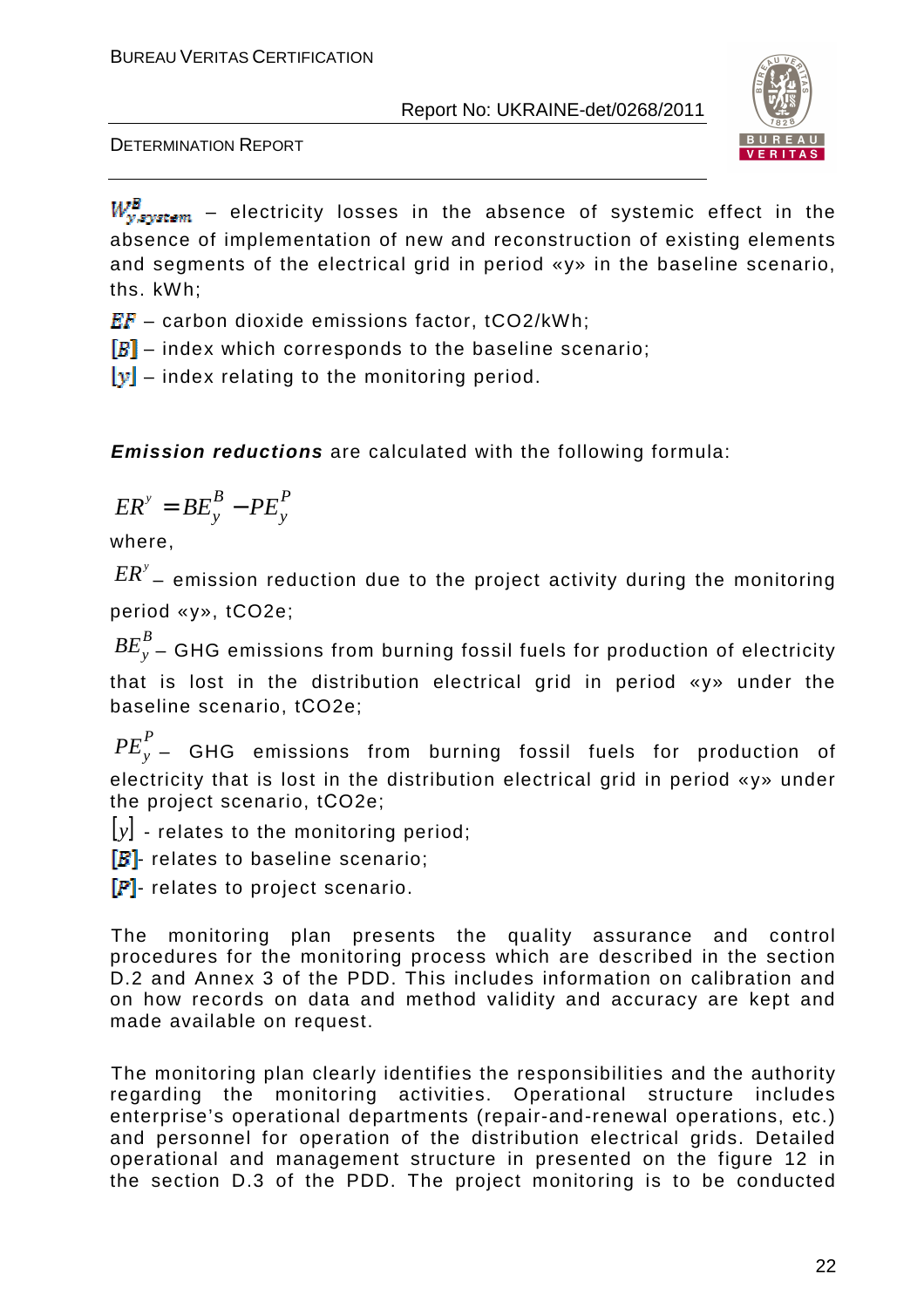$W^{B}_{y,system}$ – electricity losses in the absence of systemic effect in the absence of implementation of new and reconstruction of existing elements and segments of the electrical grid in period «y» in the baseline scenario, ths. kWh;

$EF$ – carbon dioxide emissions factor, tCO2/kWh;

$[B]$ – index which corresponds to the baseline scenario;

$[y]$ – index relating to the monitoring period.

***Emission reductions*** are calculated with the following formula:

$$ER^{y} = BE_{y}^{B} - PE_{y}^{P}$$

where,

$ER^{y}$ – emission reduction due to the project activity during the monitoring period «y», tCO2e;

$BE_{y}^{B}$ – GHG emissions from burning fossil fuels for production of electricity that is lost in the distribution electrical grid in period «y» under the baseline scenario, tCO2e;

$PE_{y}^{P}$ – GHG emissions from burning fossil fuels for production of electricity that is lost in the distribution electrical grid in period «y» under the project scenario, tCO2e;

$[y]$ - relates to the monitoring period;

$[B]$- relates to baseline scenario;

$[P]$- relates to project scenario.

The monitoring plan presents the quality assurance and control procedures for the monitoring process which are described in the section D.2 and Annex 3 of the PDD. This includes information on calibration and on how records on data and method validity and accuracy are kept and made available on request.

The monitoring plan clearly identifies the responsibilities and the authority regarding the monitoring activities. Operational structure includes enterprise's operational departments (repair-and-renewal operations, etc.) and personnel for operation of the distribution electrical grids. Detailed operational and management structure in presented on the figure 12 in the section D.3 of the PDD. The project monitoring is to be conducted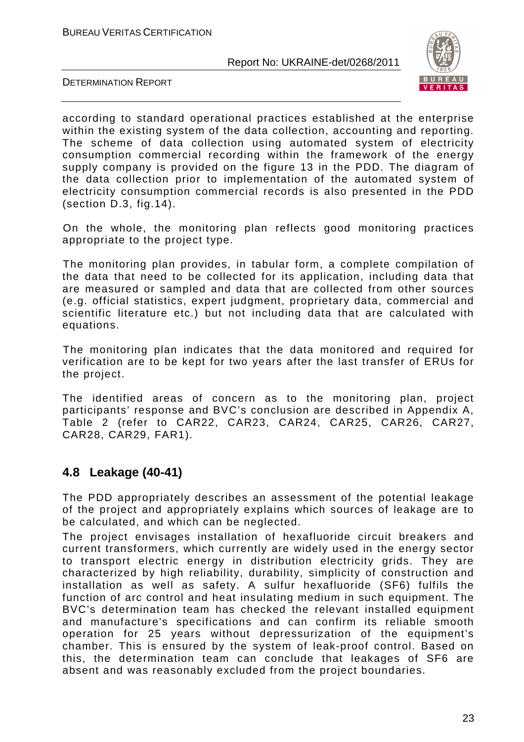according to standard operational practices established at the enterprise within the existing system of the data collection, accounting and reporting. The scheme of data collection using automated system of electricity consumption commercial recording within the framework of the energy supply company is provided on the figure 13 in the PDD. The diagram of the data collection prior to implementation of the automated system of electricity consumption commercial records is also presented in the PDD (section D.3, fig.14).

On the whole, the monitoring plan reflects good monitoring practices appropriate to the project type.

The monitoring plan provides, in tabular form, a complete compilation of the data that need to be collected for its application, including data that are measured or sampled and data that are collected from other sources (e.g. official statistics, expert judgment, proprietary data, commercial and scientific literature etc.) but not including data that are calculated with equations.

The monitoring plan indicates that the data monitored and required for verification are to be kept for two years after the last transfer of ERUs for the project.

The identified areas of concern as to the monitoring plan, project participants' response and BVC's conclusion are described in Appendix A, Table 2 (refer to CAR22, CAR23, CAR24, CAR25, CAR26, CAR27, CAR28, CAR29, FAR1).

## 4.8 Leakage (40-41)

The PDD appropriately describes an assessment of the potential leakage of the project and appropriately explains which sources of leakage are to be calculated, and which can be neglected.

The project envisages installation of hexafluoride circuit breakers and current transformers, which currently are widely used in the energy sector to transport electric energy in distribution electricity grids. They are characterized by high reliability, durability, simplicity of construction and installation as well as safety. A sulfur hexafluoride ($SF_6$) fulfils the function of arc control and heat insulating medium in such equipment. The BVC's determination team has checked the relevant installed equipment and manufacture's specifications and can confirm its reliable smooth operation for 25 years without depressurization of the equipment's chamber. This is ensured by the system of leak-proof control. Based on this, the determination team can conclude that leakages of $SF_6$ are absent and was reasonably excluded from the project boundaries.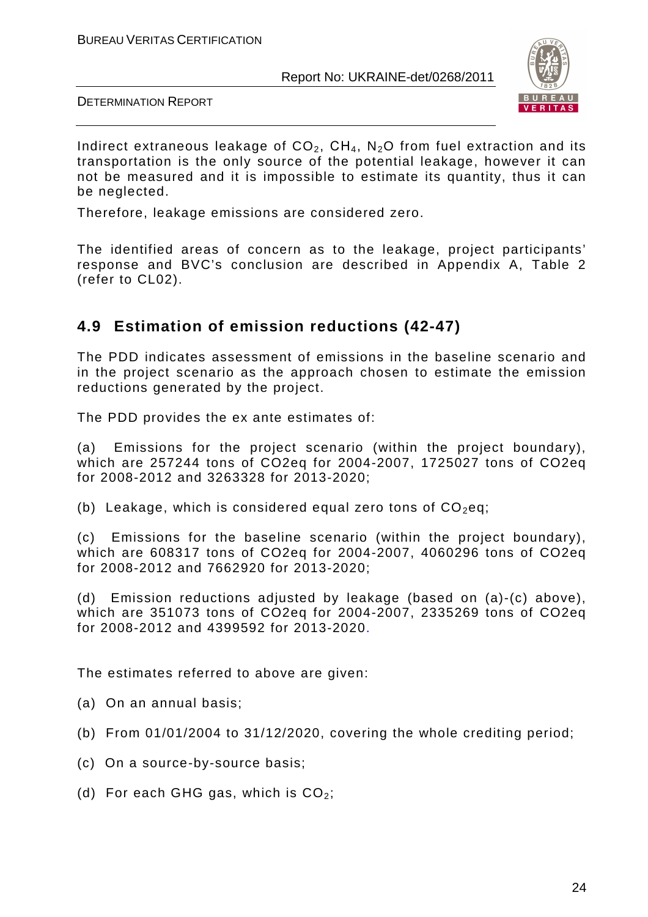Indirect extraneous leakage of $CO_2$, $CH_4$, $N_2O$ from fuel extraction and its transportation is the only source of the potential leakage, however it can not be measured and it is impossible to estimate its quantity, thus it can be neglected.

Therefore, leakage emissions are considered zero.

The identified areas of concern as to the leakage, project participants' response and BVC's conclusion are described in Appendix A, Table 2 (refer to CL02).

## 4.9 Estimation of emission reductions (42-47)

The PDD indicates assessment of emissions in the baseline scenario and in the project scenario as the approach chosen to estimate the emission reductions generated by the project.

The PDD provides the ex ante estimates of:

(a) Emissions for the project scenario (within the project boundary), which are 257244 tons of CO2eq for 2004-2007, 1725027 tons of CO2eq for 2008-2012 and 3263328 for 2013-2020;

(b) Leakage, which is considered equal zero tons of $CO_2$eq;

(c) Emissions for the baseline scenario (within the project boundary), which are 608317 tons of CO2eq for 2004-2007, 4060296 tons of CO2eq for 2008-2012 and 7662920 for 2013-2020;

(d) Emission reductions adjusted by leakage (based on (a)-(c) above), which are 351073 tons of CO2eq for 2004-2007, 2335269 tons of CO2eq for 2008-2012 and 4399592 for 2013-2020.

The estimates referred to above are given:

(a) On an annual basis;

(b) From 01/01/2004 to 31/12/2020, covering the whole crediting period;

(c) On a source-by-source basis;

(d) For each GHG gas, which is $CO_2$;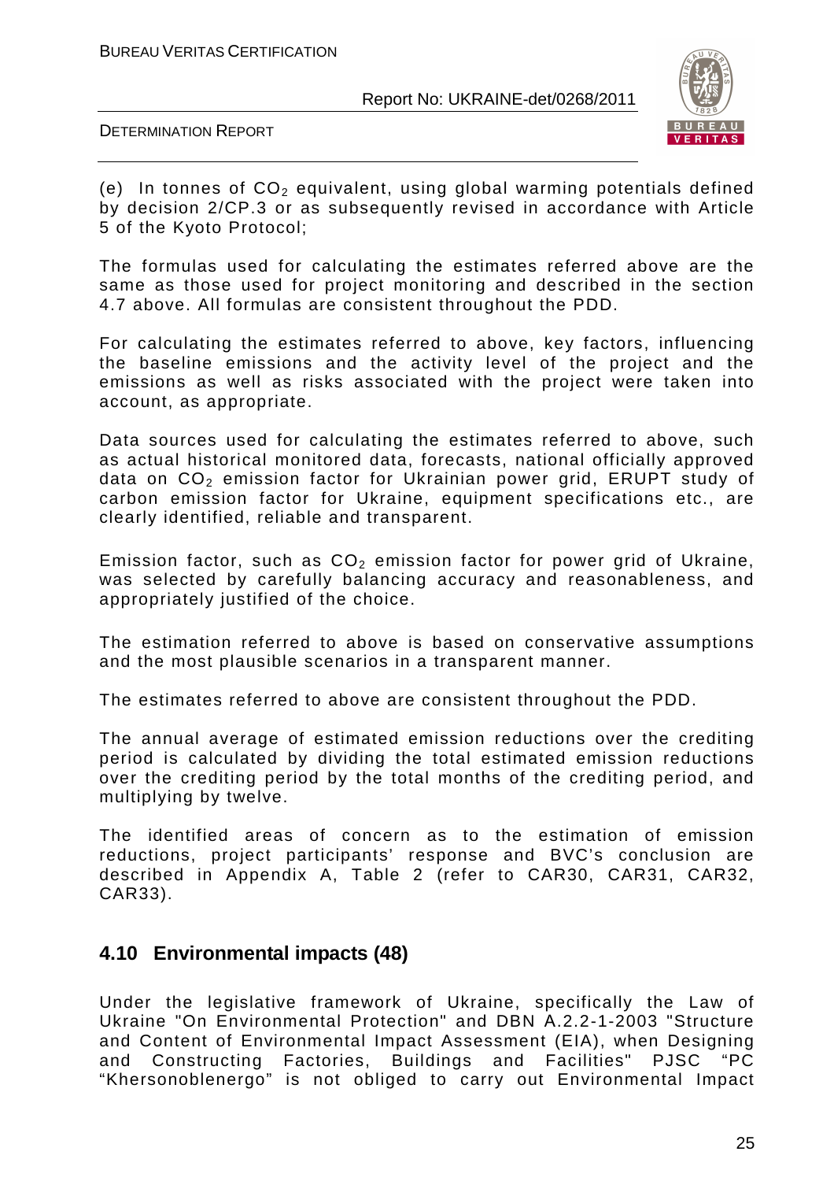(e) In tonnes of $CO_2$ equivalent, using global warming potentials defined by decision 2/CP.3 or as subsequently revised in accordance with Article 5 of the Kyoto Protocol;

The formulas used for calculating the estimates referred above are the same as those used for project monitoring and described in the section 4.7 above. All formulas are consistent throughout the PDD.

For calculating the estimates referred to above, key factors, influencing the baseline emissions and the activity level of the project and the emissions as well as risks associated with the project were taken into account, as appropriate.

Data sources used for calculating the estimates referred to above, such as actual historical monitored data, forecasts, national officially approved data on $CO_2$ emission factor for Ukrainian power grid, ERUPT study of carbon emission factor for Ukraine, equipment specifications etc., are clearly identified, reliable and transparent.

Emission factor, such as $CO_2$ emission factor for power grid of Ukraine, was selected by carefully balancing accuracy and reasonableness, and appropriately justified of the choice.

The estimation referred to above is based on conservative assumptions and the most plausible scenarios in a transparent manner.

The estimates referred to above are consistent throughout the PDD.

The annual average of estimated emission reductions over the crediting period is calculated by dividing the total estimated emission reductions over the crediting period by the total months of the crediting period, and multiplying by twelve.

The identified areas of concern as to the estimation of emission reductions, project participants' response and BVC's conclusion are described in Appendix A, Table 2 (refer to CAR30, CAR31, CAR32, CAR33).

## 4.10 Environmental impacts (48)

Under the legislative framework of Ukraine, specifically the Law of Ukraine "On Environmental Protection" and DBN A.2.2-1-2003 "Structure and Content of Environmental Impact Assessment (EIA), when Designing and Constructing Factories, Buildings and Facilities" PJSC "PC "Khersonoblenergo" is not obliged to carry out Environmental Impact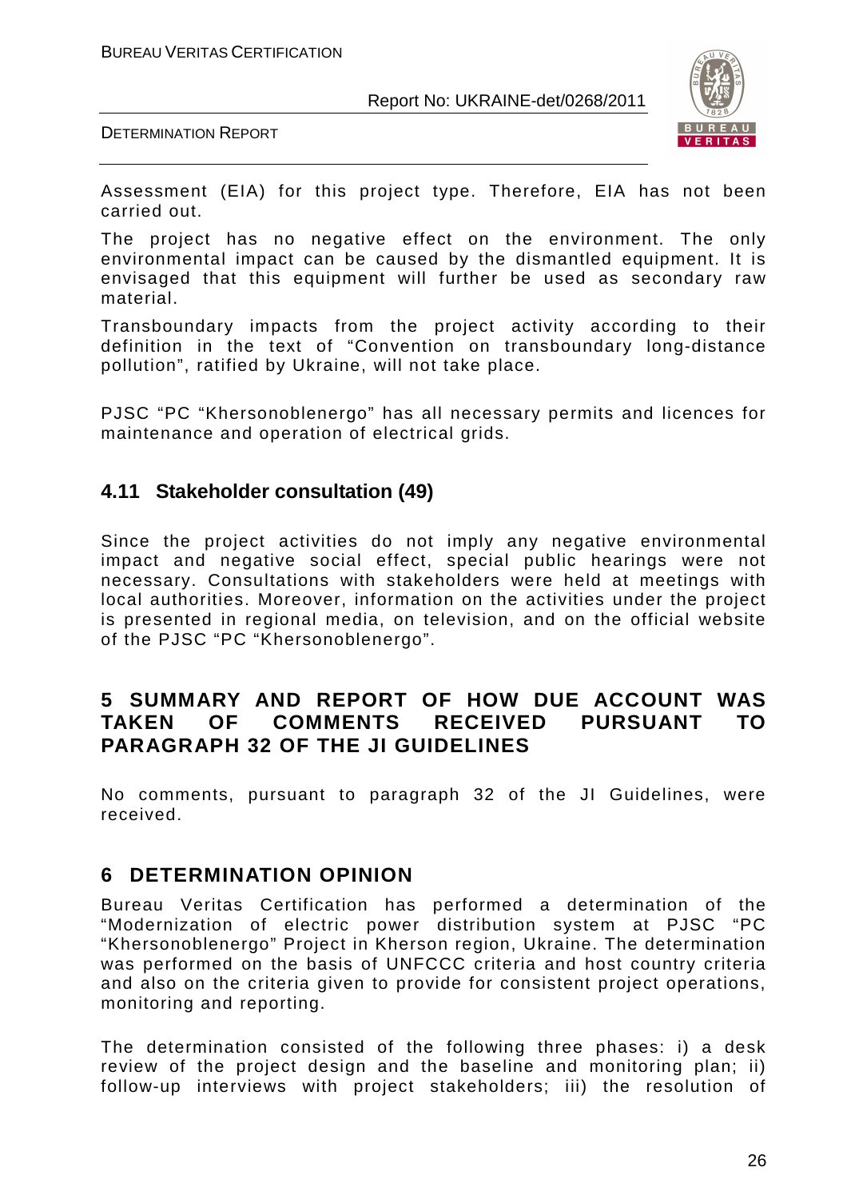Assessment (EIA) for this project type. Therefore, EIA has not been carried out.

The project has no negative effect on the environment. The only environmental impact can be caused by the dismantled equipment. It is envisaged that this equipment will further be used as secondary raw material.

Transboundary impacts from the project activity according to their definition in the text of "Convention on transboundary long-distance pollution", ratified by Ukraine, will not take place.

PJSC "PC "Khersonoblenergo" has all necessary permits and licences for maintenance and operation of electrical grids.

### 4.11 Stakeholder consultation (49)

Since the project activities do not imply any negative environmental impact and negative social effect, special public hearings were not necessary. Consultations with stakeholders were held at meetings with local authorities. Moreover, information on the activities under the project is presented in regional media, on television, and on the official website of the PJSC "PC "Khersonoblenergo".

## 5 SUMMARY AND REPORT OF HOW DUE ACCOUNT WAS TAKEN OF COMMENTS RECEIVED PURSUANT TO PARAGRAPH 32 OF THE JI GUIDELINES

No comments, pursuant to paragraph 32 of the JI Guidelines, were received.

## 6 DETERMINATION OPINION

Bureau Veritas Certification has performed a determination of the "Modernization of electric power distribution system at PJSC "PC "Khersonoblenergo" Project in Kherson region, Ukraine. The determination was performed on the basis of UNFCCC criteria and host country criteria and also on the criteria given to provide for consistent project operations, monitoring and reporting.

The determination consisted of the following three phases: i) a desk review of the project design and the baseline and monitoring plan; ii) follow-up interviews with project stakeholders; iii) the resolution of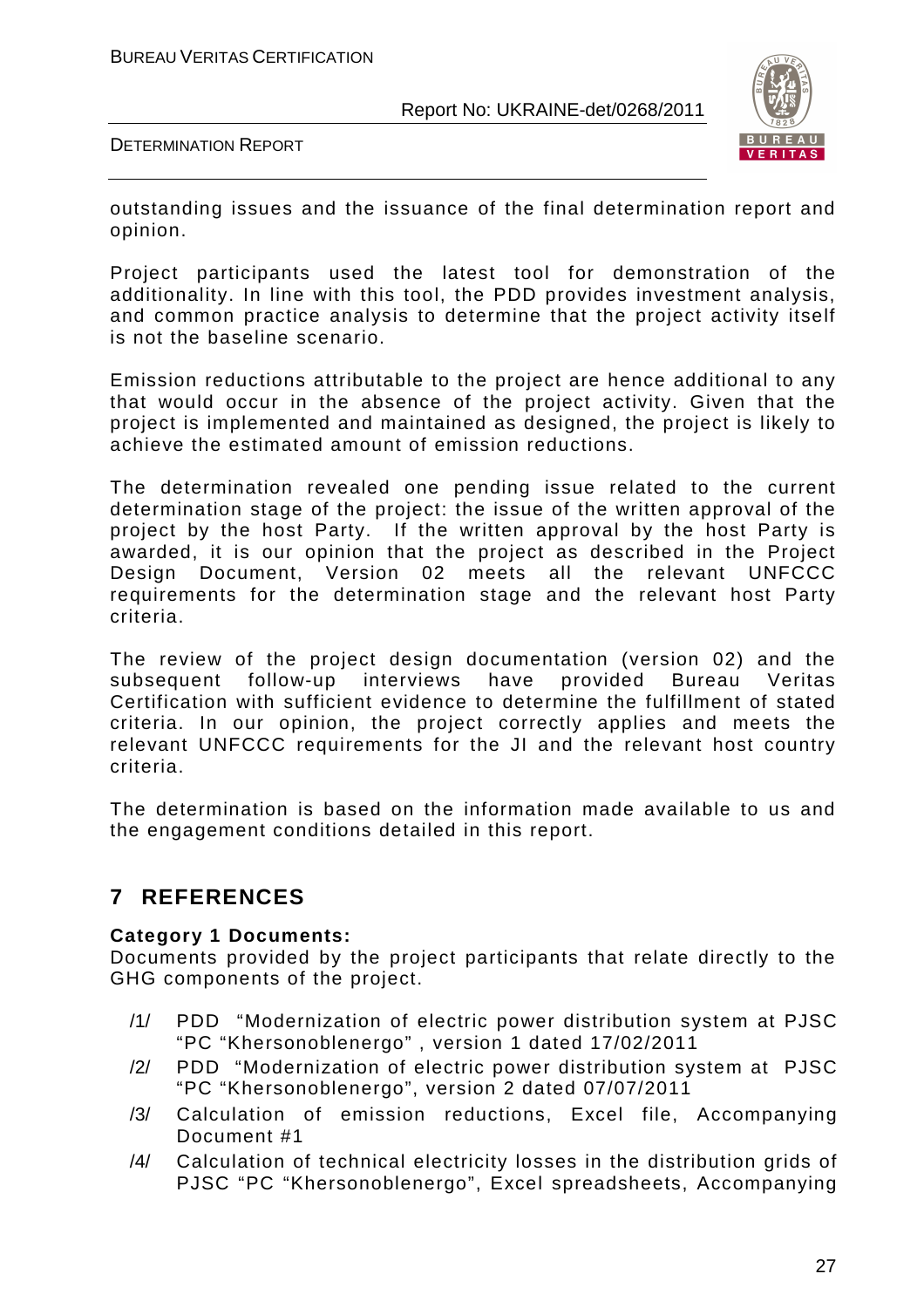outstanding issues and the issuance of the final determination report and opinion.

Project participants used the latest tool for demonstration of the additionality. In line with this tool, the PDD provides investment analysis, and common practice analysis to determine that the project activity itself is not the baseline scenario.

Emission reductions attributable to the project are hence additional to any that would occur in the absence of the project activity. Given that the project is implemented and maintained as designed, the project is likely to achieve the estimated amount of emission reductions.

The determination revealed one pending issue related to the current determination stage of the project: the issue of the written approval of the project by the host Party. If the written approval by the host Party is awarded, it is our opinion that the project as described in the Project Design Document, Version 02 meets all the relevant UNFCCC requirements for the determination stage and the relevant host Party criteria.

The review of the project design documentation (version 02) and the subsequent follow-up interviews have provided Bureau Veritas Certification with sufficient evidence to determine the fulfillment of stated criteria. In our opinion, the project correctly applies and meets the relevant UNFCCC requirements for the JI and the relevant host country criteria.

The determination is based on the information made available to us and the engagement conditions detailed in this report.

# 7 REFERENCES

**Category 1 Documents:**

Documents provided by the project participants that relate directly to the GHG components of the project.

/1/ PDD "Modernization of electric power distribution system at PJSC "PC "Khersonoblenergo" , version 1 dated 17/02/2011

/2/ PDD "Modernization of electric power distribution system at PJSC "PC "Khersonoblenergo", version 2 dated 07/07/2011

/3/ Calculation of emission reductions, Excel file, Accompanying Document #1

/4/ Calculation of technical electricity losses in the distribution grids of PJSC "PC "Khersonoblenergo", Excel spreadsheets, Accompanying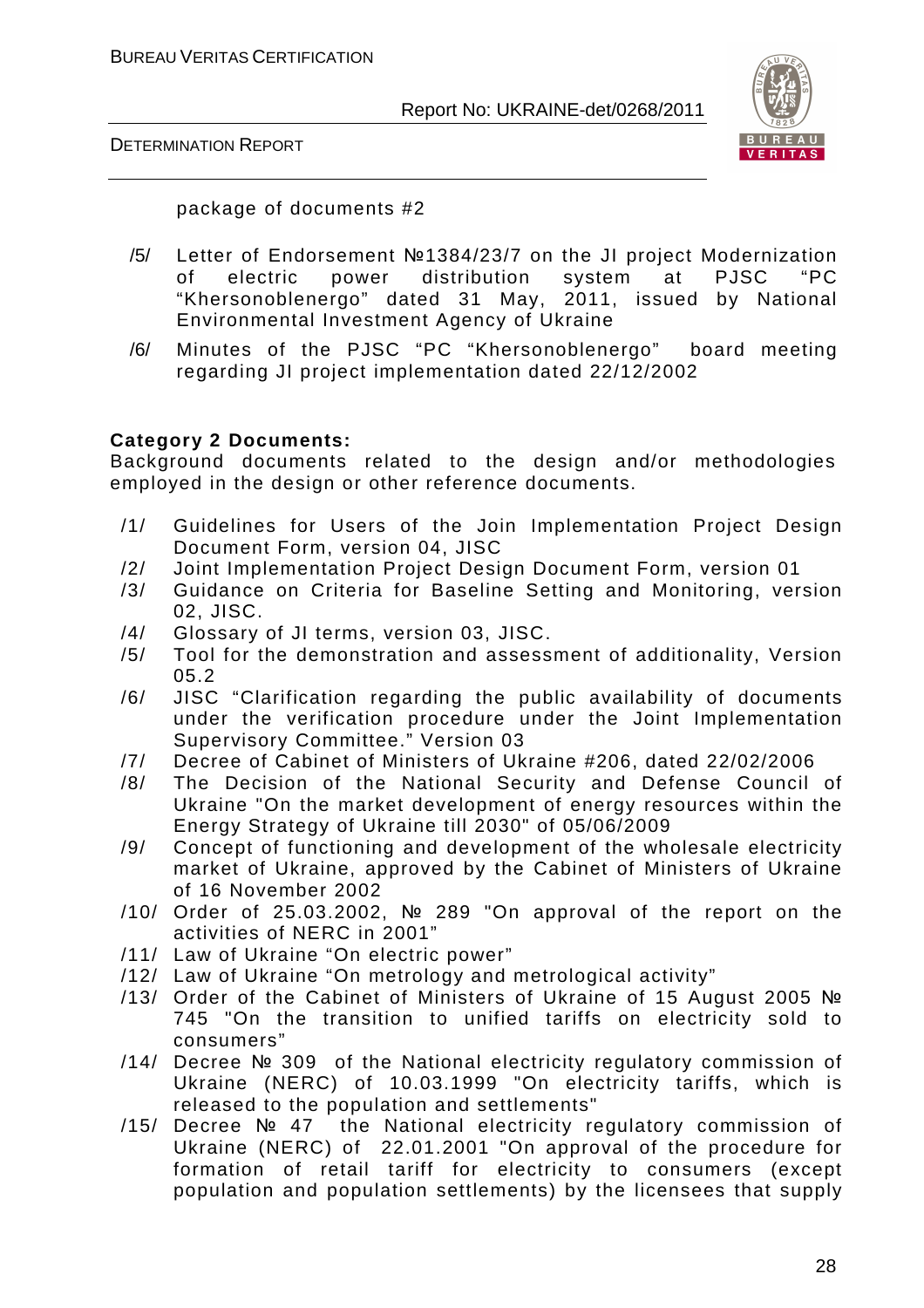package of documents #2

/5/ Letter of Endorsement №1384/23/7 on the JI project Modernization of electric power distribution system at PJSC "PC "Khersonoblenergo" dated 31 May, 2011, issued by National Environmental Investment Agency of Ukraine

/6/ Minutes of the PJSC "PC "Khersonoblenergo" board meeting regarding JI project implementation dated 22/12/2002

**Category 2 Documents:**
Background documents related to the design and/or methodologies employed in the design or other reference documents.

/1/ Guidelines for Users of the Join Implementation Project Design Document Form, version 04, JISC

/2/ Joint Implementation Project Design Document Form, version 01

/3/ Guidance on Criteria for Baseline Setting and Monitoring, version 02, JISC.

/4/ Glossary of JI terms, version 03, JISC.

/5/ Tool for the demonstration and assessment of additionality, Version 05.2

/6/ JISC "Clarification regarding the public availability of documents under the verification procedure under the Joint Implementation Supervisory Committee." Version 03

/7/ Decree of Cabinet of Ministers of Ukraine #206, dated 22/02/2006

/8/ The Decision of the National Security and Defense Council of Ukraine "On the market development of energy resources within the Energy Strategy of Ukraine till 2030" of 05/06/2009

/9/ Concept of functioning and development of the wholesale electricity market of Ukraine, approved by the Cabinet of Ministers of Ukraine of 16 November 2002

/10/ Order of 25.03.2002, № 289 "On approval of the report on the activities of NERC in 2001"

/11/ Law of Ukraine "On electric power"

/12/ Law of Ukraine "On metrology and metrological activity"

/13/ Order of the Cabinet of Ministers of Ukraine of 15 August 2005 № 745 "On the transition to unified tariffs on electricity sold to consumers"

/14/ Decree № 309 of the National electricity regulatory commission of Ukraine (NERC) of 10.03.1999 "On electricity tariffs, which is released to the population and settlements"

/15/ Decree № 47 the National electricity regulatory commission of Ukraine (NERC) of 22.01.2001 "On approval of the procedure for formation of retail tariff for electricity to consumers (except population and population settlements) by the licensees that supply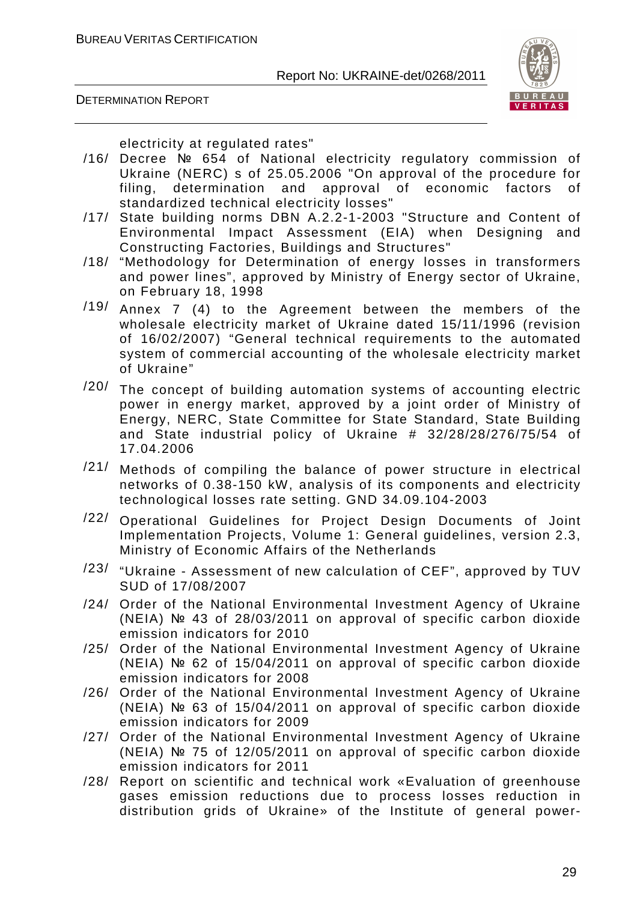electricity at regulated rates"

/16/ Decree № 654 of National electricity regulatory commission of Ukraine (NERC) s of 25.05.2006 "On approval of the procedure for filing, determination and approval of economic factors of standardized technical electricity losses"

/17/ State building norms DBN A.2.2-1-2003 "Structure and Content of Environmental Impact Assessment (EIA) when Designing and Constructing Factories, Buildings and Structures"

/18/ "Methodology for Determination of energy losses in transformers and power lines", approved by Ministry of Energy sector of Ukraine, on February 18, 1998

/19/ Annex 7 (4) to the Agreement between the members of the wholesale electricity market of Ukraine dated 15/11/1996 (revision of 16/02/2007) "General technical requirements to the automated system of commercial accounting of the wholesale electricity market of Ukraine"

/20/ The concept of building automation systems of accounting electric power in energy market, approved by a joint order of Ministry of Energy, NERC, State Committee for State Standard, State Building and State industrial policy of Ukraine # 32/28/28/276/75/54 of 17.04.2006

/21/ Methods of compiling the balance of power structure in electrical networks of 0.38-150 kW, analysis of its components and electricity technological losses rate setting. GND 34.09.104-2003

/22/ Operational Guidelines for Project Design Documents of Joint Implementation Projects, Volume 1: General guidelines, version 2.3, Ministry of Economic Affairs of the Netherlands

/23/ "Ukraine - Assessment of new calculation of CEF", approved by TUV SUD of 17/08/2007

/24/ Order of the National Environmental Investment Agency of Ukraine (NEIA) № 43 of 28/03/2011 on approval of specific carbon dioxide emission indicators for 2010

/25/ Order of the National Environmental Investment Agency of Ukraine (NEIA) № 62 of 15/04/2011 on approval of specific carbon dioxide emission indicators for 2008

/26/ Order of the National Environmental Investment Agency of Ukraine (NEIA) № 63 of 15/04/2011 on approval of specific carbon dioxide emission indicators for 2009

/27/ Order of the National Environmental Investment Agency of Ukraine (NEIA) № 75 of 12/05/2011 on approval of specific carbon dioxide emission indicators for 2011

/28/ Report on scientific and technical work «Evaluation of greenhouse gases emission reductions due to process losses reduction in distribution grids of Ukraine» of the Institute of general power-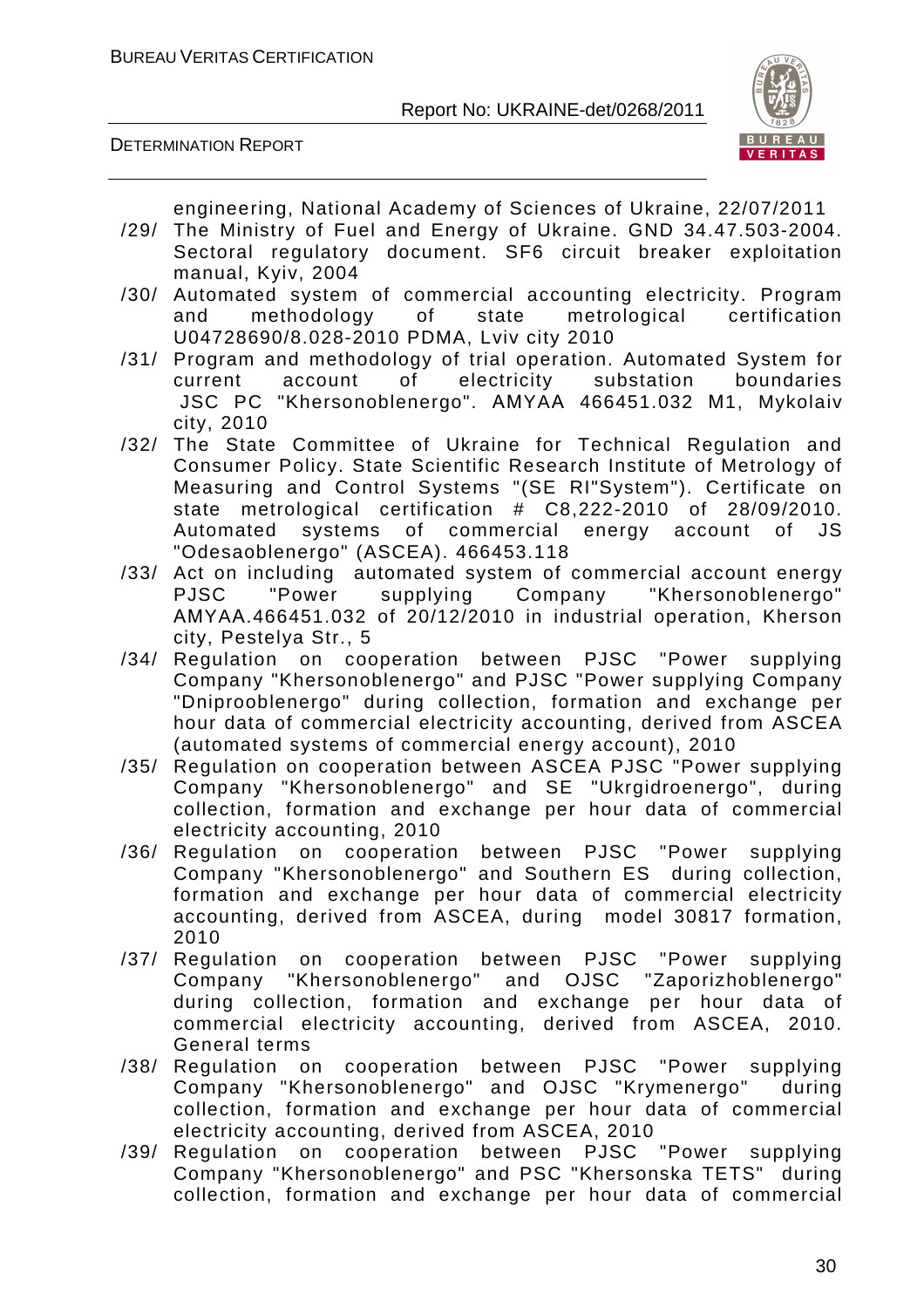engineering, National Academy of Sciences of Ukraine, 22/07/2011

/29/ The Ministry of Fuel and Energy of Ukraine. GND 34.47.503-2004. Sectoral regulatory document. SF6 circuit breaker exploitation manual, Kyiv, 2004

/30/ Automated system of commercial accounting electricity. Program and methodology of state metrological certification U04728690/8.028-2010 PDMA, Lviv city 2010

/31/ Program and methodology of trial operation. Automated System for current account of electricity substation boundaries JSC PC "Khersonoblenergo". AMYAA 466451.032 M1, Mykolaiv city, 2010

/32/ The State Committee of Ukraine for Technical Regulation and Consumer Policy. State Scientific Research Institute of Metrology of Measuring and Control Systems "(SE RI"System"). Certificate on state metrological certification # C8,222-2010 of 28/09/2010. Automated systems of commercial energy account of JS "Odesaoblenergo" (ASCEA). 466453.118

/33/ Act on including automated system of commercial account energy PJSC "Power supplying Company "Khersonoblenergo" AMYAA.466451.032 of 20/12/2010 in industrial operation, Kherson city, Pestelya Str., 5

/34/ Regulation on cooperation between PJSC "Power supplying Company "Khersonoblenergo" and PJSC "Power supplying Company "Dniprooblenergo" during collection, formation and exchange per hour data of commercial electricity accounting, derived from ASCEA (automated systems of commercial energy account), 2010

/35/ Regulation on cooperation between ASCEA PJSC "Power supplying Company "Khersonoblenergo" and SE "Ukrgidroenergo", during collection, formation and exchange per hour data of commercial electricity accounting, 2010

/36/ Regulation on cooperation between PJSC "Power supplying Company "Khersonoblenergo" and Southern ES during collection, formation and exchange per hour data of commercial electricity accounting, derived from ASCEA, during model 30817 formation, 2010

/37/ Regulation on cooperation between PJSC "Power supplying Company "Khersonoblenergo" and OJSC "Zaporizhoblenergo" during collection, formation and exchange per hour data of commercial electricity accounting, derived from ASCEA, 2010. General terms

/38/ Regulation on cooperation between PJSC "Power supplying Company "Khersonoblenergo" and OJSC "Krymenergo" during collection, formation and exchange per hour data of commercial electricity accounting, derived from ASCEA, 2010

/39/ Regulation on cooperation between PJSC "Power supplying Company "Khersonoblenergo" and PSC "Khersonska TETS" during collection, formation and exchange per hour data of commercial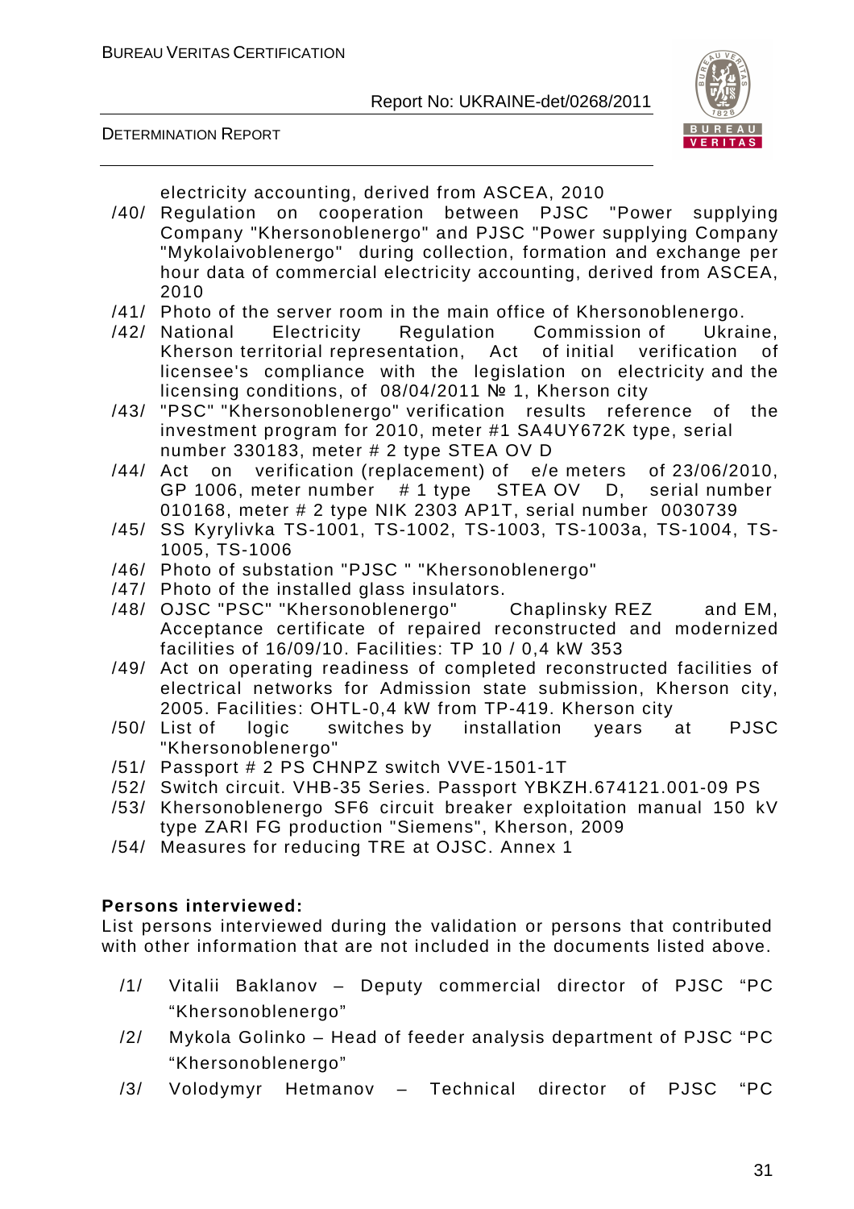electricity accounting, derived from ASCEA, 2010

/40/ Regulation on cooperation between PJSC "Power supplying Company "Khersonoblenergo" and PJSC "Power supplying Company "Mykolaivoblenergo" during collection, formation and exchange per hour data of commercial electricity accounting, derived from ASCEA, 2010

/41/ Photo of the server room in the main office of Khersonoblenergo.

/42/ National Electricity Regulation Commission of Ukraine, Kherson territorial representation, Act of initial verification of licensee's compliance with the legislation on electricity and the licensing conditions, of 08/04/2011 № 1, Kherson city

/43/ "PSC" "Khersonoblenergo" verification results reference of the investment program for 2010, meter #1 SA4UY672K type, serial number 330183, meter # 2 type STEA OV D

/44/ Act on verification (replacement) of e/e meters of 23/06/2010, GP 1006, meter number # 1 type STEA OV D, serial number 010168, meter # 2 type NIK 2303 AP1T, serial number 0030739

/45/ SS Kyrylivka TS-1001, TS-1002, TS-1003, TS-1003a, TS-1004, TS-1005, TS-1006

/46/ Photo of substation "PJSC " "Khersonoblenergo"

/47/ Photo of the installed glass insulators.

/48/ OJSC "PSC" "Khersonoblenergo" Chaplinsky REZ and EM, Acceptance certificate of repaired reconstructed and modernized facilities of 16/09/10. Facilities: TP 10 / 0,4 kW 353

/49/ Act on operating readiness of completed reconstructed facilities of electrical networks for Admission state submission, Kherson city, 2005. Facilities: OHTL-0,4 kW from TP-419. Kherson city

/50/ List of logic switches by installation years at PJSC "Khersonoblenergo"

/51/ Passport # 2 PS CHNPZ switch VVE-1501-1T

/52/ Switch circuit. VHB-35 Series. Passport YBKZH.674121.001-09 PS

/53/ Khersonoblenergo SF6 circuit breaker exploitation manual 150 kV type ZARI FG production "Siemens", Kherson, 2009

/54/ Measures for reducing TRE at OJSC. Annex 1

**Persons interviewed:**

List persons interviewed during the validation or persons that contributed with other information that are not included in the documents listed above.

/1/ Vitalii Baklanov – Deputy commercial director of PJSC "PC "Khersonoblenergo"

/2/ Mykola Golinko – Head of feeder analysis department of PJSC "PC "Khersonoblenergo"

/3/ Volodymyr Hetmanov – Technical director of PJSC "PC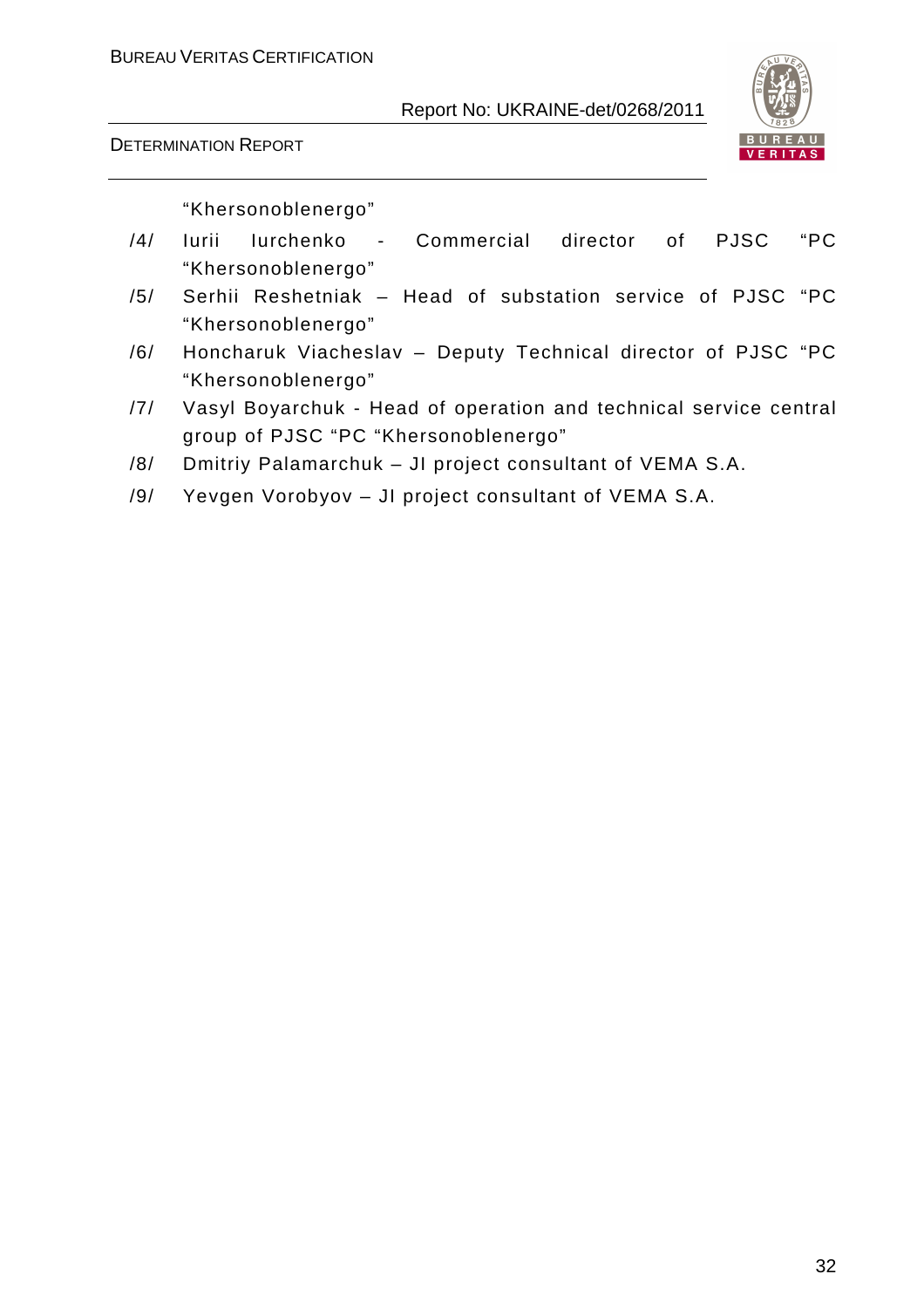"Khersonoblenergo"

/4/ Iurii Iurchenko - Commercial director of PJSC "PC "Khersonoblenergo"

/5/ Serhii Reshetniak – Head of substation service of PJSC "PC "Khersonoblenergo"

/6/ Honcharuk Viacheslav – Deputy Technical director of PJSC "PC "Khersonoblenergo"

/7/ Vasyl Boyarchuk - Head of operation and technical service central group of PJSC "PC "Khersonoblenergo"

/8/ Dmitriy Palamarchuk – JI project consultant of VEMA S.A.

/9/ Yevgen Vorobyov – JI project consultant of VEMA S.A.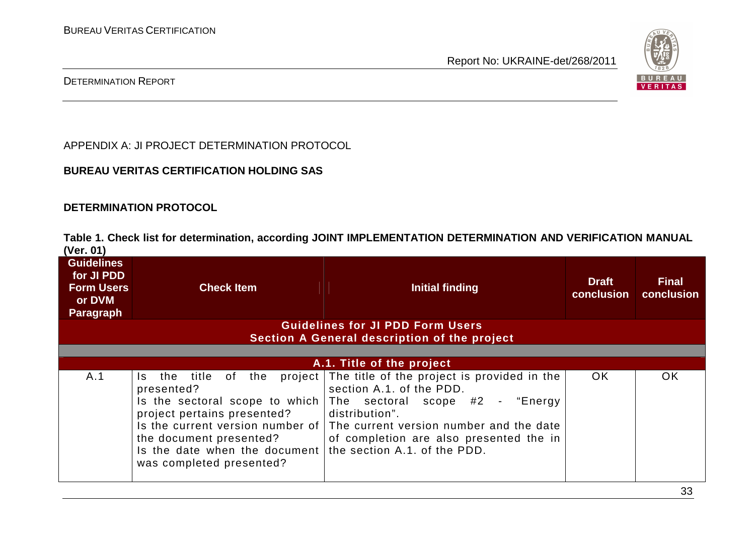APPENDIX A: JI PROJECT DETERMINATION PROTOCOL

**BUREAU VERITAS CERTIFICATION HOLDING SAS**

**DETERMINATION PROTOCOL**

**Table 1. Check list for determination, according JOINT IMPLEMENTATION DETERMINATION AND VERIFICATION MANUAL (Ver. 01)**

| Guidelines for JI PDD Form Users or DVM Paragraph | Check Item | Initial finding | Draft conclusion | Final conclusion |
|---|---|---|---|---|
| **Guidelines for JI PDD Form Users** **Section A General description of the project** | | | | |
| | | | | |
| **A.1. Title of the project** | | | | |
| A.1 | Is the title of the project presented? Is the sectoral scope to which project pertains presented? Is the current version number of the document presented? Is the date when the document was completed presented? | The title of the project is provided in the section A.1. of the PDD. The sectoral scope #2 - "Energy distribution". The current version number and the date of completion are also presented the in the section A.1. of the PDD. | OK | OK |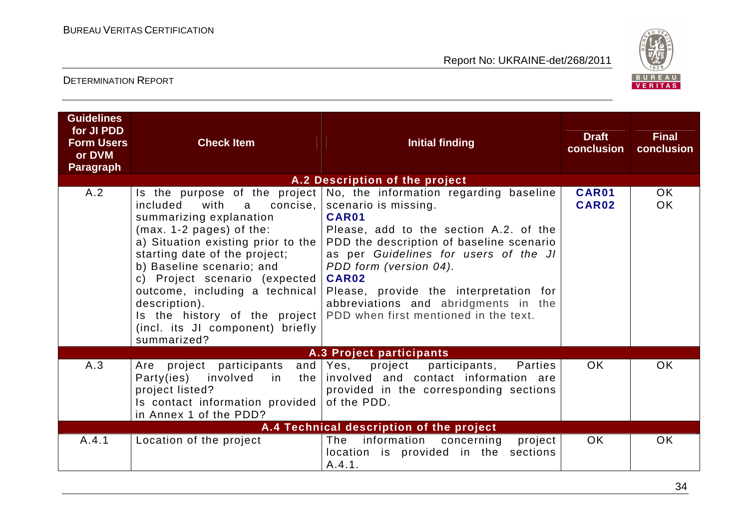| Guidelines for JI PDD Form Users or DVM Paragraph | Check Item | Initial finding | Draft conclusion | Final conclusion |
|---|---|---|---|---|
| **A.2 Description of the project** | | | | |
| A.2 | Is the purpose of the project included with a concise, summarizing explanation (max. 1-2 pages) of the:<br>a) Situation existing prior to the starting date of the project;<br>b) Baseline scenario; and<br>c) Project scenario (expected outcome, including a technical description).<br>Is the history of the project (incl. its JI component) briefly summarized? | No, the information regarding baseline scenario is missing.<br>**CAR01**<br>Please, add to the section A.2. of the PDD the description of baseline scenario as per *Guidelines for users of the JI PDD form (version 04).*<br>**CAR02**<br>Please, provide the interpretation for abbreviations and abridgments in the PDD when first mentioned in the text. | **CAR01**<br>**CAR02** | OK<br>OK |
| **A.3 Project participants** | | | | |
| A.3 | Are project participants and Party(ies) involved in the project listed?<br>Is contact information provided in Annex 1 of the PDD? | Yes, project participants, Parties involved and contact information are provided in the corresponding sections of the PDD. | OK | OK |
| **A.4 Technical description of the project** | | | | |
| A.4.1 | Location of the project | The information concerning project location is provided in the sections A.4.1. | OK | OK |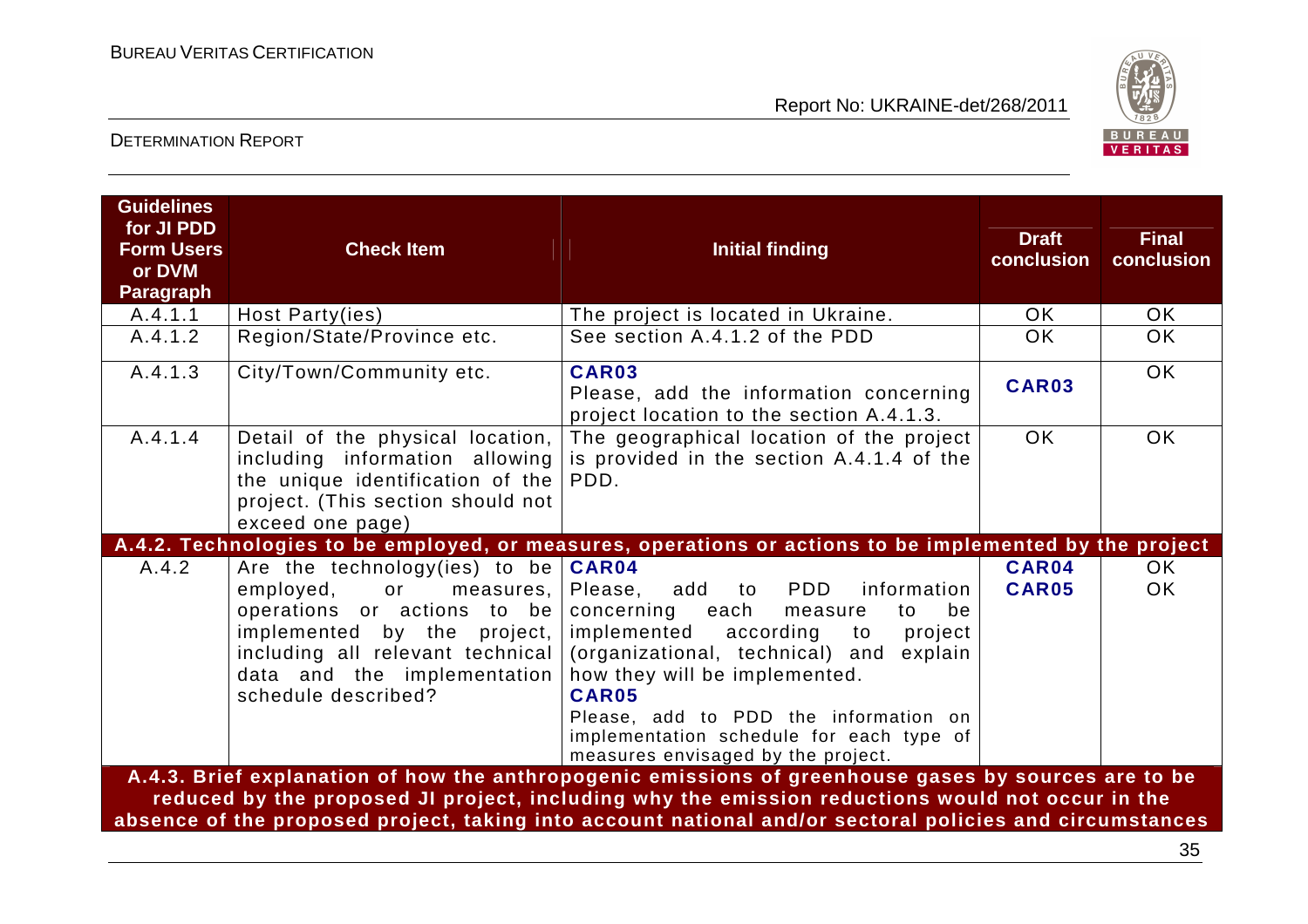| Guidelines for JI PDD Form Users or DVM Paragraph | Check Item | Initial finding | Draft conclusion | Final conclusion |
|---|---|---|---|---|
| A.4.1.1 | Host Party(ies) | The project is located in Ukraine. | OK | OK |
| A.4.1.2 | Region/State/Province etc. | See section A.4.1.2 of the PDD | OK | OK |
| A.4.1.3 | City/Town/Community etc. | **CAR03** Please, add the information concerning project location to the section A.4.1.3. | **CAR03** | OK |
| A.4.1.4 | Detail of the physical location, including information allowing the unique identification of the project. (This section should not exceed one page) | The geographical location of the project is provided in the section A.4.1.4 of the PDD. | OK | OK |
| **A.4.2. Technologies to be employed, or measures, operations or actions to be implemented by the project** | | | | |
| A.4.2 | Are the technology(ies) to be employed, or measures, operations or actions to be implemented by the project, including all relevant technical data and the implementation schedule described? | **CAR04** Please, add to PDD information concerning each measure to be implemented according to project (organizational, technical) and explain how they will be implemented. **CAR05** Please, add to PDD the information on implementation schedule for each type of measures envisaged by the project. | **CAR04** **CAR05** | OK OK |
| **A.4.3. Brief explanation of how the anthropogenic emissions of greenhouse gases by sources are to be reduced by the proposed JI project, including why the emission reductions would not occur in the absence of the proposed project, taking into account national and/or sectoral policies and circumstances** | | | | |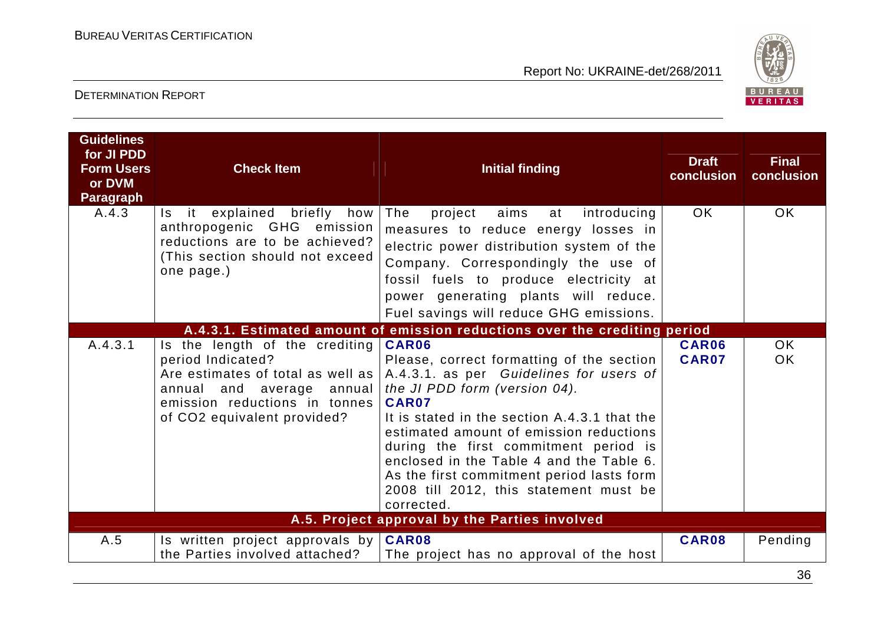| Guidelines for JI PDD Form Users or DVM Paragraph | Check Item | Initial finding | Draft conclusion | Final conclusion |
|---|---|---|---|---|
| A.4.3 | Is it explained briefly how anthropogenic GHG emission reductions are to be achieved? (This section should not exceed one page.) | The project aims at introducing measures to reduce energy losses in electric power distribution system of the Company. Correspondingly the use of fossil fuels to produce electricity at power generating plants will reduce. Fuel savings will reduce GHG emissions. | OK | OK |
| **A.4.3.1. Estimated amount of emission reductions over the crediting period** | | | | |
| A.4.3.1 | Is the length of the crediting period Indicated? Are estimates of total as well as annual and average annual emission reductions in tonnes of CO2 equivalent provided? | **CAR06** Please, correct formatting of the section A.4.3.1. as per *Guidelines for users of the JI PDD form (version 04).* **CAR07** It is stated in the section A.4.3.1 that the estimated amount of emission reductions during the first commitment period is enclosed in the Table 4 and the Table 6. As the first commitment period lasts form 2008 till 2012, this statement must be corrected. | **CAR06** **CAR07** | OK OK |
| **A.5. Project approval by the Parties involved** | | | | |
| A.5 | Is written project approvals by the Parties involved attached? | **CAR08** The project has no approval of the host | **CAR08** | Pending |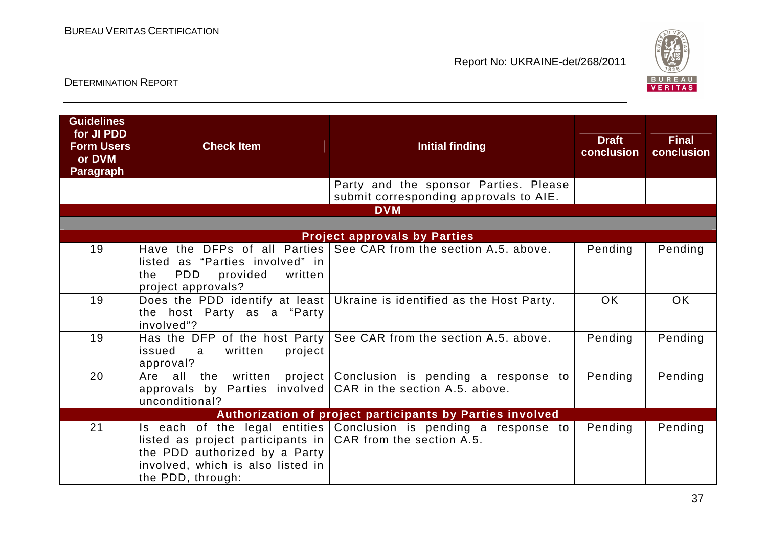| Guidelines for JI PDD Form Users or DVM Paragraph | Check Item | Initial finding | Draft conclusion | Final conclusion |
|---|---|---|---|---|
| | | Party and the sponsor Parties. Please submit corresponding approvals to AIE. | | |
| **DVM** | | | | |
| | | | | |
| **Project approvals by Parties** | | | | |
| 19 | Have the DFPs of all Parties listed as "Parties involved" in the PDD provided written project approvals? | See CAR from the section A.5. above. | Pending | Pending |
| 19 | Does the PDD identify at least the host Party as a "Party involved"? | Ukraine is identified as the Host Party. | OK | OK |
| 19 | Has the DFP of the host Party issued a written project approval? | See CAR from the section A.5. above. | Pending | Pending |
| 20 | Are all the written project approvals by Parties involved unconditional? | Conclusion is pending a response to CAR in the section A.5. above. | Pending | Pending |
| **Authorization of project participants by Parties involved** | | | | |
| 21 | Is each of the legal entities listed as project participants in the PDD authorized by a Party involved, which is also listed in the PDD, through: | Conclusion is pending a response to CAR from the section A.5. | Pending | Pending |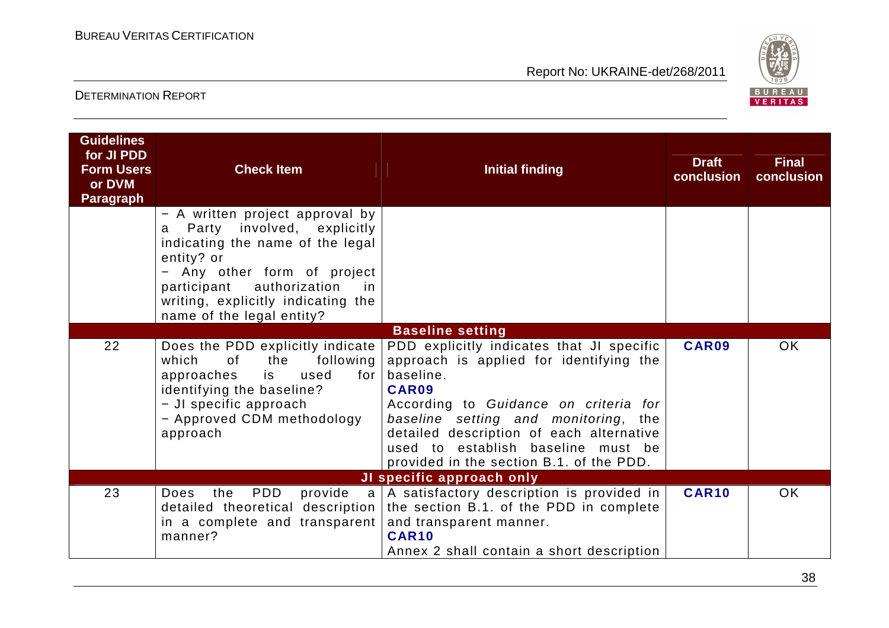| Guidelines for JI PDD Form Users or DVM Paragraph | Check Item | Initial finding | Draft conclusion | Final conclusion |
|---|---|---|---|---|
| | − A written project approval by a Party involved, explicitly indicating the name of the legal entity? or<br>− Any other form of project participant authorization in writing, explicitly indicating the name of the legal entity? | | | |
| **Baseline setting** | | | | |
| 22 | Does the PDD explicitly indicate which of the following approaches is used for identifying the baseline?<br>− JI specific approach<br>− Approved CDM methodology approach | PDD explicitly indicates that JI specific approach is applied for identifying the baseline.<br>**CAR09**<br>According to *Guidance on criteria for baseline setting and monitoring*, the detailed description of each alternative used to establish baseline must be provided in the section B.1. of the PDD. | **CAR09** | OK |
| **JI specific approach only** | | | | |
| 23 | Does the PDD provide a detailed theoretical description in a complete and transparent manner? | A satisfactory description is provided in the section B.1. of the PDD in complete and transparent manner.<br>**CAR10**<br>Annex 2 shall contain a short description | **CAR10** | OK |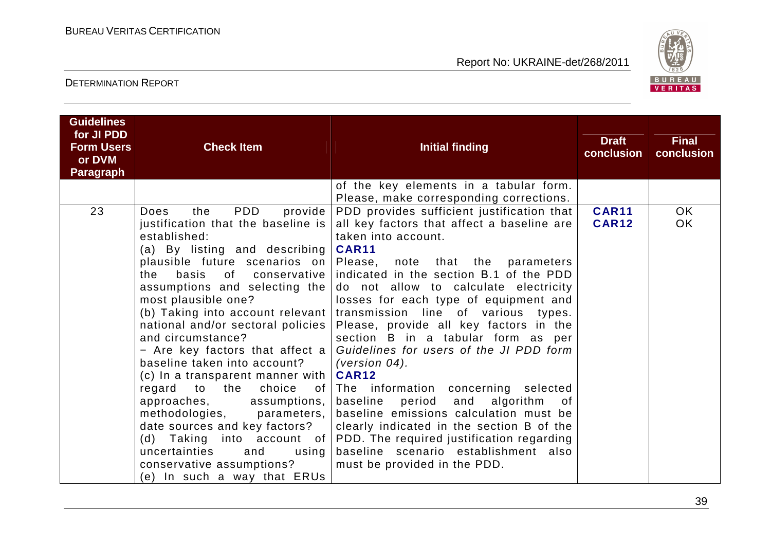| Guidelines for JI PDD Form Users or DVM Paragraph | Check Item | Initial finding | Draft conclusion | Final conclusion |
|---|---|---|---|---|
| | | of the key elements in a tabular form. Please, make corresponding corrections. | | |
| 23 | Does the PDD provide justification that the baseline is established:<br>(a) By listing and describing plausible future scenarios on the basis of conservative assumptions and selecting the most plausible one?<br>(b) Taking into account relevant national and/or sectoral policies and circumstance?<br>− Are key factors that affect a baseline taken into account?<br>(c) In a transparent manner with regard to the choice of approaches, assumptions, methodologies, parameters, date sources and key factors?<br>(d) Taking into account of uncertainties and using conservative assumptions?<br>(e) In such a way that ERUs | PDD provides sufficient justification that all key factors that affect a baseline are taken into account.<br>**CAR11**<br>Please, note that the parameters indicated in the section B.1 of the PDD do not allow to calculate electricity losses for each type of equipment and transmission line of various types. Please, provide all key factors in the section B in a tabular form as per *Guidelines for users of the JI PDD form (version 04).*<br>**CAR12**<br>The information concerning selected baseline period and algorithm of baseline emissions calculation must be clearly indicated in the section B of the PDD. The required justification regarding baseline scenario establishment also must be provided in the PDD. | **CAR11**<br>**CAR12** | OK<br>OK |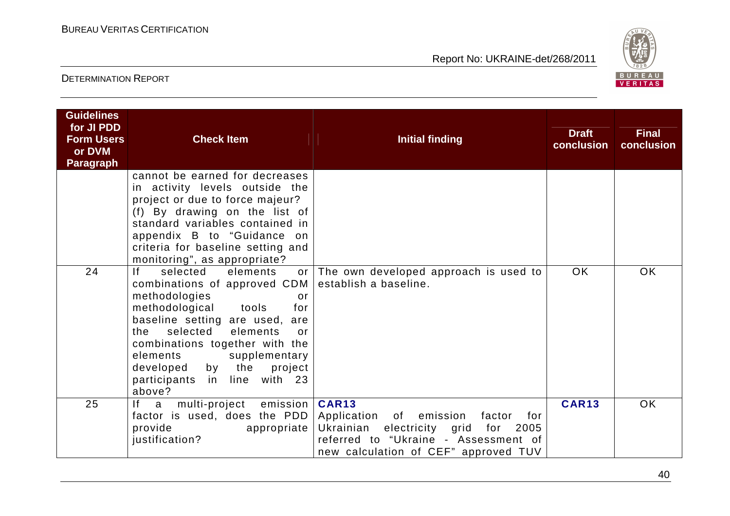| Guidelines for JI PDD Form Users or DVM Paragraph | Check Item | Initial finding | Draft conclusion | Final conclusion |
|---|---|---|---|---|
| | cannot be earned for decreases in activity levels outside the project or due to force majeur? (f) By drawing on the list of standard variables contained in appendix B to "Guidance on criteria for baseline setting and monitoring", as appropriate? | | | |
| 24 | If selected elements or combinations of approved CDM methodologies or methodological tools for baseline setting are used, are the selected elements or combinations together with the elements supplementary developed by the project participants in line with 23 above? | The own developed approach is used to establish a baseline. | OK | OK |
| 25 | If a multi-project emission factor is used, does the PDD provide appropriate justification? | **CAR13** Application of emission factor for Ukrainian electricity grid for 2005 referred to "Ukraine - Assessment of new calculation of CEF" approved TUV | **CAR13** | OK |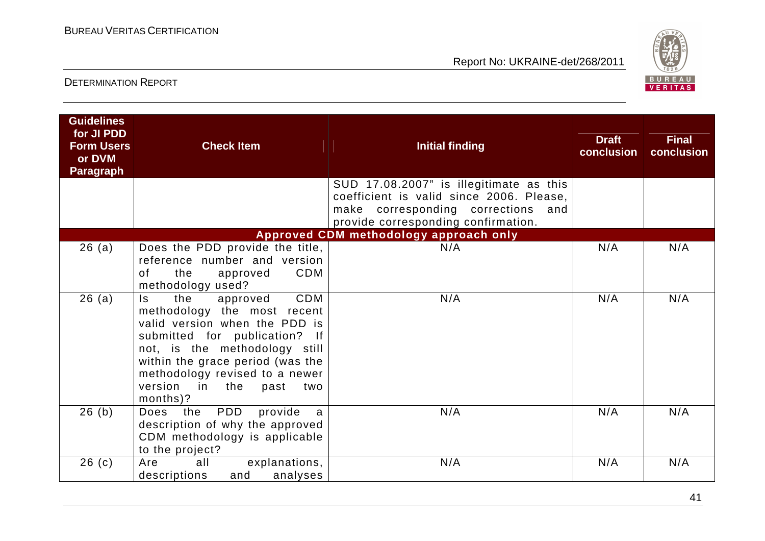| Guidelines for JI PDD Form Users or DVM Paragraph | Check Item | Initial finding | Draft conclusion | Final conclusion |
|---|---|---|---|---|
| | | SUD 17.08.2007" is illegitimate as this coefficient is valid since 2006. Please, make corresponding corrections and provide corresponding confirmation. | | |
| | | **Approved CDM methodology approach only** | | |
| 26 (a) | Does the PDD provide the title, reference number and version of the approved CDM methodology used? | N/A | N/A | N/A |
| 26 (a) | Is the approved CDM methodology the most recent valid version when the PDD is submitted for publication? If not, is the methodology still within the grace period (was the methodology revised to a newer version in the past two months)? | N/A | N/A | N/A |
| 26 (b) | Does the PDD provide a description of why the approved CDM methodology is applicable to the project? | N/A | N/A | N/A |
| 26 (c) | Are all explanations, descriptions and analyses | N/A | N/A | N/A |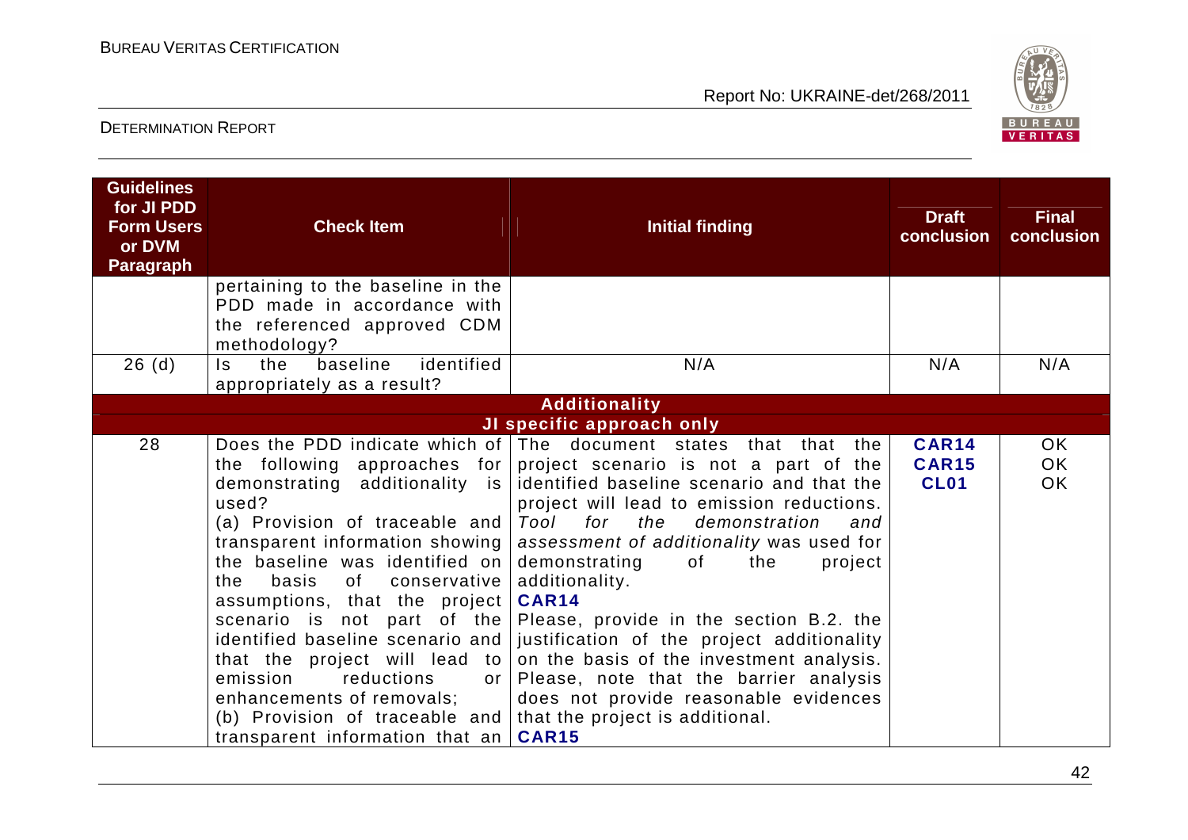| Guidelines for JI PDD Form Users or DVM Paragraph | Check Item | Initial finding | Draft conclusion | Final conclusion |
|---|---|---|---|---|
| | pertaining to the baseline in the PDD made in accordance with the referenced approved CDM methodology? | | | |
| 26 (d) | Is the baseline identified appropriately as a result? | N/A | N/A | N/A |
| **Additionality** | | | | |
| **JI specific approach only** | | | | |
| 28 | Does the PDD indicate which of the following approaches for demonstrating additionality is used?<br>(a) Provision of traceable and transparent information showing the baseline was identified on the basis of conservative assumptions, that the project scenario is not part of the identified baseline scenario and that the project will lead to emission reductions or enhancements of removals;<br>(b) Provision of traceable and transparent information that an | The document states that that the project scenario is not a part of the identified baseline scenario and that the project will lead to emission reductions. *Tool for the demonstration and assessment of additionality* was used for demonstrating of the project additionality.<br>**CAR14**<br>Please, provide in the section B.2. the justification of the project additionality on the basis of the investment analysis. Please, note that the barrier analysis does not provide reasonable evidences that the project is additional.<br>**CAR15** | **CAR14**<br>**CAR15**<br>**CL01** | OK<br>OK<br>OK |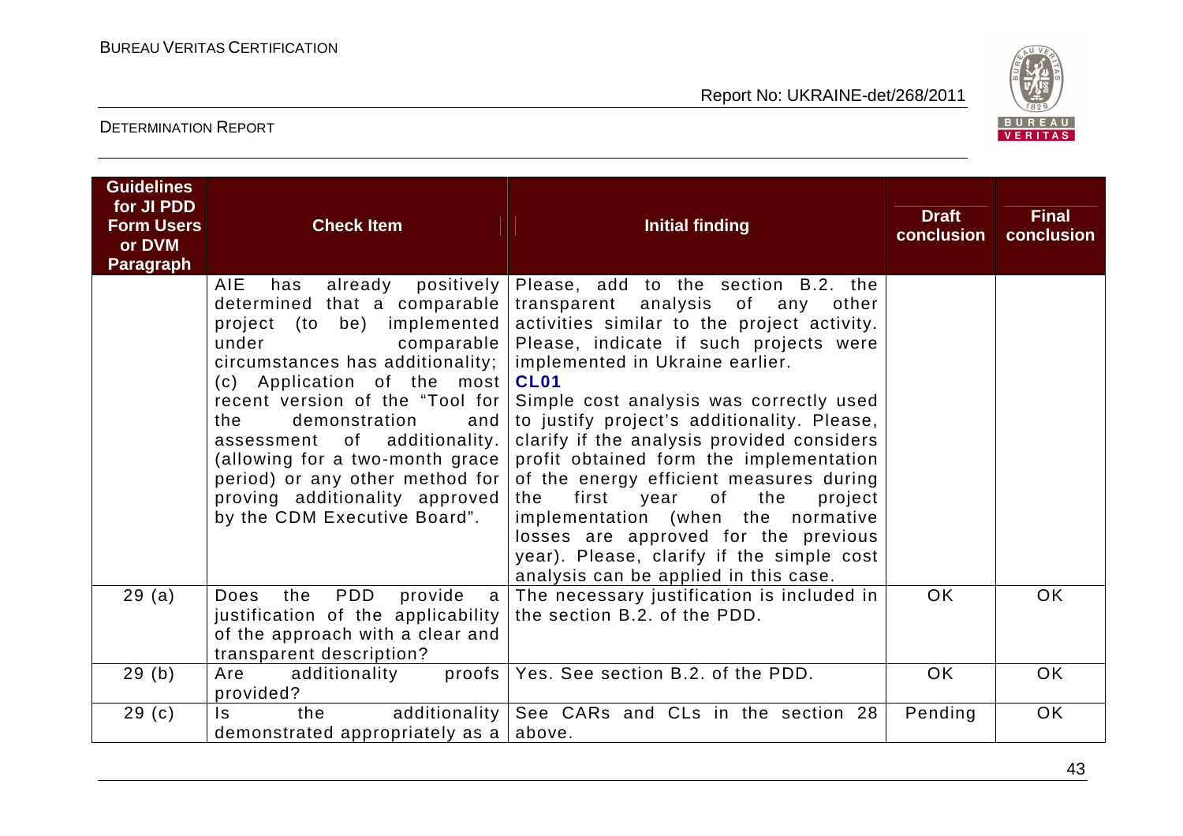| Guidelines for JI PDD Form Users or DVM Paragraph | Check Item | Initial finding | Draft conclusion | Final conclusion |
|---|---|---|---|---|
| | AIE has already positively determined that a comparable project (to be) implemented under comparable circumstances has additionality; (c) Application of the most recent version of the "Tool for the demonstration and assessment of additionality. (allowing for a two-month grace period) or any other method for proving additionality approved by the CDM Executive Board". | Please, add to the section B.2. the transparent analysis of any other activities similar to the project activity. Please, indicate if such projects were implemented in Ukraine earlier. **CL01** Simple cost analysis was correctly used to justify project's additionality. Please, clarify if the analysis provided considers profit obtained form the implementation of the energy efficient measures during the first year of the project implementation (when the normative losses are approved for the previous year). Please, clarify if the simple cost analysis can be applied in this case. | | |
| 29 (a) | Does the PDD provide a justification of the applicability of the approach with a clear and transparent description? | The necessary justification is included in the section B.2. of the PDD. | OK | OK |
| 29 (b) | Are additionality proofs provided? | Yes. See section B.2. of the PDD. | OK | OK |
| 29 (c) | Is the additionality demonstrated appropriately as a | See CARs and CLs in the section 28 above. | Pending | OK |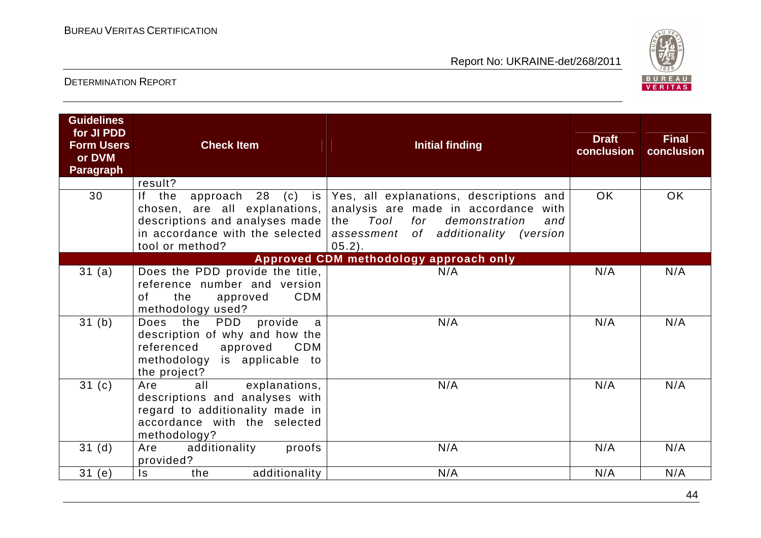| Guidelines for JI PDD Form Users or DVM Paragraph | Check Item | Initial finding | Draft conclusion | Final conclusion |
|---|---|---|---|---|
| | result? | | | |
| 30 | If the approach 28 (c) is chosen, are all explanations, descriptions and analyses made in accordance with the selected tool or method? | Yes, all explanations, descriptions and analysis are made in accordance with the *Tool for demonstration and assessment of additionality (version* 05.2). | OK | OK |
| **Approved CDM methodology approach only** | | | | |
| 31 (a) | Does the PDD provide the title, reference number and version of the approved CDM methodology used? | N/A | N/A | N/A |
| 31 (b) | Does the PDD provide a description of why and how the referenced approved CDM methodology is applicable to the project? | N/A | N/A | N/A |
| 31 (c) | Are all explanations, descriptions and analyses with regard to additionality made in accordance with the selected methodology? | N/A | N/A | N/A |
| 31 (d) | Are additionality proofs provided? | N/A | N/A | N/A |
| 31 (e) | Is the additionality | N/A | N/A | N/A |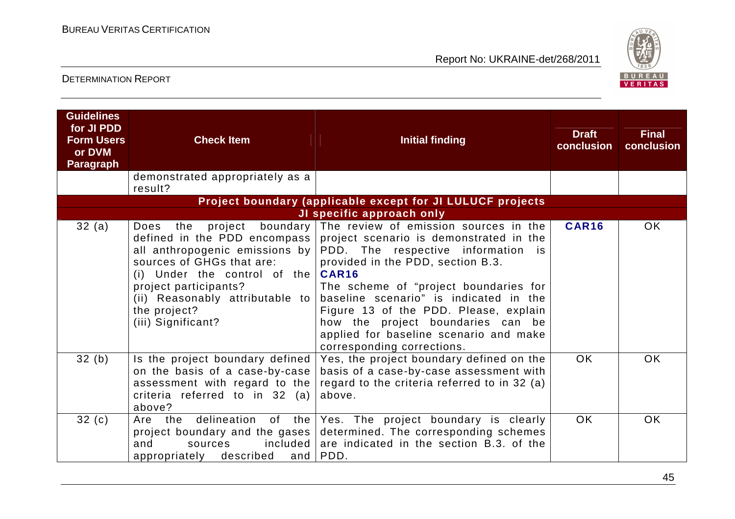| Guidelines for JI PDD Form Users or DVM Paragraph | Check Item | Initial finding | Draft conclusion | Final conclusion |
|---|---|---|---|---|
| | demonstrated appropriately as a result? | | | |
| **Project boundary (applicable except for JI LULUCF projects** | | | | |
| **JI specific approach only** | | | | |
| 32 (a) | Does the project boundary defined in the PDD encompass all anthropogenic emissions by sources of GHGs that are:<br>(i) Under the control of the project participants?<br>(ii) Reasonably attributable to the project?<br>(iii) Significant? | The review of emission sources in the project scenario is demonstrated in the PDD. The respective information is provided in the PDD, section B.3.<br>**CAR16**<br>The scheme of "project boundaries for baseline scenario" is indicated in the Figure 13 of the PDD. Please, explain how the project boundaries can be applied for baseline scenario and make corresponding corrections. | **CAR16** | OK |
| 32 (b) | Is the project boundary defined on the basis of a case-by-case assessment with regard to the criteria referred to in 32 (a) above? | Yes, the project boundary defined on the basis of a case-by-case assessment with regard to the criteria referred to in 32 (a) above. | OK | OK |
| 32 (c) | Are the delineation of the project boundary and the gases and sources included appropriately described and | Yes. The project boundary is clearly determined. The corresponding schemes are indicated in the section B.3. of the PDD. | OK | OK |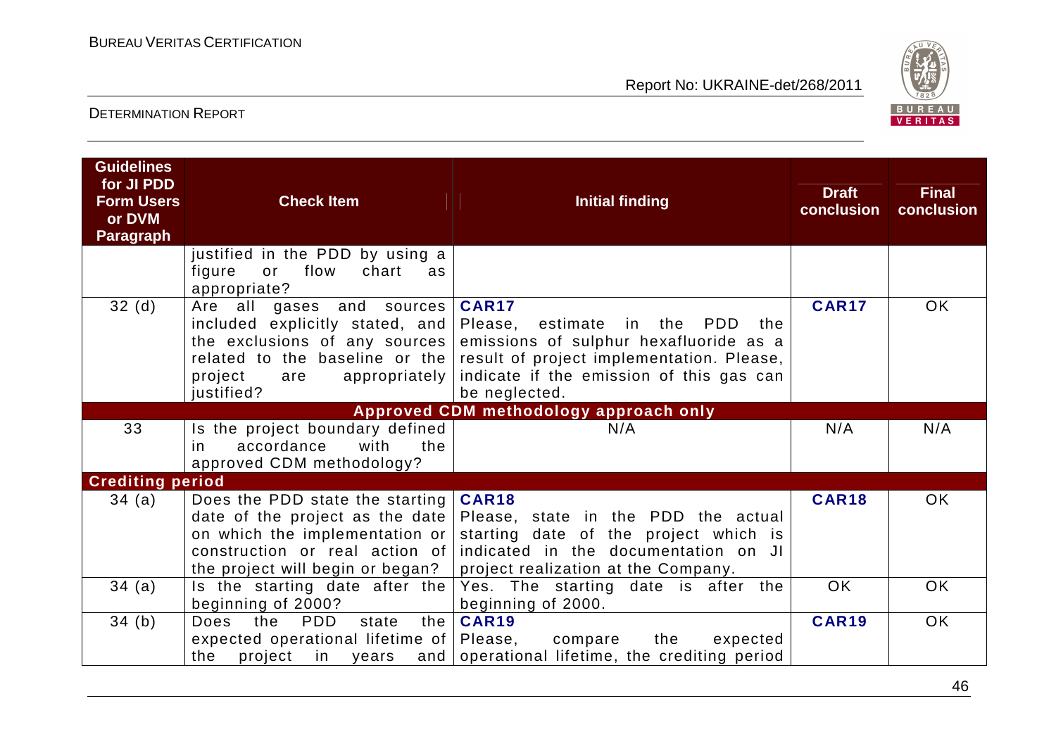| Guidelines for JI PDD Form Users or DVM Paragraph | Check Item | Initial finding | Draft conclusion | Final conclusion |
|---|---|---|---|---|
| | justified in the PDD by using a figure or flow chart as appropriate? | | | |
| 32 (d) | Are all gases and sources included explicitly stated, and the exclusions of any sources related to the baseline or the project are appropriately justified? | **CAR17** Please, estimate in the PDD the emissions of sulphur hexafluoride as a result of project implementation. Please, indicate if the emission of this gas can be neglected. | **CAR17** | OK |
| **Approved CDM methodology approach only** | | | | |
| 33 | Is the project boundary defined in accordance with the approved CDM methodology? | N/A | N/A | N/A |
| **Crediting period** | | | | |
| 34 (a) | Does the PDD state the starting date of the project as the date on which the implementation or construction or real action of the project will begin or began? | **CAR18** Please, state in the PDD the actual starting date of the project which is indicated in the documentation on JI project realization at the Company. | **CAR18** | OK |
| 34 (a) | Is the starting date after the beginning of 2000? | Yes. The starting date is after the beginning of 2000. | OK | OK |
| 34 (b) | Does the PDD state the expected operational lifetime of the project in years and | **CAR19** Please, compare the expected operational lifetime, the crediting period | **CAR19** | OK |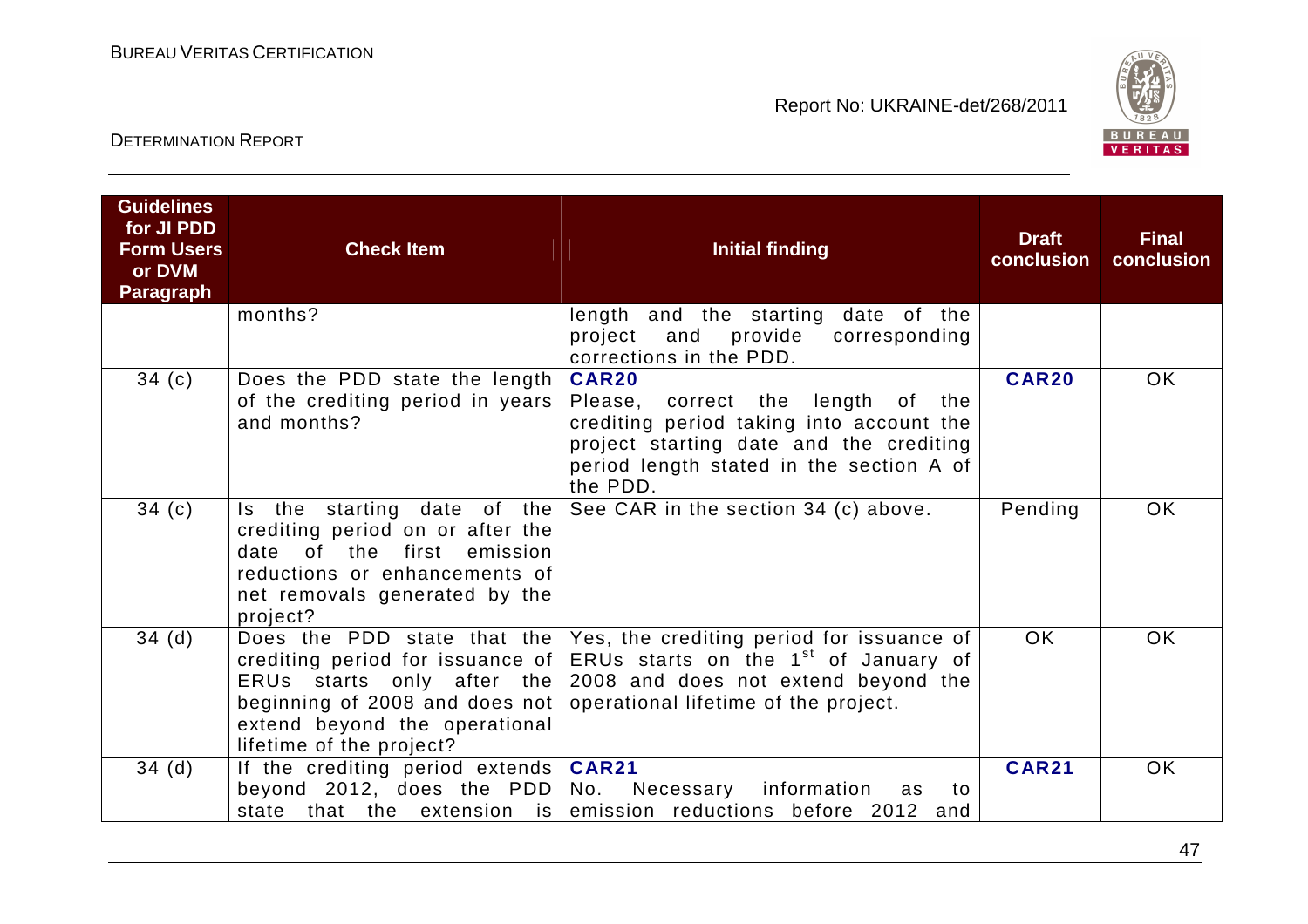| Guidelines for JI PDD Form Users or DVM Paragraph | Check Item | Initial finding | Draft conclusion | Final conclusion |
|---|---|---|---|---|
| | months? | length and the starting date of the project and provide corresponding corrections in the PDD. | | |
| 34 (c) | Does the PDD state the length of the crediting period in years and months? | **CAR20**<br>Please, correct the length of the crediting period taking into account the project starting date and the crediting period length stated in the section A of the PDD. | **CAR20** | OK |
| 34 (c) | Is the starting date of the crediting period on or after the date of the first emission reductions or enhancements of net removals generated by the project? | See CAR in the section 34 (c) above. | Pending | OK |
| 34 (d) | Does the PDD state that the crediting period for issuance of ERUs starts only after the beginning of 2008 and does not extend beyond the operational lifetime of the project? | Yes, the crediting period for issuance of ERUs starts on the 1st of January of 2008 and does not extend beyond the operational lifetime of the project. | OK | OK |
| 34 (d) | If the crediting period extends beyond 2012, does the PDD state that the extension is | **CAR21**<br>No. Necessary information as to emission reductions before 2012 and | **CAR21** | OK |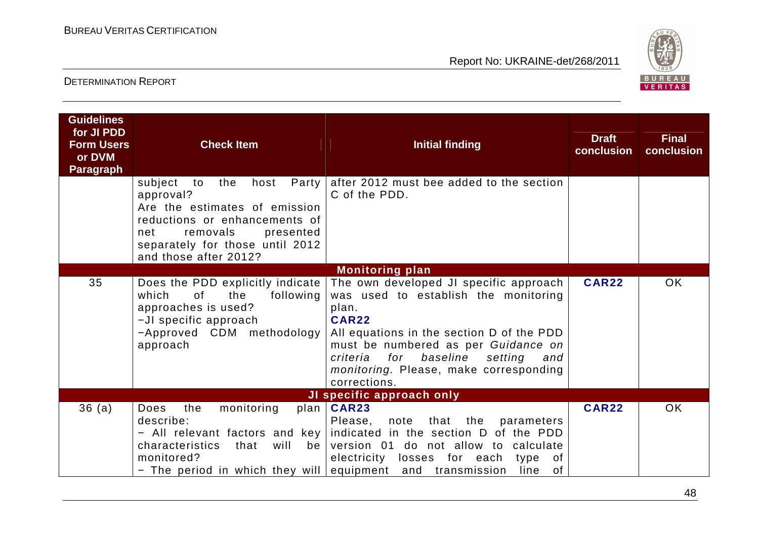| Guidelines for JI PDD Form Users or DVM Paragraph | Check Item | Initial finding | Draft conclusion | Final conclusion |
|---|---|---|---|---|
| | subject to the host Party approval? Are the estimates of emission reductions or enhancements of net removals presented separately for those until 2012 and those after 2012? | after 2012 must bee added to the section C of the PDD. | | |
| **Monitoring plan** | | | | |
| 35 | Does the PDD explicitly indicate which of the following approaches is used?<br>−JI specific approach<br>−Approved CDM methodology approach | The own developed JI specific approach was used to establish the monitoring plan.<br>**CAR22**<br>All equations in the section D of the PDD must be numbered as per *Guidance on criteria for baseline setting and monitoring.* Please, make corresponding corrections. | **CAR22** | OK |
| **JI specific approach only** | | | | |
| 36 (a) | Does the monitoring plan describe:<br>− All relevant factors and key characteristics that will be monitored?<br>− The period in which they will | **CAR23**<br>Please, note that the parameters indicated in the section D of the PDD version 01 do not allow to calculate electricity losses for each type of equipment and transmission line of | **CAR22** | OK |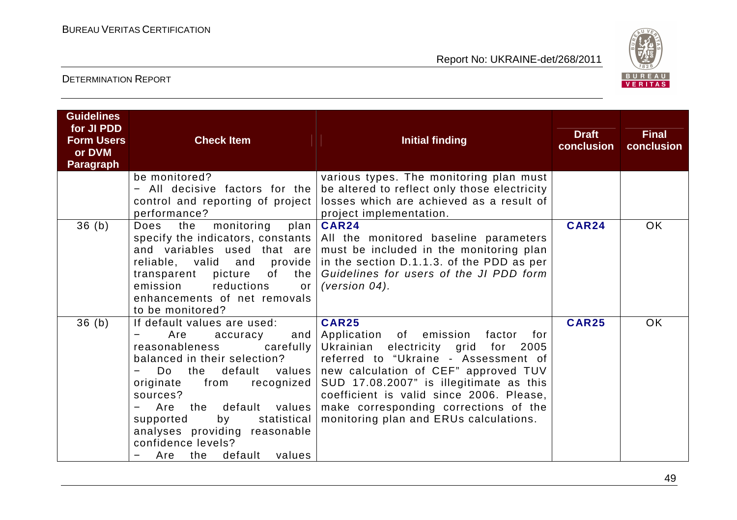| Guidelines for JI PDD Form Users or DVM Paragraph | Check Item | Initial finding | Draft conclusion | Final conclusion |
|---|---|---|---|---|
| | be monitored?<br>− All decisive factors for the control and reporting of project performance? | various types. The monitoring plan must be altered to reflect only those electricity losses which are achieved as a result of project implementation. | | |
| 36 (b) | Does the monitoring plan specify the indicators, constants and variables used that are reliable, valid and provide transparent picture of the emission reductions or enhancements of net removals to be monitored? | **CAR24**<br>All the monitored baseline parameters must be included in the monitoring plan in the section D.1.1.3. of the PDD as per *Guidelines for users of the JI PDD form (version 04).* | **CAR24** | OK |
| 36 (b) | If default values are used:<br>− Are accuracy and reasonableness carefully balanced in their selection?<br>− Do the default values originate from recognized sources?<br>− Are the default values supported by statistical analyses providing reasonable confidence levels?<br>− Are the default values | **CAR25**<br>Application of emission factor for Ukrainian electricity grid for 2005 referred to "Ukraine - Assessment of new calculation of CEF" approved TUV SUD 17.08.2007" is illegitimate as this coefficient is valid since 2006. Please, make corresponding corrections of the monitoring plan and ERUs calculations. | **CAR25** | OK |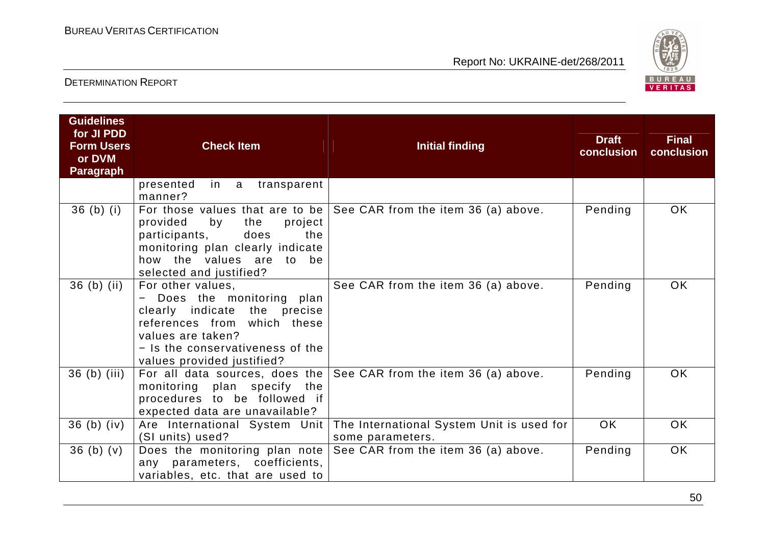| Guidelines for JI PDD Form Users or DVM Paragraph | Check Item | Initial finding | Draft conclusion | Final conclusion |
|---|---|---|---|---|
| | presented in a transparent manner? | | | |
| 36 (b) (i) | For those values that are to be provided by the project participants, does the monitoring plan clearly indicate how the values are to be selected and justified? | See CAR from the item 36 (a) above. | Pending | OK |
| 36 (b) (ii) | For other values,<br>− Does the monitoring plan clearly indicate the precise references from which these values are taken?<br>− Is the conservativeness of the values provided justified? | See CAR from the item 36 (a) above. | Pending | OK |
| 36 (b) (iii) | For all data sources, does the monitoring plan specify the procedures to be followed if expected data are unavailable? | See CAR from the item 36 (a) above. | Pending | OK |
| 36 (b) (iv) | Are International System Unit (SI units) used? | The International System Unit is used for some parameters. | OK | OK |
| 36 (b) (v) | Does the monitoring plan note any parameters, coefficients, variables, etc. that are used to | See CAR from the item 36 (a) above. | Pending | OK |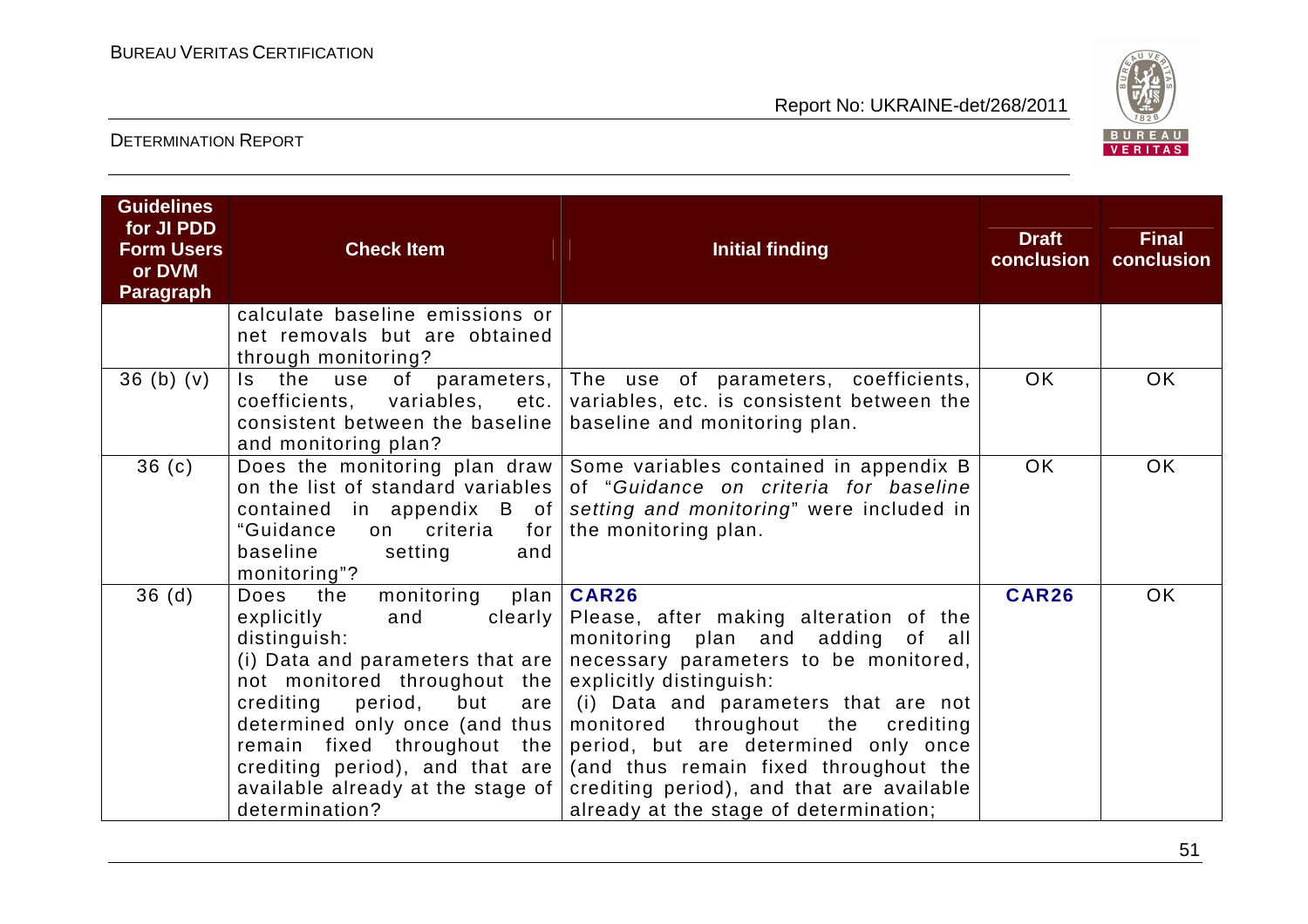| Guidelines for JI PDD Form Users or DVM Paragraph | Check Item | Initial finding | Draft conclusion | Final conclusion |
|---|---|---|---|---|
| | calculate baseline emissions or net removals but are obtained through monitoring? | | | |
| 36 (b) (v) | Is the use of parameters, coefficients, variables, etc. consistent between the baseline and monitoring plan? | The use of parameters, coefficients, variables, etc. is consistent between the baseline and monitoring plan. | OK | OK |
| 36 (c) | Does the monitoring plan draw on the list of standard variables contained in appendix B of "Guidance on criteria for baseline setting and monitoring"? | Some variables contained in appendix B of "*Guidance on criteria for baseline setting and monitoring*" were included in the monitoring plan. | OK | OK |
| 36 (d) | Does the monitoring plan explicitly and clearly distinguish:<br>(i) Data and parameters that are not monitored throughout the crediting period, but are determined only once (and thus remain fixed throughout the crediting period), and that are available already at the stage of determination? | **CAR26**<br>Please, after making alteration of the monitoring plan and adding of all necessary parameters to be monitored, explicitly distinguish:<br>(i) Data and parameters that are not monitored throughout the crediting period, but are determined only once (and thus remain fixed throughout the crediting period), and that are available already at the stage of determination; | **CAR26** | OK |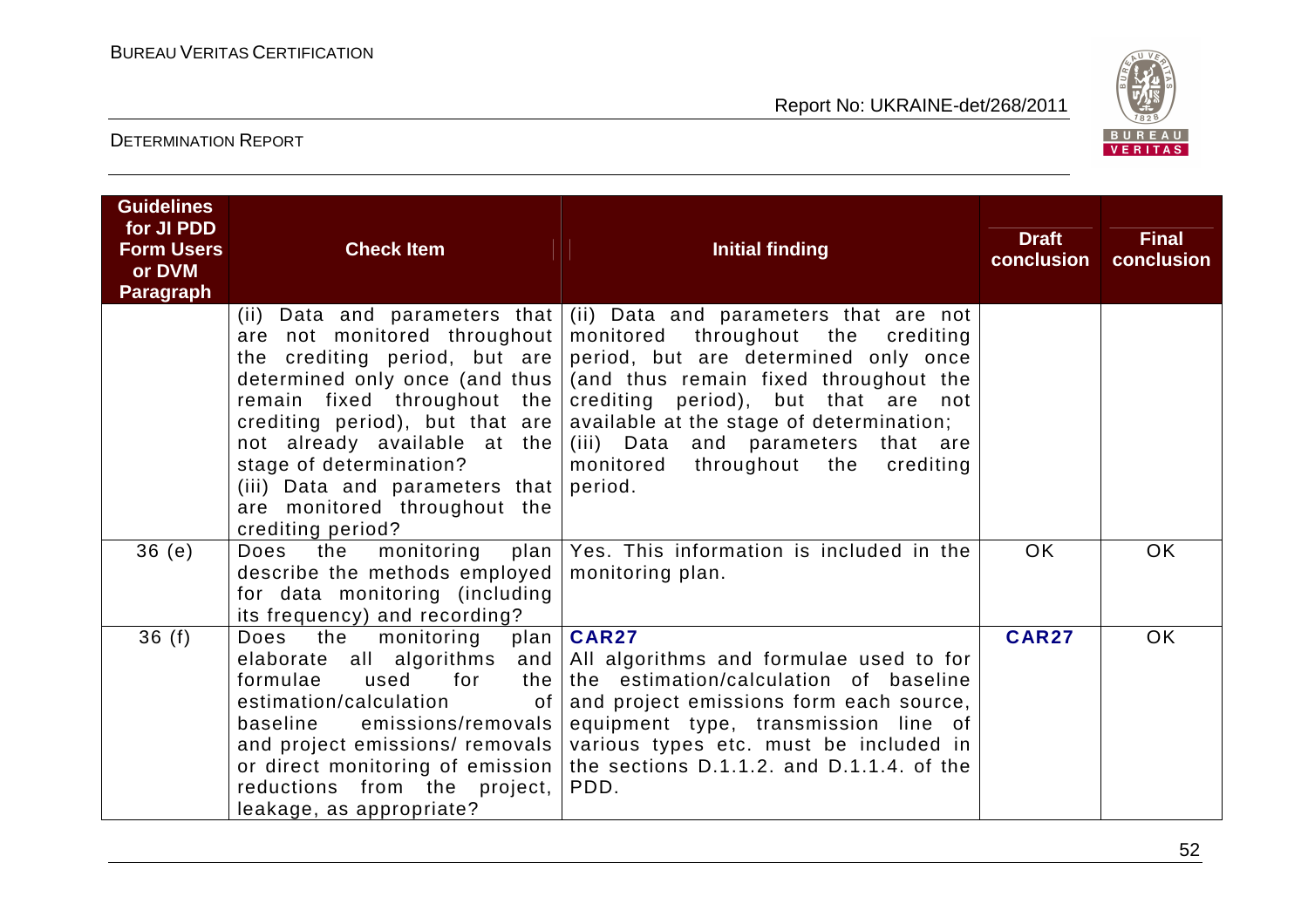| Guidelines for JI PDD Form Users or DVM Paragraph | Check Item | Initial finding | Draft conclusion | Final conclusion |
|---|---|---|---|---|
| | (ii) Data and parameters that are not monitored throughout the crediting period, but are determined only once (and thus remain fixed throughout the crediting period), but that are not already available at the stage of determination?<br>(iii) Data and parameters that are monitored throughout the crediting period? | (ii) Data and parameters that are not monitored throughout the crediting period, but are determined only once (and thus remain fixed throughout the crediting period), but that are not available at the stage of determination;<br>(iii) Data and parameters that are monitored throughout the crediting period. | | |
| 36 (e) | Does the monitoring plan describe the methods employed for data monitoring (including its frequency) and recording? | Yes. This information is included in the monitoring plan. | OK | OK |
| 36 (f) | Does the monitoring plan elaborate all algorithms and formulae used for the estimation/calculation of baseline emissions/removals and project emissions/ removals or direct monitoring of emission reductions from the project, leakage, as appropriate? | **CAR27**<br>All algorithms and formulae used to for the estimation/calculation of baseline and project emissions form each source, equipment type, transmission line of various types etc. must be included in the sections D.1.1.2. and D.1.1.4. of the PDD. | **CAR27** | OK |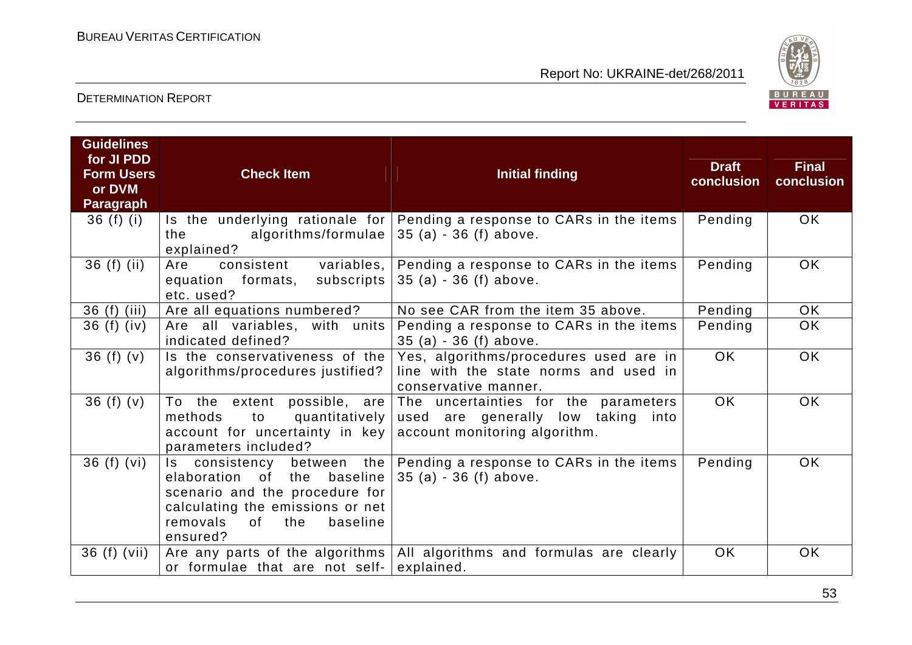| Guidelines for JI PDD Form Users or DVM Paragraph | Check Item | Initial finding | Draft conclusion | Final conclusion |
|---|---|---|---|---|
| 36 (f) (i) | Is the underlying rationale for the algorithms/formulae explained? | Pending a response to CARs in the items 35 (a) - 36 (f) above. | Pending | OK |
| 36 (f) (ii) | Are consistent variables, equation formats, subscripts etc. used? | Pending a response to CARs in the items 35 (a) - 36 (f) above. | Pending | OK |
| 36 (f) (iii) | Are all equations numbered? | No see CAR from the item 35 above. | Pending | OK |
| 36 (f) (iv) | Are all variables, with units indicated defined? | Pending a response to CARs in the items 35 (a) - 36 (f) above. | Pending | OK |
| 36 (f) (v) | Is the conservativeness of the algorithms/procedures justified? | Yes, algorithms/procedures used are in line with the state norms and used in conservative manner. | OK | OK |
| 36 (f) (v) | To the extent possible, are methods to quantitatively account for uncertainty in key parameters included? | The uncertainties for the parameters used are generally low taking into account monitoring algorithm. | OK | OK |
| 36 (f) (vi) | Is consistency between the elaboration of the baseline scenario and the procedure for calculating the emissions or net removals of the baseline ensured? | Pending a response to CARs in the items 35 (a) - 36 (f) above. | Pending | OK |
| 36 (f) (vii) | Are any parts of the algorithms or formulae that are not self- | All algorithms and formulas are clearly explained. | OK | OK |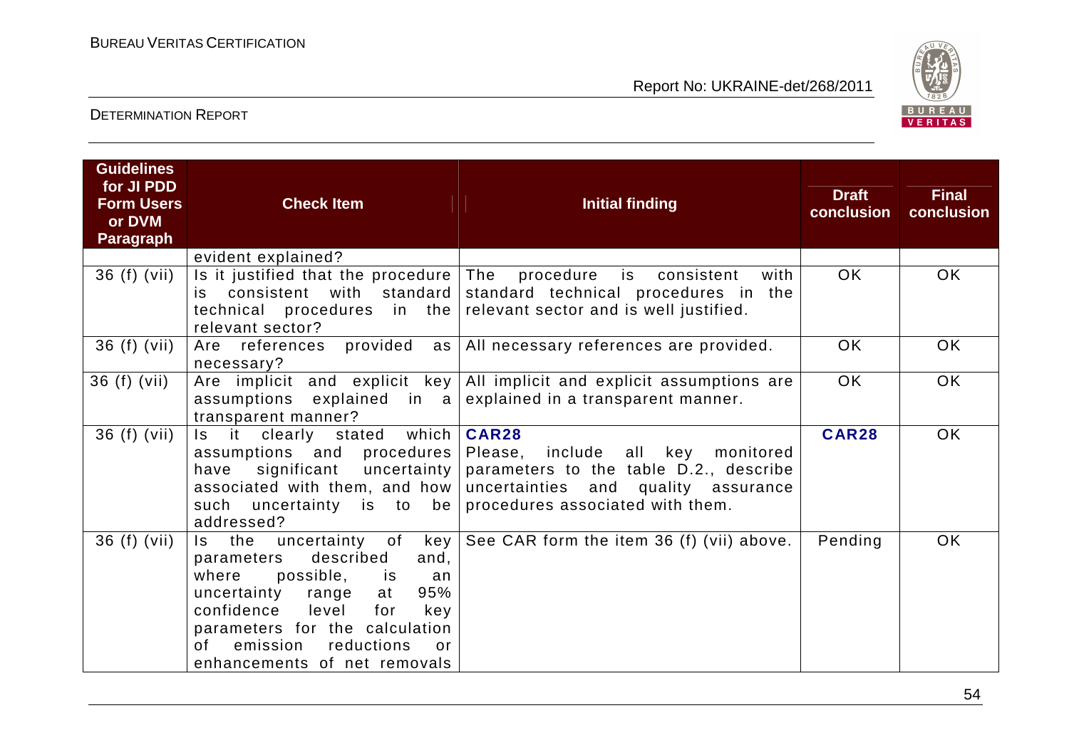| Guidelines for JI PDD Form Users or DVM Paragraph | Check Item | Initial finding | Draft conclusion | Final conclusion |
|---|---|---|---|---|
| | evident explained? | | | |
| 36 (f) (vii) | Is it justified that the procedure is consistent with standard technical procedures in the relevant sector? | The procedure is consistent with standard technical procedures in the relevant sector and is well justified. | OK | OK |
| 36 (f) (vii) | Are references provided as necessary? | All necessary references are provided. | OK | OK |
| 36 (f) (vii) | Are implicit and explicit key assumptions explained in a transparent manner? | All implicit and explicit assumptions are explained in a transparent manner. | OK | OK |
| 36 (f) (vii) | Is it clearly stated which assumptions and procedures have significant uncertainty associated with them, and how such uncertainty is to be addressed? | **CAR28** Please, include all key monitored parameters to the table D.2., describe uncertainties and quality assurance procedures associated with them. | **CAR28** | OK |
| 36 (f) (vii) | Is the uncertainty of key parameters described and, where possible, is an uncertainty range at 95% confidence level for key parameters for the calculation of emission reductions or enhancements of net removals | See CAR form the item 36 (f) (vii) above. | Pending | OK |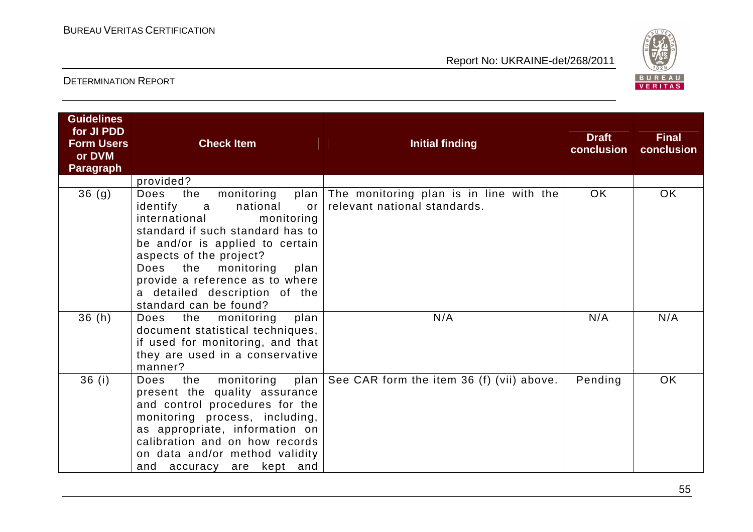| Guidelines for JI PDD Form Users or DVM Paragraph | Check Item | Initial finding | Draft conclusion | Final conclusion |
|---|---|---|---|---|
| | provided? | | | |
| 36 (g) | Does the monitoring plan identify a national or international monitoring standard if such standard has to be and/or is applied to certain aspects of the project? Does the monitoring plan provide a reference as to where a detailed description of the standard can be found? | The monitoring plan is in line with the relevant national standards. | OK | OK |
| 36 (h) | Does the monitoring plan document statistical techniques, if used for monitoring, and that they are used in a conservative manner? | N/A | N/A | N/A |
| 36 (i) | Does the monitoring plan present the quality assurance and control procedures for the monitoring process, including, as appropriate, information on calibration and on how records on data and/or method validity and accuracy are kept and | See CAR form the item 36 (f) (vii) above. | Pending | OK |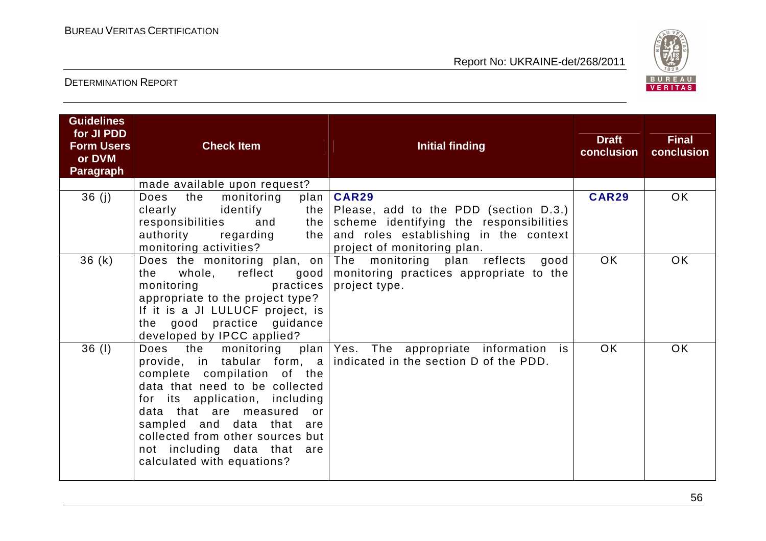| Guidelines for JI PDD Form Users or DVM Paragraph | Check Item | Initial finding | Draft conclusion | Final conclusion |
|---|---|---|---|---|
| | made available upon request? | | | |
| 36 (j) | Does the monitoring plan clearly identify the responsibilities and the authority regarding the monitoring activities? | **CAR29** Please, add to the PDD (section D.3.) scheme identifying the responsibilities and roles establishing in the context project of monitoring plan. | **CAR29** | OK |
| 36 (k) | Does the monitoring plan, on the whole, reflect good monitoring practices appropriate to the project type? If it is a JI LULUCF project, is the good practice guidance developed by IPCC applied? | The monitoring plan reflects good monitoring practices appropriate to the project type. | OK | OK |
| 36 (l) | Does the monitoring plan provide, in tabular form, a complete compilation of the data that need to be collected for its application, including data that are measured or sampled and data that are collected from other sources but not including data that are calculated with equations? | Yes. The appropriate information is indicated in the section D of the PDD. | OK | OK |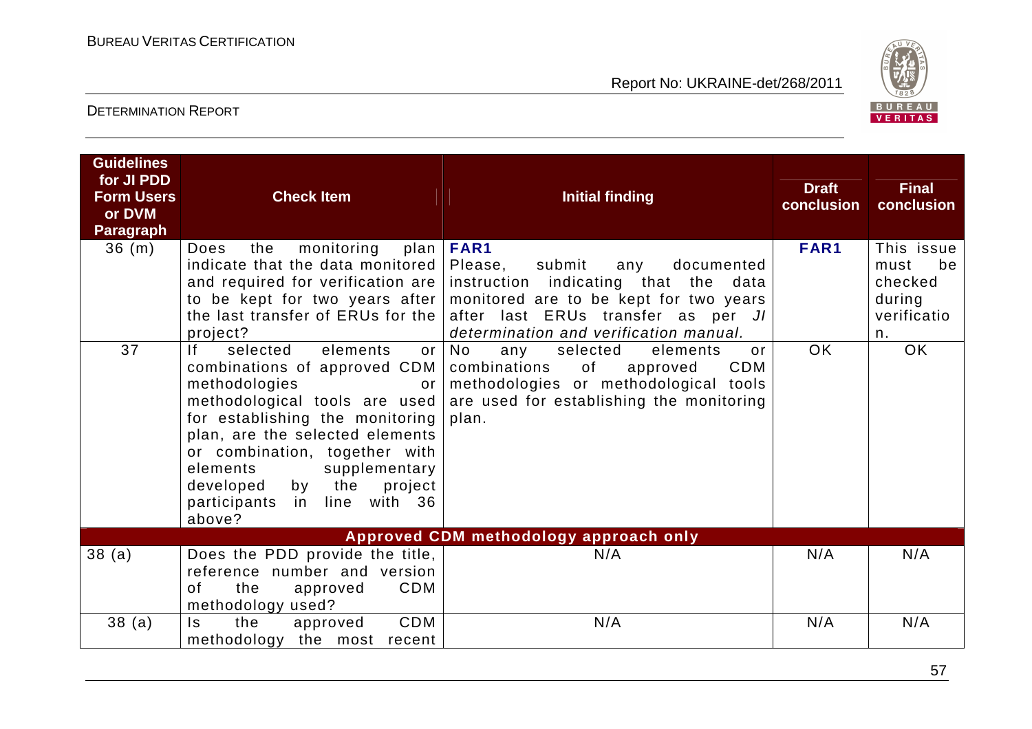| Guidelines for JI PDD Form Users or DVM Paragraph | Check Item | Initial finding | Draft conclusion | Final conclusion |
|---|---|---|---|---|
| 36 (m) | Does the monitoring plan indicate that the data monitored and required for verification are to be kept for two years after the last transfer of ERUs for the project? | **FAR1** Please, submit any documented instruction indicating that the data monitored are to be kept for two years after last ERUs transfer as per *JI determination and verification manual.* | **FAR1** | This issue must be checked during verification. |
| 37 | If selected elements or combinations of approved CDM methodologies or methodological tools are used for establishing the monitoring plan, are the selected elements or combination, together with elements supplementary developed by the project participants in line with 36 above? | No any selected elements or combinations of approved CDM methodologies or methodological tools are used for establishing the monitoring plan. | OK | OK |
| | | **Approved CDM methodology approach only** | | |
| 38 (a) | Does the PDD provide the title, reference number and version of the approved CDM methodology used? | N/A | N/A | N/A |
| 38 (a) | Is the approved CDM methodology the most recent | N/A | N/A | N/A |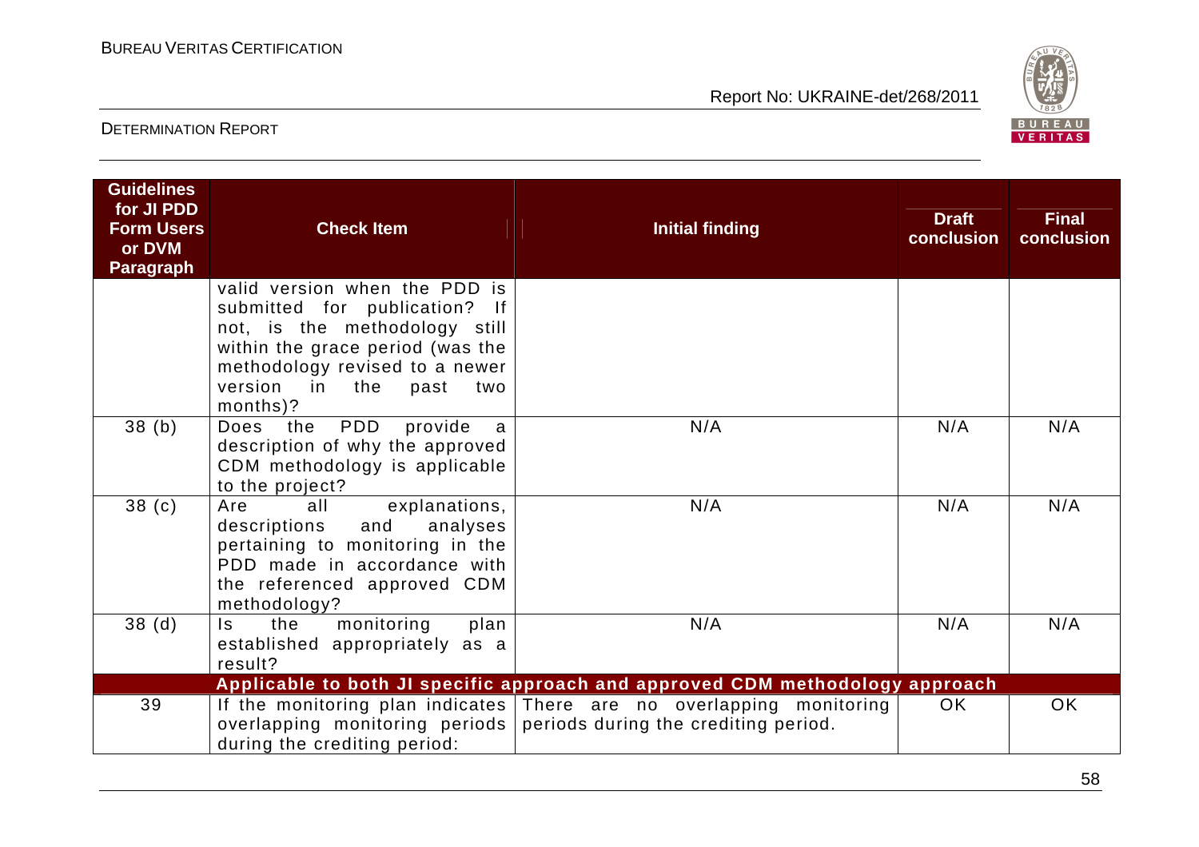| Guidelines for JI PDD Form Users or DVM Paragraph | Check Item | Initial finding | Draft conclusion | Final conclusion |
|---|---|---|---|---|
| | valid version when the PDD is submitted for publication? If not, is the methodology still within the grace period (was the methodology revised to a newer version in the past two months)? | | | |
| 38 (b) | Does the PDD provide a description of why the approved CDM methodology is applicable to the project? | N/A | N/A | N/A |
| 38 (c) | Are all explanations, descriptions and analyses pertaining to monitoring in the PDD made in accordance with the referenced approved CDM methodology? | N/A | N/A | N/A |
| 38 (d) | Is the monitoring plan established appropriately as a result? | N/A | N/A | N/A |
| | **Applicable to both JI specific approach and approved CDM methodology approach** | | | |
| 39 | If the monitoring plan indicates overlapping monitoring periods during the crediting period: | There are no overlapping monitoring periods during the crediting period. | OK | OK |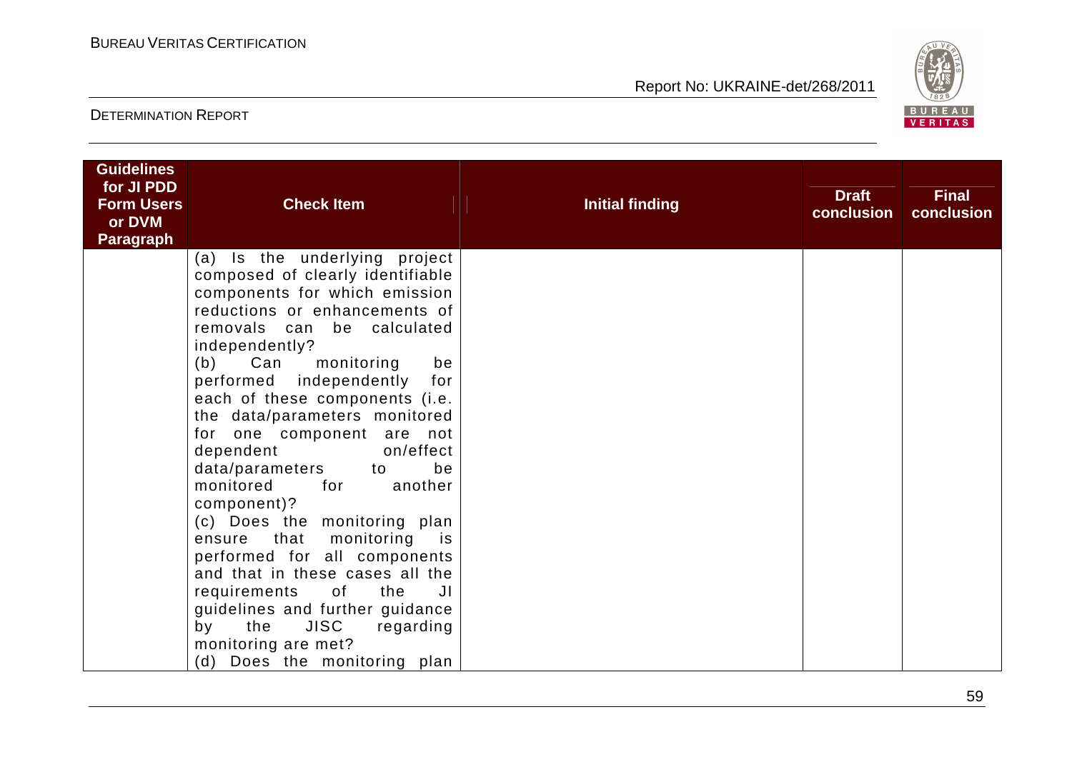| Guidelines for JI PDD Form Users or DVM Paragraph | Check Item | Initial finding | Draft conclusion | Final conclusion |
|---|---|---|---|---|
| | (a) Is the underlying project composed of clearly identifiable components for which emission reductions or enhancements of removals can be calculated independently?<br>(b) Can monitoring be performed independently for each of these components (i.e. the data/parameters monitored for one component are not dependent on/effect data/parameters to be monitored for another component)?<br>(c) Does the monitoring plan ensure that monitoring is performed for all components and that in these cases all the requirements of the JI guidelines and further guidance by the JISC regarding monitoring are met?<br>(d) Does the monitoring plan | | | |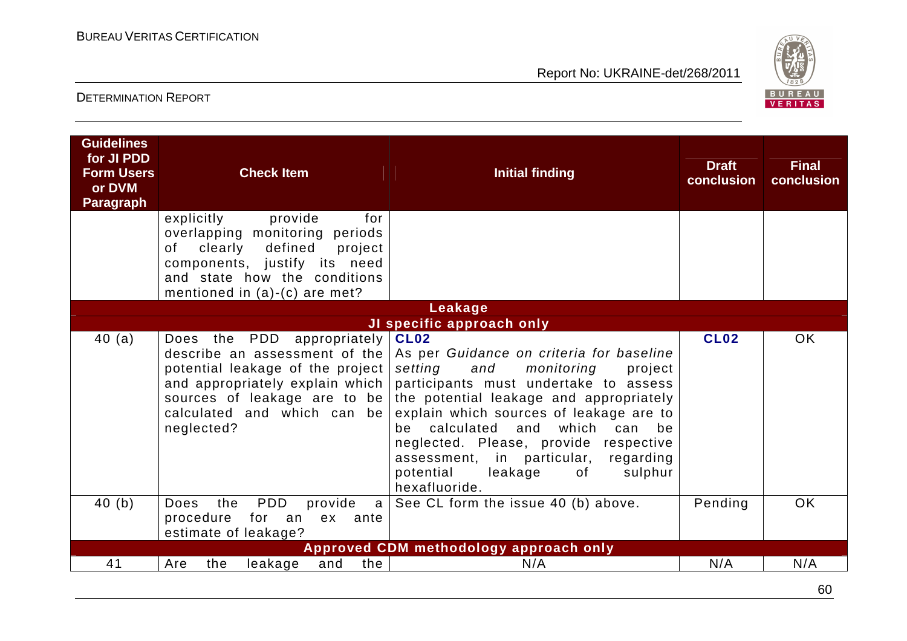| Guidelines for JI PDD Form Users or DVM Paragraph | Check Item | Initial finding | Draft conclusion | Final conclusion |
|---|---|---|---|---|
| | explicitly provide for overlapping monitoring periods of clearly defined project components, justify its need and state how the conditions mentioned in (a)-(c) are met? | | | |
| **Leakage** | | | | |
| **JI specific approach only** | | | | |
| 40 (a) | Does the PDD appropriately describe an assessment of the potential leakage of the project and appropriately explain which sources of leakage are to be calculated and which can be neglected? | **CL02**<br>As per *Guidance on criteria for baseline setting and monitoring* project participants must undertake to assess the potential leakage and appropriately explain which sources of leakage are to be calculated and which can be neglected. Please, provide respective assessment, in particular, regarding potential leakage of sulphur hexafluoride. | **CL02** | OK |
| 40 (b) | Does the PDD provide a procedure for an ex ante estimate of leakage? | See CL form the issue 40 (b) above. | Pending | OK |
| **Approved CDM methodology approach only** | | | | |
| 41 | Are the leakage and the | N/A | N/A | N/A |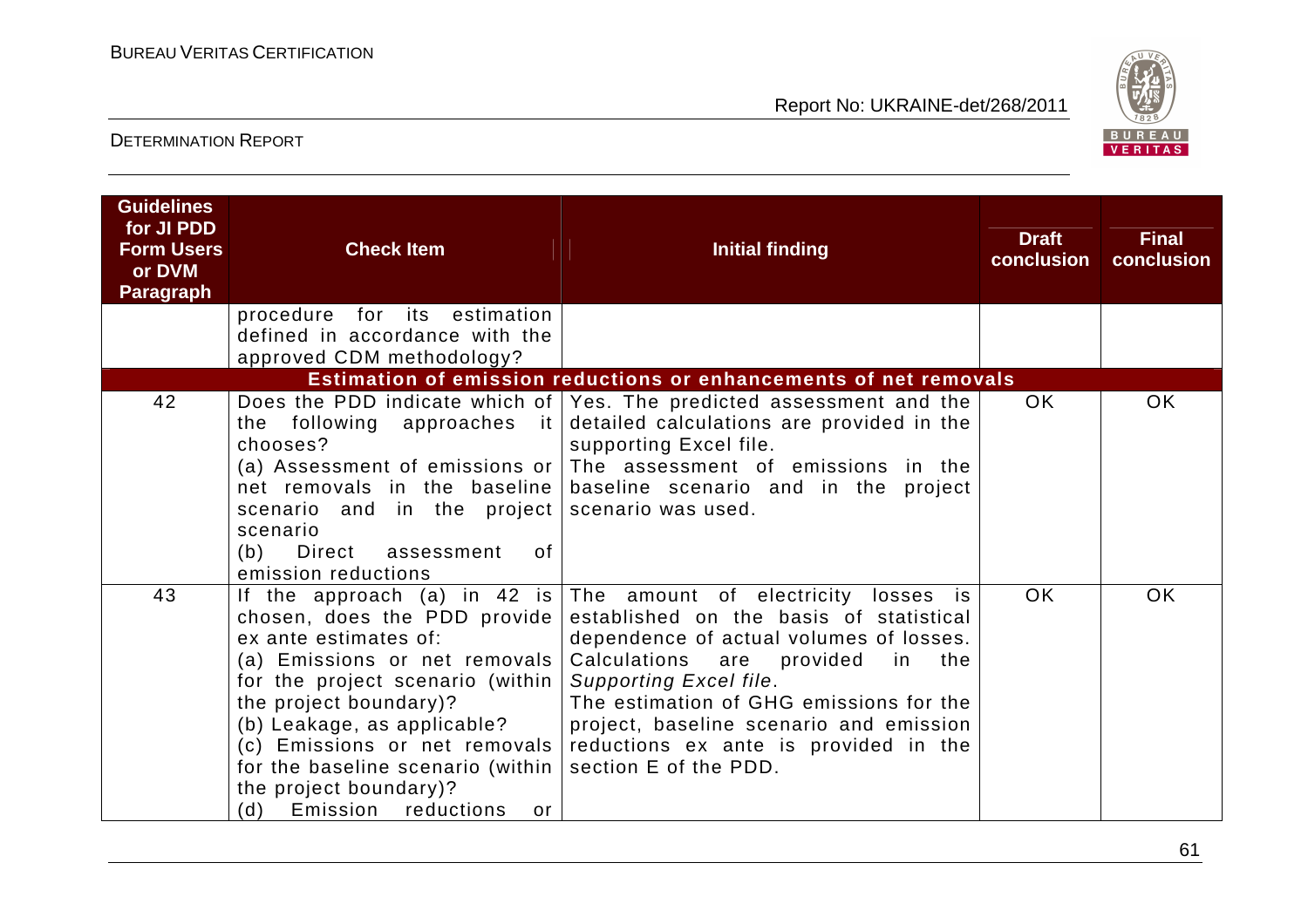| Guidelines for JI PDD Form Users or DVM Paragraph | Check Item | Initial finding | Draft conclusion | Final conclusion |
|---|---|---|---|---|
| | procedure for its estimation defined in accordance with the approved CDM methodology? | | | |
| **Estimation of emission reductions or enhancements of net removals** | | | | |
| 42 | Does the PDD indicate which of the following approaches it chooses?<br>(a) Assessment of emissions or net removals in the baseline scenario and in the project scenario<br>(b) Direct assessment of emission reductions | Yes. The predicted assessment and the detailed calculations are provided in the supporting Excel file.<br>The assessment of emissions in the baseline scenario and in the project scenario was used. | OK | OK |
| 43 | If the approach (a) in 42 is chosen, does the PDD provide ex ante estimates of:<br>(a) Emissions or net removals for the project scenario (within the project boundary)?<br>(b) Leakage, as applicable?<br>(c) Emissions or net removals for the baseline scenario (within the project boundary)?<br>(d) Emission reductions or | The amount of electricity losses is established on the basis of statistical dependence of actual volumes of losses. Calculations are provided in the *Supporting Excel file*.<br>The estimation of GHG emissions for the project, baseline scenario and emission reductions ex ante is provided in the section E of the PDD. | OK | OK |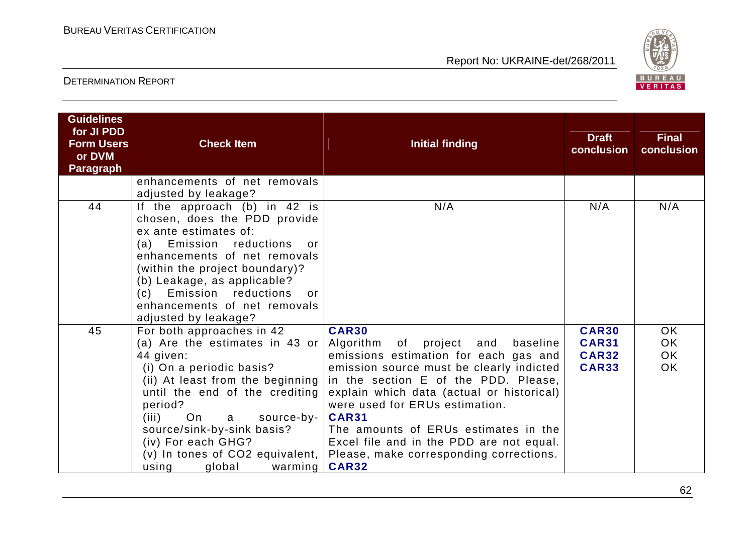| Guidelines for JI PDD Form Users or DVM Paragraph | Check Item | Initial finding | Draft conclusion | Final conclusion |
|---|---|---|---|---|
| | enhancements of net removals adjusted by leakage? | | | |
| 44 | If the approach (b) in 42 is chosen, does the PDD provide ex ante estimates of:<br>(a) Emission reductions or enhancements of net removals (within the project boundary)?<br>(b) Leakage, as applicable?<br>(c) Emission reductions or enhancements of net removals adjusted by leakage? | N/A | N/A | N/A |
| 45 | For both approaches in 42<br>(a) Are the estimates in 43 or 44 given:<br>(i) On a periodic basis?<br>(ii) At least from the beginning until the end of the crediting period?<br>(iii) On a source-by-source/sink-by-sink basis?<br>(iv) For each GHG?<br>(v) In tones of $CO_2$ equivalent, using global warming | **CAR30**<br>Algorithm of project and baseline emissions estimation for each gas and emission source must be clearly indicted in the section E of the PDD. Please, explain which data (actual or historical) were used for ERUs estimation.<br>**CAR31**<br>The amounts of ERUs estimates in the Excel file and in the PDD are not equal. Please, make corresponding corrections.<br>**CAR32** | **CAR30**<br>**CAR31**<br>**CAR32**<br>**CAR33** | OK<br>OK<br>OK<br>OK |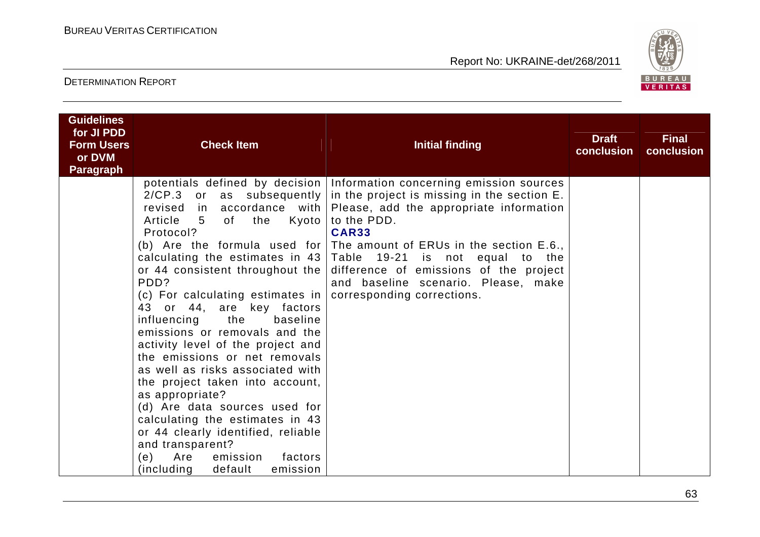| Guidelines for JI PDD Form Users or DVM Paragraph | Check Item | Initial finding | Draft conclusion | Final conclusion |
|---|---|---|---|---|
| | potentials defined by decision 2/CP.3 or as subsequently revised in accordance with Article 5 of the Kyoto Protocol?<br>(b) Are the formula used for calculating the estimates in 43 or 44 consistent throughout the PDD?<br>(c) For calculating estimates in 43 or 44, are key factors influencing the baseline emissions or removals and the activity level of the project and the emissions or net removals as well as risks associated with the project taken into account, as appropriate?<br>(d) Are data sources used for calculating the estimates in 43 or 44 clearly identified, reliable and transparent?<br>(e) Are emission factors (including default emission | Information concerning emission sources in the project is missing in the section E. Please, add the appropriate information to the PDD.<br>**CAR33**<br>The amount of ERUs in the section E.6., Table 19-21 is not equal to the difference of emissions of the project and baseline scenario. Please, make corresponding corrections. | | |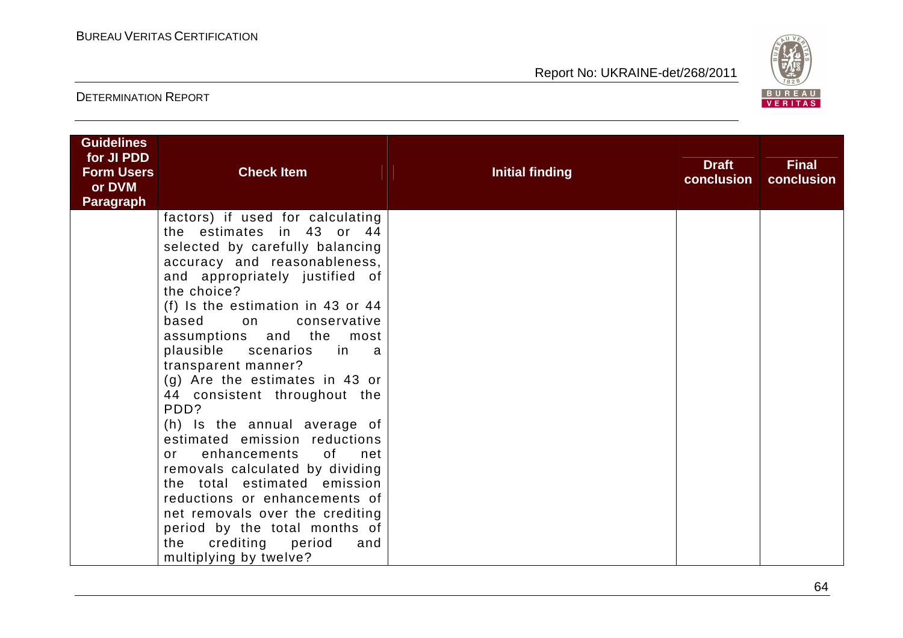| Guidelines for JI PDD Form Users or DVM Paragraph | Check Item | Initial finding | Draft conclusion | Final conclusion |
|---|---|---|---|---|
| | factors) if used for calculating the estimates in 43 or 44 selected by carefully balancing accuracy and reasonableness, and appropriately justified of the choice?<br>(f) Is the estimation in 43 or 44 based on conservative assumptions and the most plausible scenarios in a transparent manner?<br>(g) Are the estimates in 43 or 44 consistent throughout the PDD?<br>(h) Is the annual average of estimated emission reductions or enhancements of net removals calculated by dividing the total estimated emission reductions or enhancements of net removals over the crediting period by the total months of the crediting period and multiplying by twelve? | | | |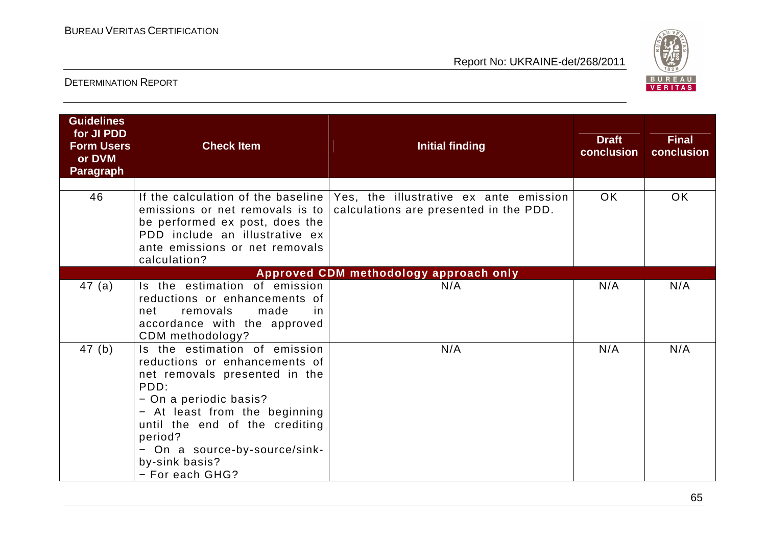| Guidelines for JI PDD Form Users or DVM Paragraph | Check Item | Initial finding | Draft conclusion | Final conclusion |
|---|---|---|---|---|
| | | | | |
| 46 | If the calculation of the baseline emissions or net removals is to be performed ex post, does the PDD include an illustrative ex ante emissions or net removals calculation? | Yes, the illustrative ex ante emission calculations are presented in the PDD. | OK | OK |
| **Approved CDM methodology approach only** | | | | |
| 47 (a) | Is the estimation of emission reductions or enhancements of net removals made in accordance with the approved CDM methodology? | N/A | N/A | N/A |
| 47 (b) | Is the estimation of emission reductions or enhancements of net removals presented in the PDD:<br>− On a periodic basis?<br>− At least from the beginning until the end of the crediting period?<br>− On a source-by-source/sink-by-sink basis?<br>− For each GHG? | N/A | N/A | N/A |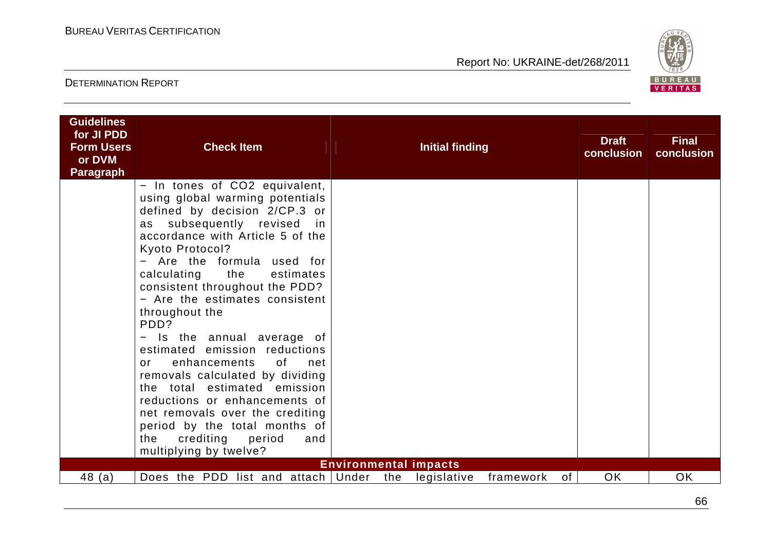| Guidelines for JI PDD Form Users or DVM Paragraph | Check Item | Initial finding | Draft conclusion | Final conclusion |
|---|---|---|---|---|
| | − In tones of CO2 equivalent, using global warming potentials defined by decision 2/CP.3 or as subsequently revised in accordance with Article 5 of the Kyoto Protocol?<br>− Are the formula used for calculating the estimates consistent throughout the PDD?<br>− Are the estimates consistent throughout the PDD?<br>− Is the annual average of estimated emission reductions or enhancements of net removals calculated by dividing the total estimated emission reductions or enhancements of net removals over the crediting period by the total months of the crediting period and multiplying by twelve? | | | |
| **Environmental impacts** | | | | |
| 48 (a) | Does the PDD list and attach | Under the legislative framework of | OK | OK |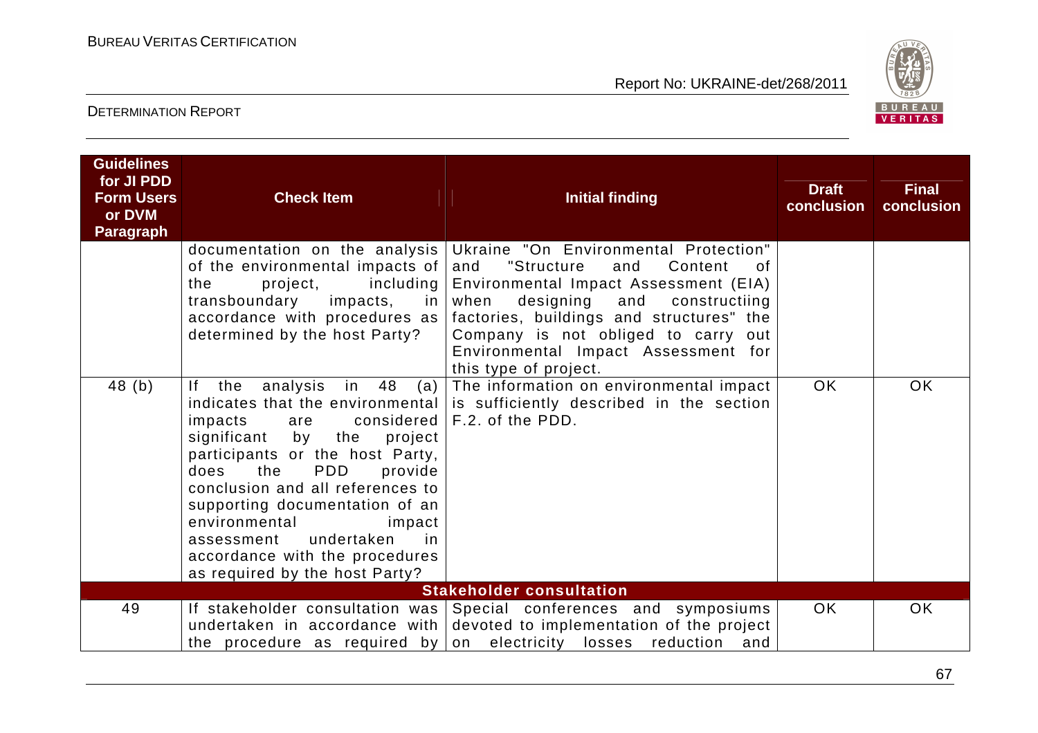| Guidelines for JI PDD Form Users or DVM Paragraph | Check Item | Initial finding | Draft conclusion | Final conclusion |
|---|---|---|---|---|
| | documentation on the analysis of the environmental impacts of the project, including transboundary impacts, in accordance with procedures as determined by the host Party? | Ukraine "On Environmental Protection" and "Structure and Content of Environmental Impact Assessment (EIA) when designing and constructiing factories, buildings and structures" the Company is not obliged to carry out Environmental Impact Assessment for this type of project. | | |
| 48 (b) | If the analysis in 48 (a) indicates that the environmental impacts are considered significant by the project participants or the host Party, does the PDD provide conclusion and all references to supporting documentation of an environmental impact assessment undertaken in accordance with the procedures as required by the host Party? | The information on environmental impact is sufficiently described in the section F.2. of the PDD. | OK | OK |
| **Stakeholder consultation** | | | | |
| 49 | If stakeholder consultation was undertaken in accordance with the procedure as required by | Special conferences and symposiums devoted to implementation of the project on electricity losses reduction and | OK | OK |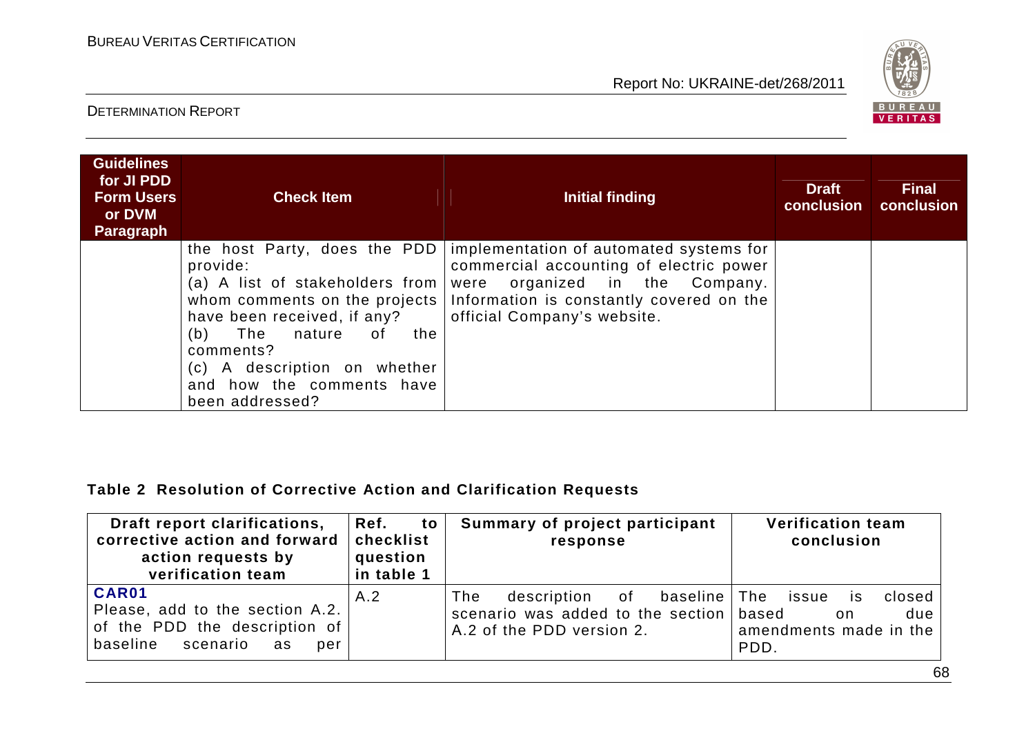| Guidelines for JI PDD Form Users or DVM Paragraph | Check Item | Initial finding | Draft conclusion | Final conclusion |
|---|---|---|---|---|
| | the host Party, does the PDD provide:<br>(a) A list of stakeholders from whom comments on the projects have been received, if any?<br>(b) The nature of the comments?<br>(c) A description on whether and how the comments have been addressed? | implementation of automated systems for commercial accounting of electric power were organized in the Company. Information is constantly covered on the official Company's website. | | |

**Table 2 Resolution of Corrective Action and Clarification Requests**

| Draft report clarifications, corrective action and forward action requests by verification team | Ref. to checklist question in table 1 | Summary of project participant response | Verification team conclusion |
|---|---|---|---|
| **CAR01**<br>Please, add to the section A.2. of the PDD the description of baseline scenario as per | A.2 | The description of baseline scenario was added to the section A.2 of the PDD version 2. | The issue is closed based on due amendments made in the PDD. |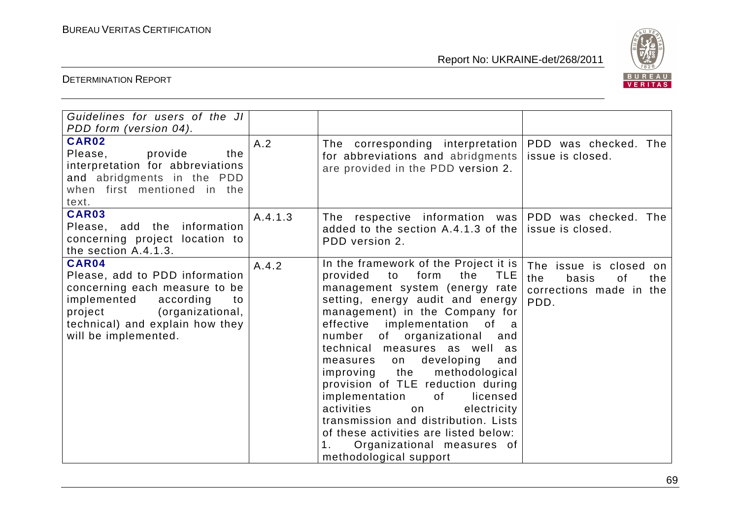| | | | |
|---|---|---|---|
| *Guidelines for users of the JI PDD form (version 04).* | | | |
| **CAR02** Please, provide the interpretation for abbreviations and abridgments in the PDD when first mentioned in the text. | A.2 | The corresponding interpretation for abbreviations and abridgments are provided in the PDD version 2. | PDD was checked. The issue is closed. |
| **CAR03** Please, add the information concerning project location to the section A.4.1.3. | A.4.1.3 | The respective information was added to the section A.4.1.3 of the PDD version 2. | PDD was checked. The issue is closed. |
| **CAR04** Please, add to PDD information concerning each measure to be implemented according to project (organizational, technical) and explain how they will be implemented. | A.4.2 | In the framework of the Project it is provided to form the TLE management system (energy rate setting, energy audit and energy management) in the Company for effective implementation of a number of organizational and technical measures as well as measures on developing and improving the methodological provision of TLE reduction during implementation of licensed activities on electricity transmission and distribution. Lists of these activities are listed below:<br>1. Organizational measures of methodological support | The issue is closed on the basis of the corrections made in the PDD. |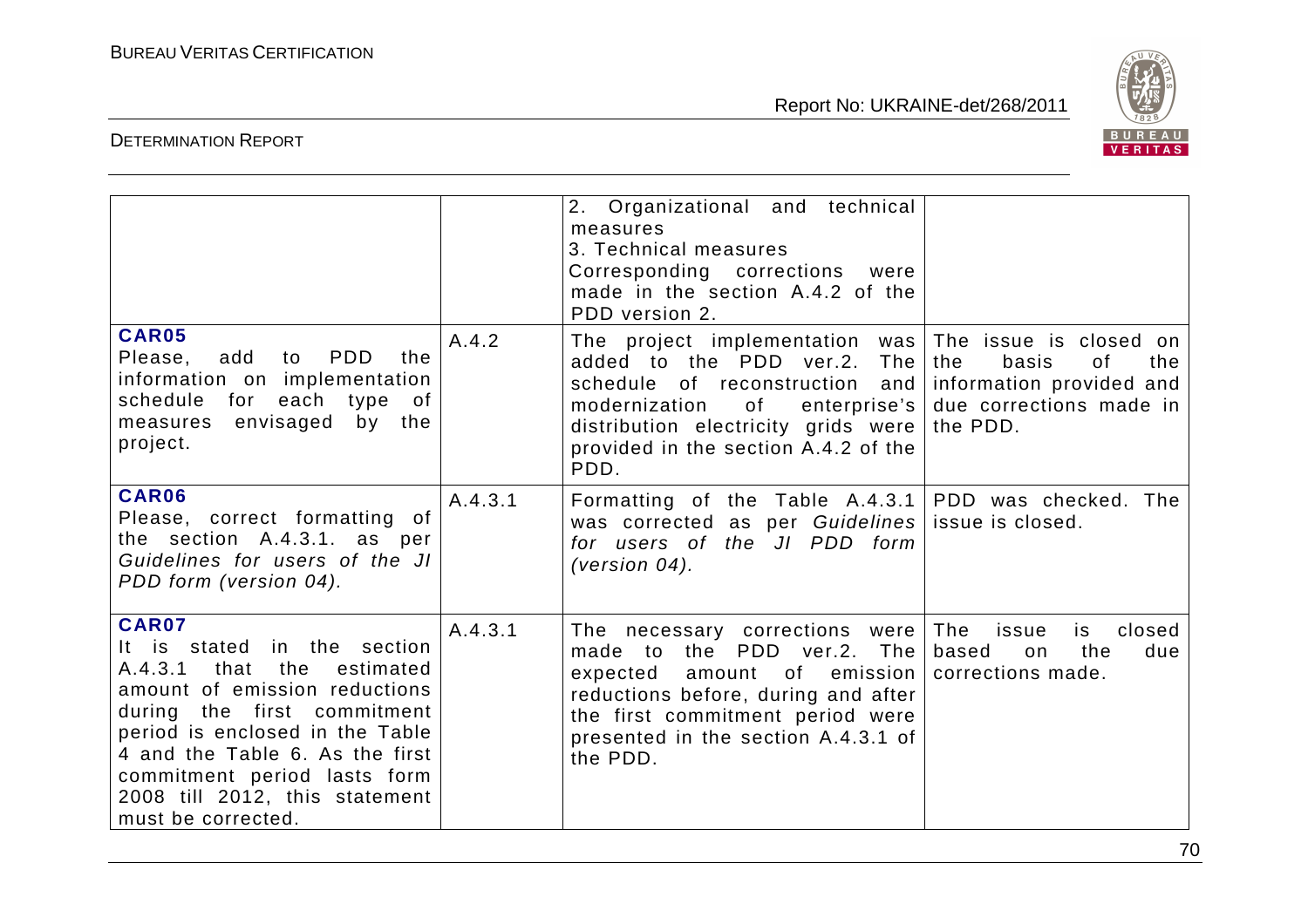| | | | |
|---|---|---|---|
| | | 2. Organizational and technical measures<br>3. Technical measures<br>Corresponding corrections were made in the section A.4.2 of the PDD version 2. | |
| **CAR05**<br>Please, add to PDD the information on implementation schedule for each type of measures envisaged by the project. | A.4.2 | The project implementation was added to the PDD ver.2. The schedule of reconstruction and modernization of enterprise's distribution electricity grids were provided in the section A.4.2 of the PDD. | The issue is closed on the basis of the information provided and due corrections made in the PDD. |
| **CAR06**<br>Please, correct formatting of the section A.4.3.1. as per *Guidelines for users of the JI PDD form (version 04).* | A.4.3.1 | Formatting of the Table A.4.3.1 was corrected as per *Guidelines for users of the JI PDD form (version 04).* | PDD was checked. The issue is closed. |
| **CAR07**<br>It is stated in the section A.4.3.1 that the estimated amount of emission reductions during the first commitment period is enclosed in the Table 4 and the Table 6. As the first commitment period lasts form 2008 till 2012, this statement must be corrected. | A.4.3.1 | The necessary corrections were made to the PDD ver.2. The expected amount of emission reductions before, during and after the first commitment period were presented in the section A.4.3.1 of the PDD. | The issue is closed based on the due corrections made. |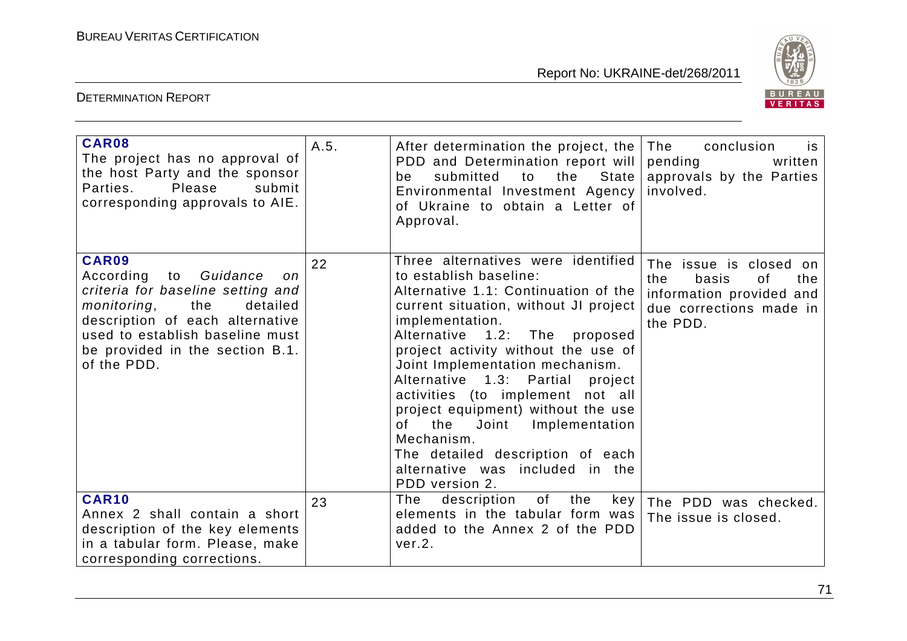| | | | |
|---|---|---|---|
| **CAR08**<br>The project has no approval of the host Party and the sponsor Parties. Please submit corresponding approvals to AIE. | A.5. | After determination the project, the PDD and Determination report will be submitted to the State Environmental Investment Agency of Ukraine to obtain a Letter of Approval. | The conclusion is pending written approvals by the Parties involved. |
| **CAR09**<br>According to *Guidance on criteria for baseline setting and monitoring*, the detailed description of each alternative used to establish baseline must be provided in the section B.1. of the PDD. | 22 | Three alternatives were identified to establish baseline:<br>Alternative 1.1: Continuation of the current situation, without JI project implementation.<br>Alternative 1.2: The proposed project activity without the use of Joint Implementation mechanism.<br>Alternative 1.3: Partial project activities (to implement not all project equipment) without the use of the Joint Implementation Mechanism.<br>The detailed description of each alternative was included in the PDD version 2. | The issue is closed on the basis of the information provided and due corrections made in the PDD. |
| **CAR10**<br>Annex 2 shall contain a short description of the key elements in a tabular form. Please, make corresponding corrections. | 23 | The description of the key elements in the tabular form was added to the Annex 2 of the PDD ver.2. | The PDD was checked. The issue is closed. |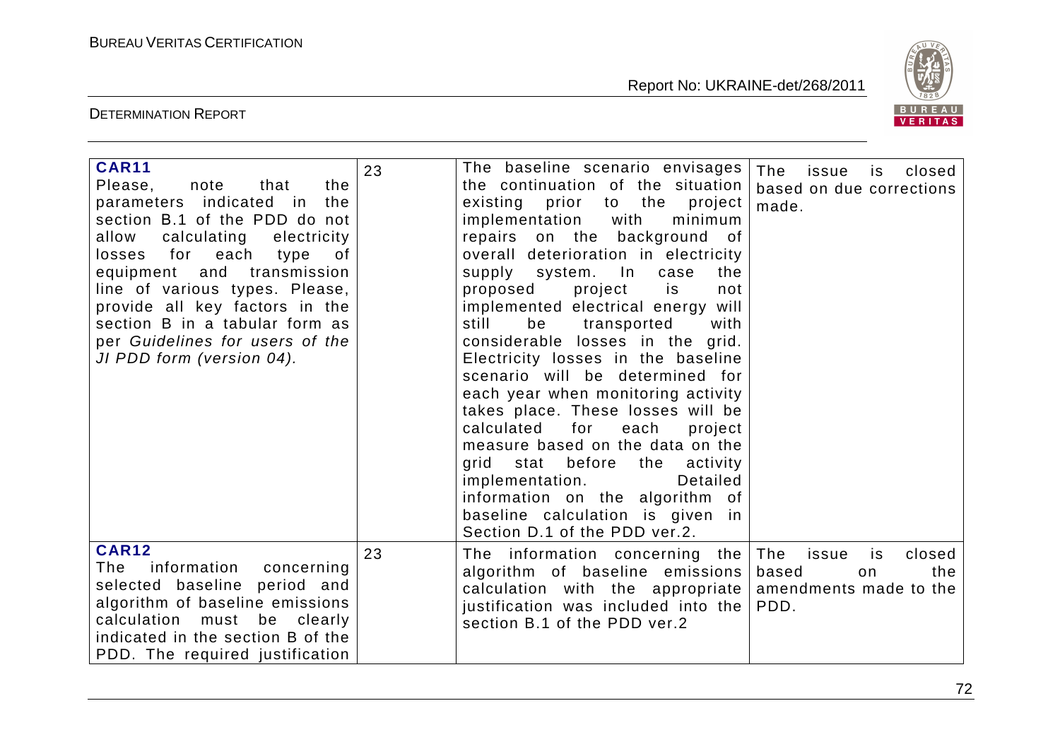| **CAR11** Please, note that the parameters indicated in the section B.1 of the PDD do not allow calculating electricity losses for each type of equipment and transmission line of various types. Please, provide all key factors in the section B in a tabular form as per *Guidelines for users of the JI PDD form (version 04).* | 23 | The baseline scenario envisages the continuation of the situation existing prior to the project implementation with minimum repairs on the background of overall deterioration in electricity supply system. In case the proposed project is not implemented electrical energy will still be transported with considerable losses in the grid. Electricity losses in the baseline scenario will be determined for each year when monitoring activity takes place. These losses will be calculated for each project measure based on the data on the grid stat before the activity implementation. Detailed information on the algorithm of baseline calculation is given in Section D.1 of the PDD ver.2. | The issue is closed based on due corrections made. |
|---|---|---|---|
| **CAR12** The information concerning selected baseline period and algorithm of baseline emissions calculation must be clearly indicated in the section B of the PDD. The required justification | 23 | The information concerning the algorithm of baseline emissions calculation with the appropriate justification was included into the section B.1 of the PDD ver.2 | The issue is closed based on the amendments made to the PDD. |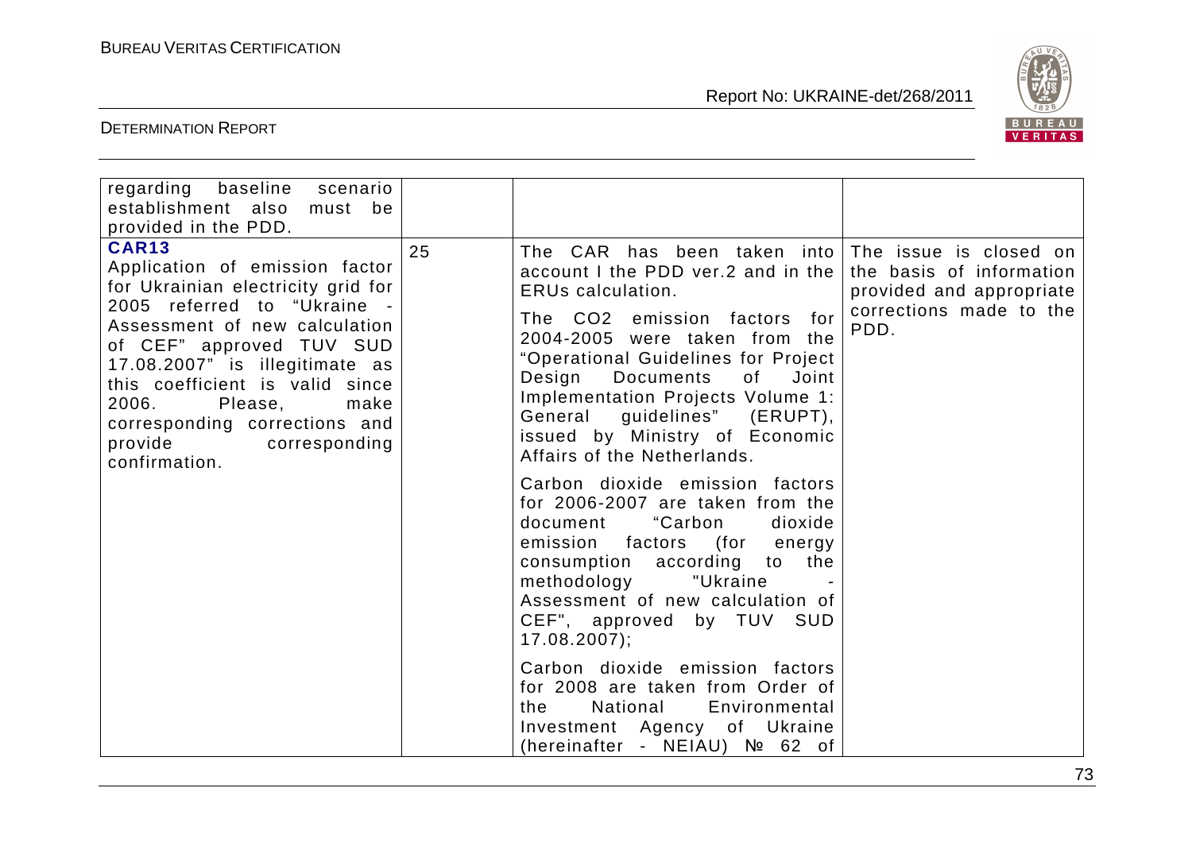| | | | |
|---|---|---|---|
| regarding baseline scenario establishment also must be provided in the PDD. | | | |
| **CAR13** Application of emission factor for Ukrainian electricity grid for 2005 referred to "Ukraine - Assessment of new calculation of CEF" approved TUV SUD 17.08.2007" is illegitimate as this coefficient is valid since 2006. Please, make corresponding corrections and provide corresponding confirmation. | 25 | The CAR has been taken into account I the PDD ver.2 and in the ERUs calculation.<br><br>The CO2 emission factors for 2004-2005 were taken from the "Operational Guidelines for Project Design Documents of Joint Implementation Projects Volume 1: General guidelines" (ERUPT), issued by Ministry of Economic Affairs of the Netherlands.<br><br>Carbon dioxide emission factors for 2006-2007 are taken from the document "Carbon dioxide emission factors (for energy consumption according to the methodology "Ukraine - Assessment of new calculation of CEF", approved by TUV SUD 17.08.2007);<br><br>Carbon dioxide emission factors for 2008 are taken from Order of the National Environmental Investment Agency of Ukraine (hereinafter - NEIAU) № 62 of | The issue is closed on the basis of information provided and appropriate corrections made to the PDD. |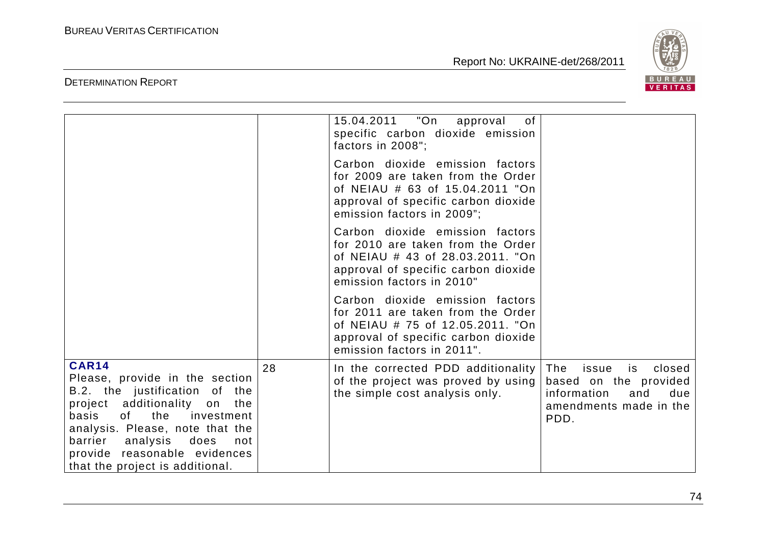| | | | |
|---|---|---|---|
| | | 15.04.2011 "On approval of specific carbon dioxide emission factors in 2008";<br><br>Carbon dioxide emission factors for 2009 are taken from the Order of NEIAU # 63 of 15.04.2011 "On approval of specific carbon dioxide emission factors in 2009";<br><br>Carbon dioxide emission factors for 2010 are taken from the Order of NEIAU # 43 of 28.03.2011. "On approval of specific carbon dioxide emission factors in 2010"<br><br>Carbon dioxide emission factors for 2011 are taken from the Order of NEIAU # 75 of 12.05.2011. "On approval of specific carbon dioxide emission factors in 2011". | |
| **CAR14**<br>Please, provide in the section B.2. the justification of the project additionality on the basis of the investment analysis. Please, note that the barrier analysis does not provide reasonable evidences that the project is additional. | 28 | In the corrected PDD additionality of the project was proved by using the simple cost analysis only. | The issue is closed based on the provided information and due amendments made in the PDD. |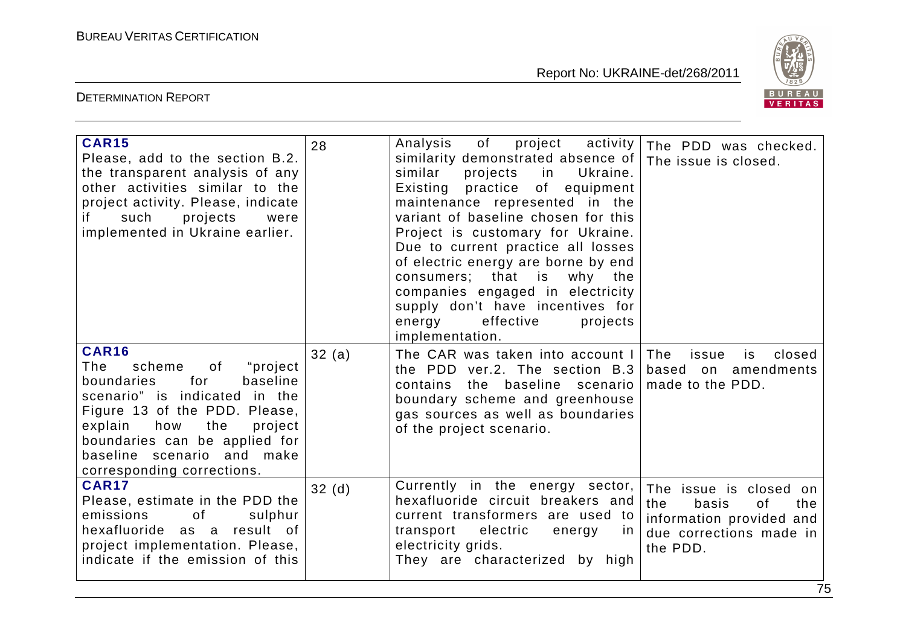| | | | |
|---|---|---|---|
| **CAR15**<br>Please, add to the section B.2. the transparent analysis of any other activities similar to the project activity. Please, indicate if such projects were implemented in Ukraine earlier. | 28 | Analysis of project activity similarity demonstrated absence of similar projects in Ukraine. Existing practice of equipment maintenance represented in the variant of baseline chosen for this Project is customary for Ukraine. Due to current practice all losses of electric energy are borne by end consumers; that is why the companies engaged in electricity supply don't have incentives for energy effective projects implementation. | The PDD was checked. The issue is closed. |
| **CAR16**<br>The scheme of "project boundaries for baseline scenario" is indicated in the Figure 13 of the PDD. Please, explain how the project boundaries can be applied for baseline scenario and make corresponding corrections. | 32 (a) | The CAR was taken into account I the PDD ver.2. The section B.3 contains the baseline scenario boundary scheme and greenhouse gas sources as well as boundaries of the project scenario. | The issue is closed based on amendments made to the PDD. |
| **CAR17**<br>Please, estimate in the PDD the emissions of sulphur hexafluoride as a result of project implementation. Please, indicate if the emission of this | 32 (d) | Currently in the energy sector, hexafluoride circuit breakers and current transformers are used to transport electric energy in electricity grids.<br>They are characterized by high | The issue is closed on the basis of the information provided and due corrections made in the PDD. |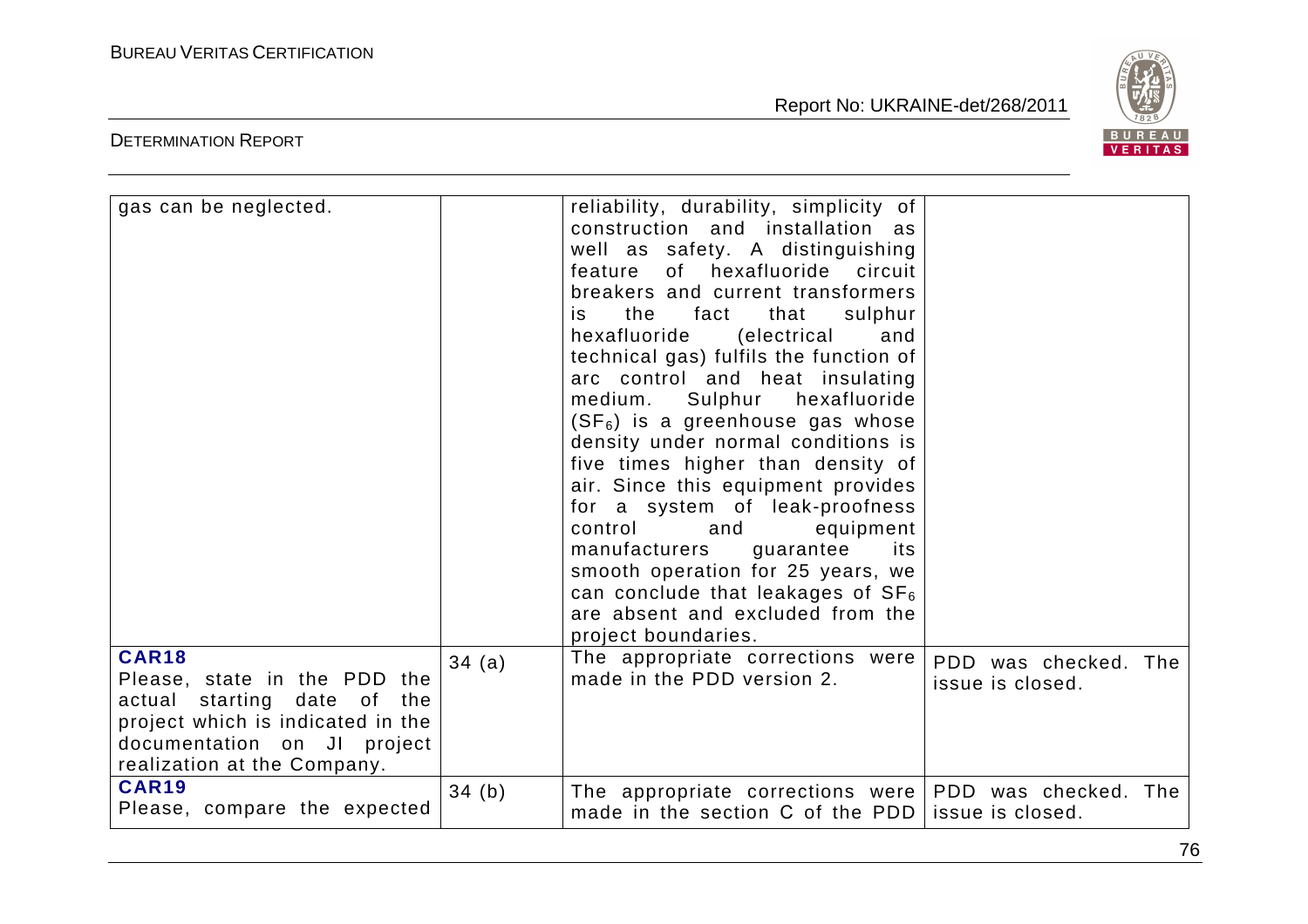| | | | |
|---|---|---|---|
| gas can be neglected. | | reliability, durability, simplicity of construction and installation as well as safety. A distinguishing feature of hexafluoride circuit breakers and current transformers is the fact that sulphur hexafluoride (electrical and technical gas) fulfils the function of arc control and heat insulating medium. Sulphur hexafluoride ($SF_6$) is a greenhouse gas whose density under normal conditions is five times higher than density of air. Since this equipment provides for a system of leak-proofness control and equipment manufacturers guarantee its smooth operation for 25 years, we can conclude that leakages of $SF_6$ are absent and excluded from the project boundaries. | |
| **CAR18** Please, state in the PDD the actual starting date of the project which is indicated in the documentation on JI project realization at the Company. | 34 (a) | The appropriate corrections were made in the PDD version 2. | PDD was checked. The issue is closed. |
| **CAR19** Please, compare the expected | 34 (b) | The appropriate corrections were made in the section C of the PDD | PDD was checked. The issue is closed. |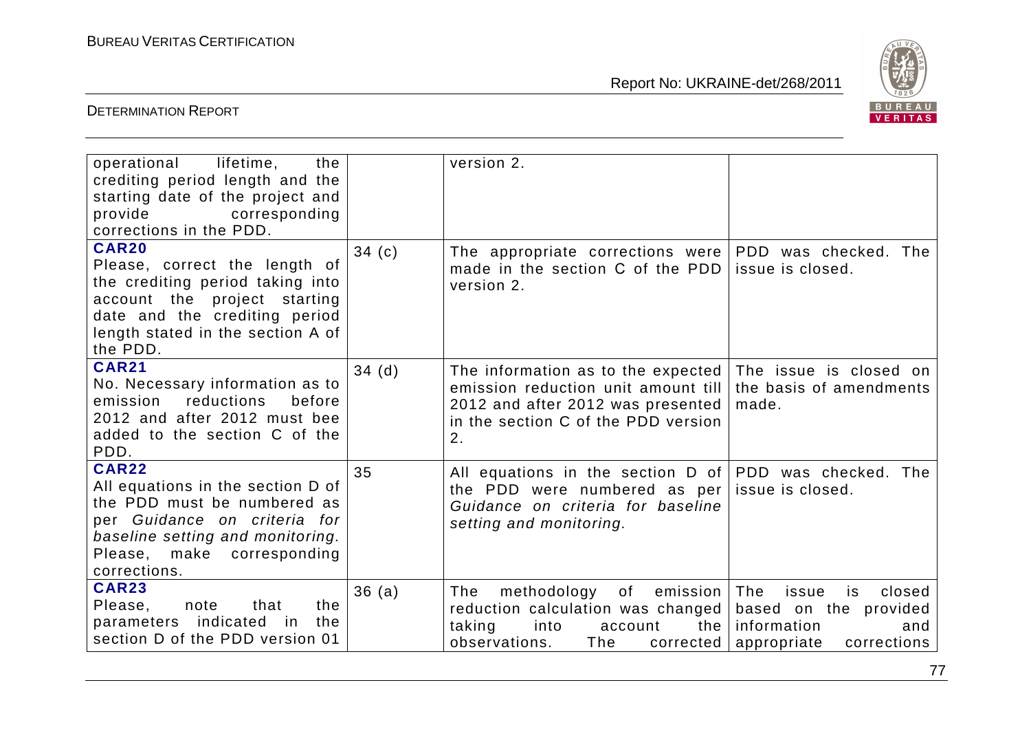| | | | |
|---|---|---|---|
| operational lifetime, the crediting period length and the starting date of the project and provide corresponding corrections in the PDD. | | version 2. | |
| **CAR20** Please, correct the length of the crediting period taking into account the project starting date and the crediting period length stated in the section A of the PDD. | 34 (c) | The appropriate corrections were made in the section C of the PDD version 2. | PDD was checked. The issue is closed. |
| **CAR21** No. Necessary information as to emission reductions before 2012 and after 2012 must bee added to the section C of the PDD. | 34 (d) | The information as to the expected emission reduction unit amount till 2012 and after 2012 was presented in the section C of the PDD version 2. | The issue is closed on the basis of amendments made. |
| **CAR22** All equations in the section D of the PDD must be numbered as per *Guidance on criteria for baseline setting and monitoring.* Please, make corresponding corrections. | 35 | All equations in the section D of the PDD were numbered as per *Guidance on criteria for baseline setting and monitoring.* | PDD was checked. The issue is closed. |
| **CAR23** Please, note that the parameters indicated in the section D of the PDD version 01 | 36 (a) | The methodology of emission reduction calculation was changed taking into account the observations. The corrected | The issue is closed based on the provided information and appropriate corrections |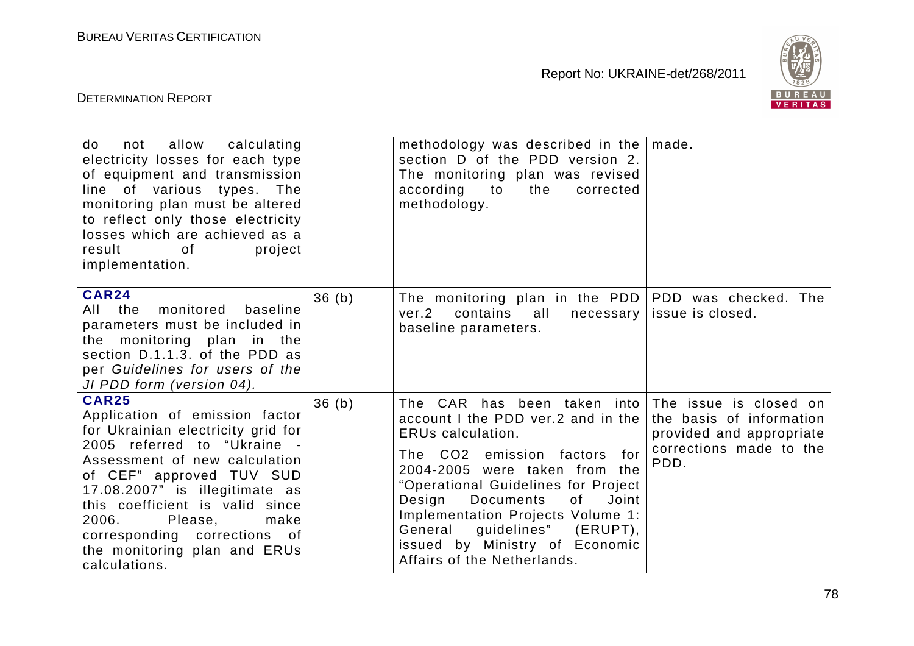| | | | |
|---|---|---|---|
| do not allow calculating electricity losses for each type of equipment and transmission line of various types. The monitoring plan must be altered to reflect only those electricity losses which are achieved as a result of project implementation. | | methodology was described in the section D of the PDD version 2. The monitoring plan was revised according to the corrected methodology. | made. |
| **CAR24**<br>All the monitored baseline parameters must be included in the monitoring plan in the section D.1.1.3. of the PDD as per *Guidelines for users of the JI PDD form (version 04).* | 36 (b) | The monitoring plan in the PDD ver.2 contains all necessary baseline parameters. | PDD was checked. The issue is closed. |
| **CAR25**<br>Application of emission factor for Ukrainian electricity grid for 2005 referred to "Ukraine - Assessment of new calculation of CEF" approved TUV SUD 17.08.2007" is illegitimate as this coefficient is valid since 2006. Please, make corresponding corrections of the monitoring plan and ERUs calculations. | 36 (b) | The CAR has been taken into account I the PDD ver.2 and in the ERUs calculation.<br><br>The $CO_2$ emission factors for 2004-2005 were taken from the "Operational Guidelines for Project Design Documents of Joint Implementation Projects Volume 1: General guidelines" (ERUPT), issued by Ministry of Economic Affairs of the Netherlands. | The issue is closed on the basis of information provided and appropriate corrections made to the PDD. |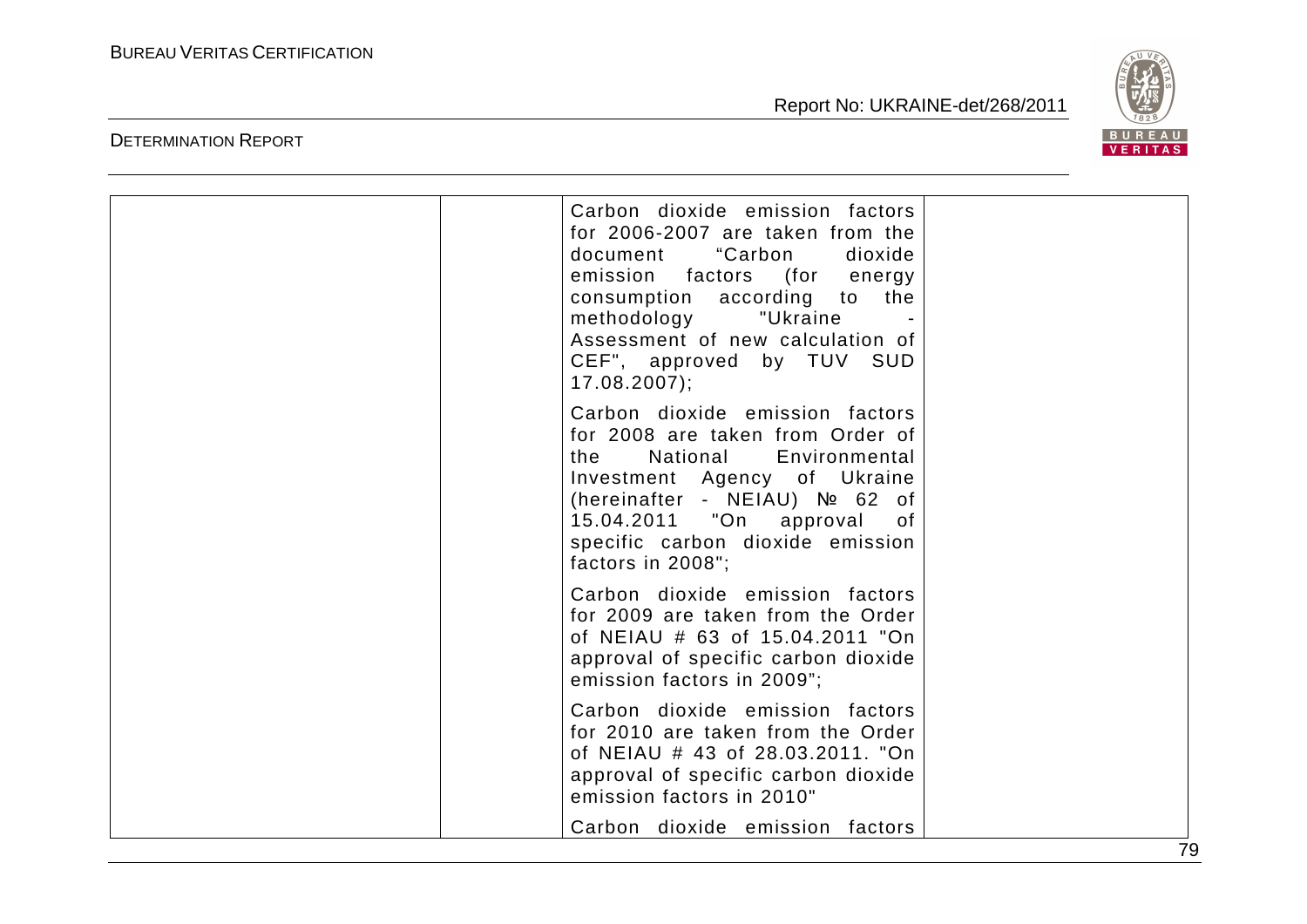| | | | |
|---|---|---|---|
| | | Carbon dioxide emission factors for 2006-2007 are taken from the document "Carbon dioxide emission factors (for energy consumption according to the methodology "Ukraine - Assessment of new calculation of CEF", approved by TUV SUD 17.08.2007);<br><br>Carbon dioxide emission factors for 2008 are taken from Order of the National Environmental Investment Agency of Ukraine (hereinafter - NEIAU) № 62 of 15.04.2011 "On approval of specific carbon dioxide emission factors in 2008";<br><br>Carbon dioxide emission factors for 2009 are taken from the Order of NEIAU # 63 of 15.04.2011 "On approval of specific carbon dioxide emission factors in 2009";<br><br>Carbon dioxide emission factors for 2010 are taken from the Order of NEIAU # 43 of 28.03.2011. "On approval of specific carbon dioxide emission factors in 2010"<br><br>Carbon dioxide emission factors | |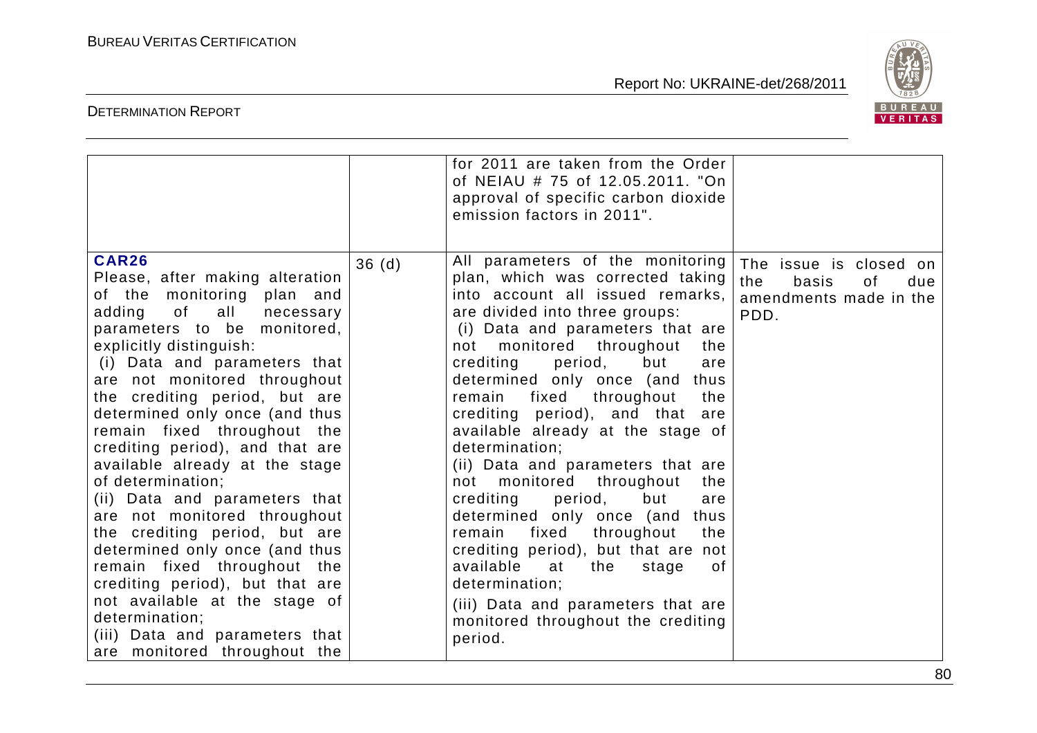| | | | |
|---|---|---|---|
| | | for 2011 are taken from the Order of NEIAU # 75 of 12.05.2011. "On approval of specific carbon dioxide emission factors in 2011". | |
| **CAR26**<br>Please, after making alteration of the monitoring plan and adding of all necessary parameters to be monitored, explicitly distinguish:<br>(i) Data and parameters that are not monitored throughout the crediting period, but are determined only once (and thus remain fixed throughout the crediting period), and that are available already at the stage of determination;<br>(ii) Data and parameters that are not monitored throughout the crediting period, but are determined only once (and thus remain fixed throughout the crediting period), but that are not available at the stage of determination;<br>(iii) Data and parameters that are monitored throughout the | 36 (d) | All parameters of the monitoring plan, which was corrected taking into account all issued remarks, are divided into three groups:<br>(i) Data and parameters that are not monitored throughout the crediting period, but are determined only once (and thus remain fixed throughout the crediting period), and that are available already at the stage of determination;<br>(ii) Data and parameters that are not monitored throughout the crediting period, but are determined only once (and thus remain fixed throughout the crediting period), but that are not available at the stage of determination;<br>(iii) Data and parameters that are monitored throughout the crediting period. | The issue is closed on the basis of due amendments made in the PDD. |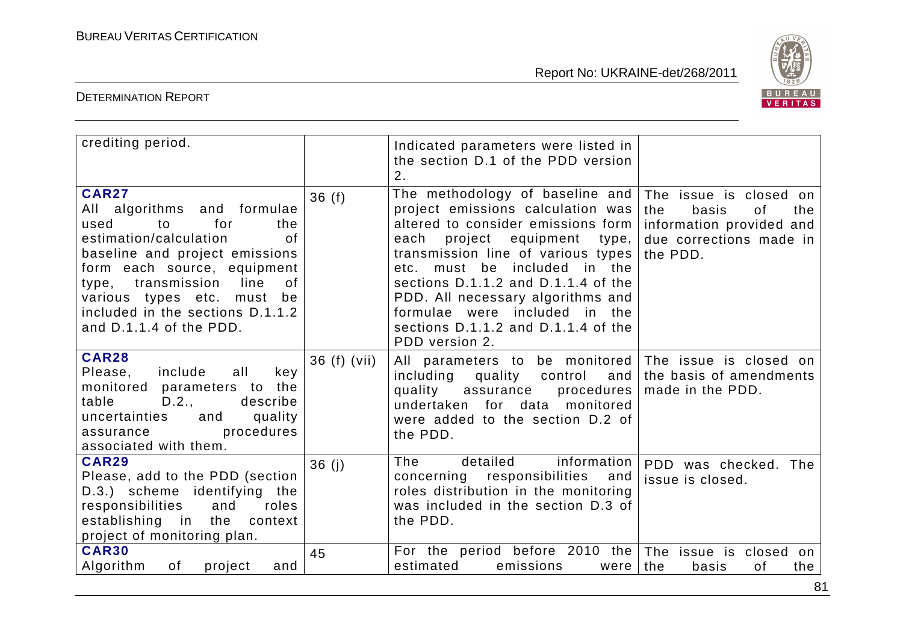| | | | |
|---|---|---|---|
| crediting period. | | Indicated parameters were listed in the section D.1 of the PDD version 2. | |
| **CAR27** All algorithms and formulae used to for the estimation/calculation of baseline and project emissions form each source, equipment type, transmission line of various types etc. must be included in the sections D.1.1.2 and D.1.1.4 of the PDD. | 36 (f) | The methodology of baseline and project emissions calculation was altered to consider emissions form each project equipment type, transmission line of various types etc. must be included in the sections D.1.1.2 and D.1.1.4 of the PDD. All necessary algorithms and formulae were included in the sections D.1.1.2 and D.1.1.4 of the PDD version 2. | The issue is closed on the basis of the information provided and due corrections made in the PDD. |
| **CAR28** Please, include all key monitored parameters to the table D.2., describe uncertainties and quality assurance procedures associated with them. | 36 (f) (vii) | All parameters to be monitored including quality control and quality assurance procedures undertaken for data monitored were added to the section D.2 of the PDD. | The issue is closed on the basis of amendments made in the PDD. |
| **CAR29** Please, add to the PDD (section D.3.) scheme identifying the responsibilities and roles establishing in the context project of monitoring plan. | 36 (j) | The detailed information concerning responsibilities and roles distribution in the monitoring was included in the section D.3 of the PDD. | PDD was checked. The issue is closed. |
| **CAR30** Algorithm of project and | 45 | For the period before 2010 the estimated emissions were | The issue is closed on the basis of the |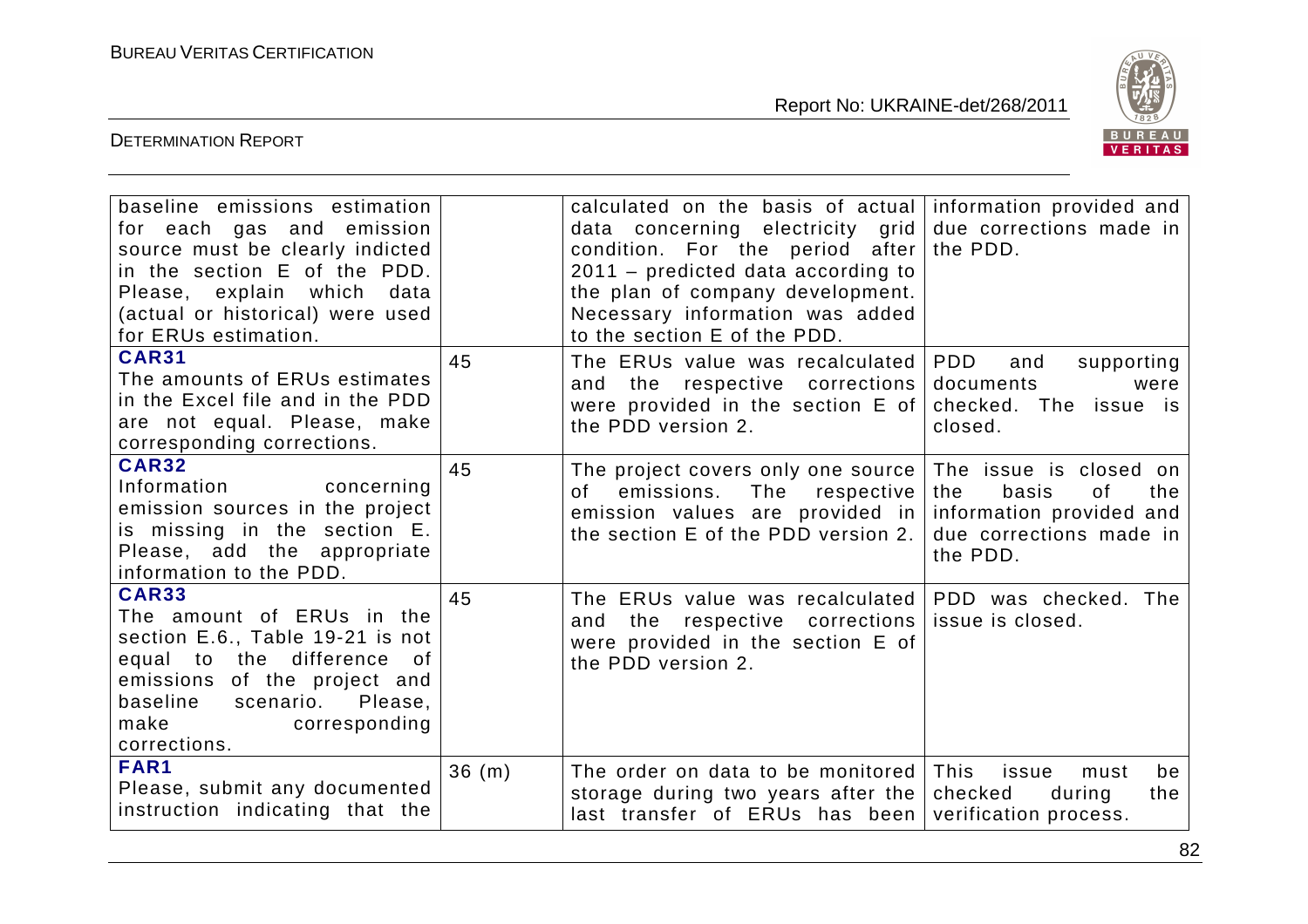| | | | |
|---|---|---|---|
| baseline emissions estimation for each gas and emission source must be clearly indicted in the section E of the PDD. Please, explain which data (actual or historical) were used for ERUs estimation. | | calculated on the basis of actual data concerning electricity grid condition. For the period after 2011 – predicted data according to the plan of company development. Necessary information was added to the section E of the PDD. | information provided and due corrections made in the PDD. |
| **CAR31** The amounts of ERUs estimates in the Excel file and in the PDD are not equal. Please, make corresponding corrections. | 45 | The ERUs value was recalculated and the respective corrections were provided in the section E of the PDD version 2. | PDD and supporting documents were checked. The issue is closed. |
| **CAR32** Information concerning emission sources in the project is missing in the section E. Please, add the appropriate information to the PDD. | 45 | The project covers only one source of emissions. The respective emission values are provided in the section E of the PDD version 2. | The issue is closed on the basis of the information provided and due corrections made in the PDD. |
| **CAR33** The amount of ERUs in the section E.6., Table 19-21 is not equal to the difference of emissions of the project and baseline scenario. Please, make corresponding corrections. | 45 | The ERUs value was recalculated and the respective corrections were provided in the section E of the PDD version 2. | PDD was checked. The issue is closed. |
| **FAR1** Please, submit any documented instruction indicating that the | 36 (m) | The order on data to be monitored storage during two years after the last transfer of ERUs has been | This issue must be checked during the verification process. |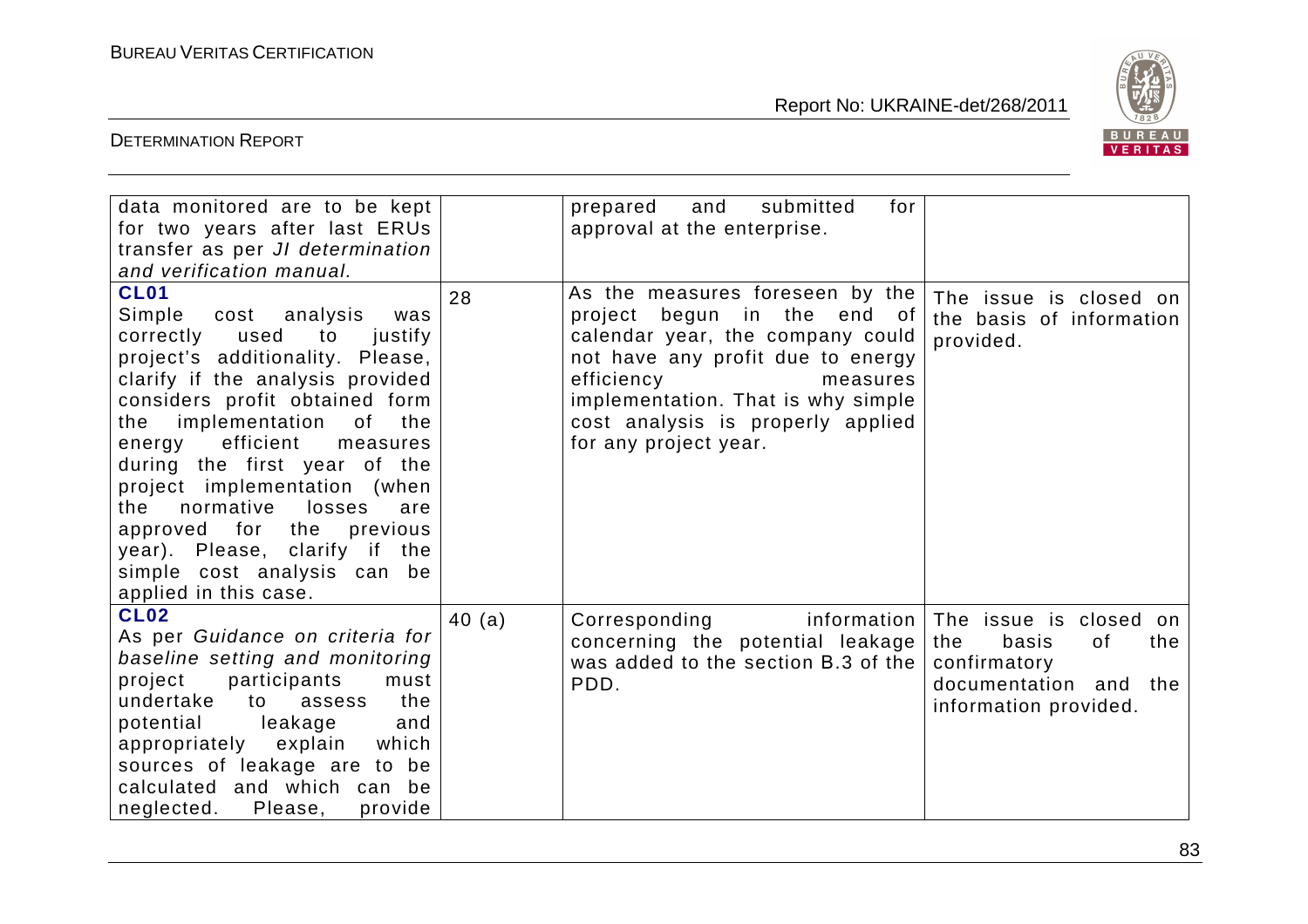| | | | |
|---|---|---|---|
| data monitored are to be kept for two years after last ERUs transfer as per *JI determination and verification manual.* | | prepared and submitted for approval at the enterprise. | |
| **CL01** Simple cost analysis was correctly used to justify project's additionality. Please, clarify if the analysis provided considers profit obtained form the implementation of the energy efficient measures during the first year of the project implementation (when the normative losses are approved for the previous year). Please, clarify if the simple cost analysis can be applied in this case. | 28 | As the measures foreseen by the project begun in the end of calendar year, the company could not have any profit due to energy efficiency measures implementation. That is why simple cost analysis is properly applied for any project year. | The issue is closed on the basis of information provided. |
| **CL02** As per *Guidance on criteria for baseline setting and monitoring* project participants must undertake to assess the potential leakage and appropriately explain which sources of leakage are to be calculated and which can be neglected. Please, provide | 40 (a) | Corresponding information concerning the potential leakage was added to the section B.3 of the PDD. | The issue is closed on the basis of the confirmatory documentation and the information provided. |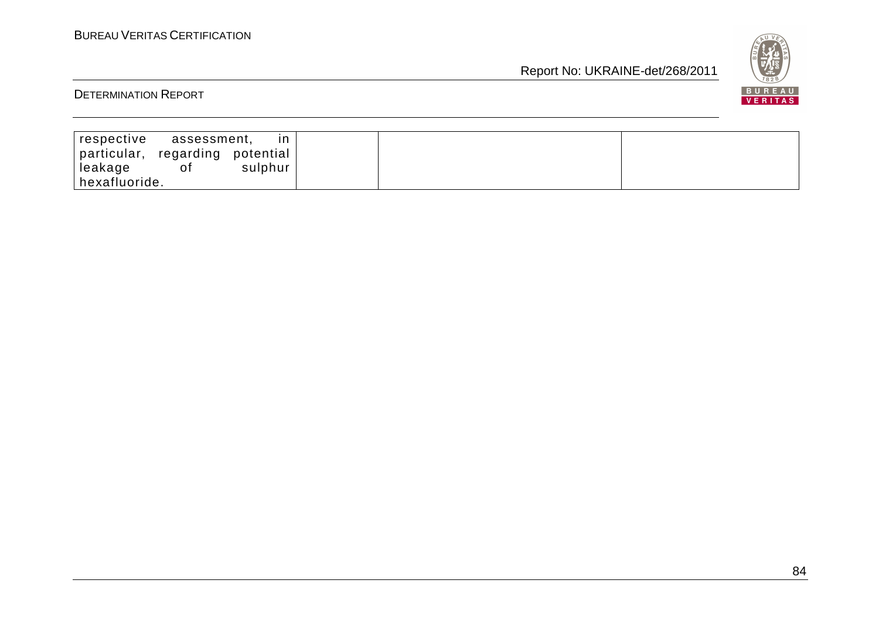| | | | |
|---|---|---|---|
| respective assessment, in particular, regarding potential leakage of sulphur hexafluoride. | | | |